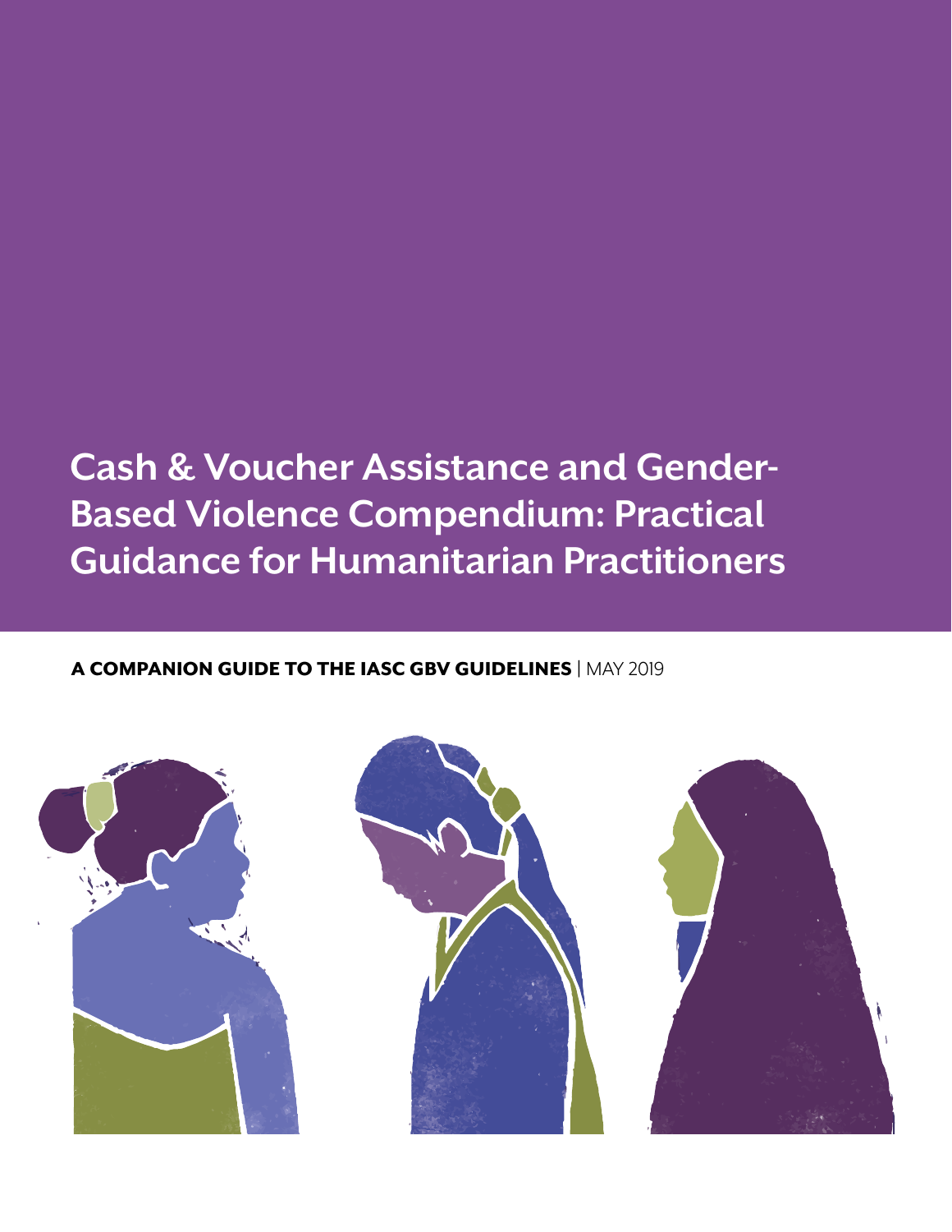# Cash & Voucher Assistance and Gender-Based Violence Compendium: Practical Guidance for Humanitarian Practitioners

**A COMPANION GUIDE TO THE IASC GBV GUIDELINES** | MAY 2019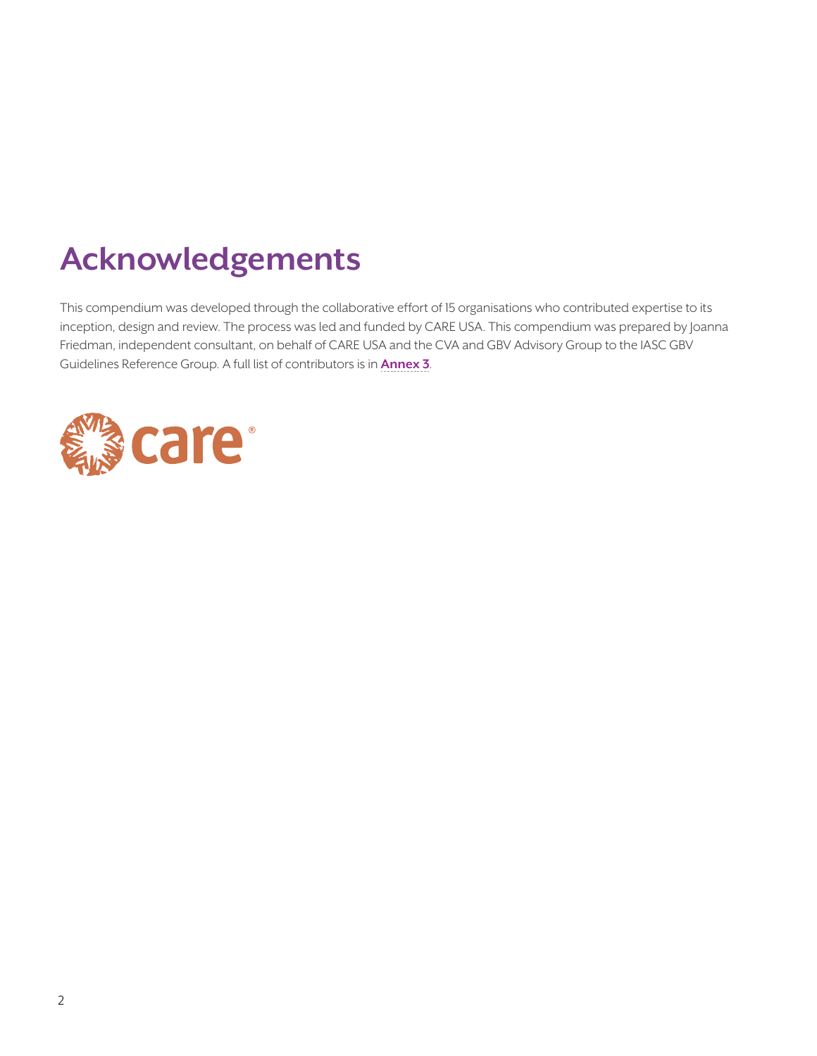# Acknowledgements

This compendium was developed through the collaborative effort of 15 organisations who contributed expertise to its inception, design and review. The process was led and funded by CARE USA. This compendium was prepared by Joanna Friedman, independent consultant, on behalf of CARE USA and the CVA and GBV Advisory Group to the IASC GBV Guidelines Reference Group. A full list of contributors is in **Annex 3**.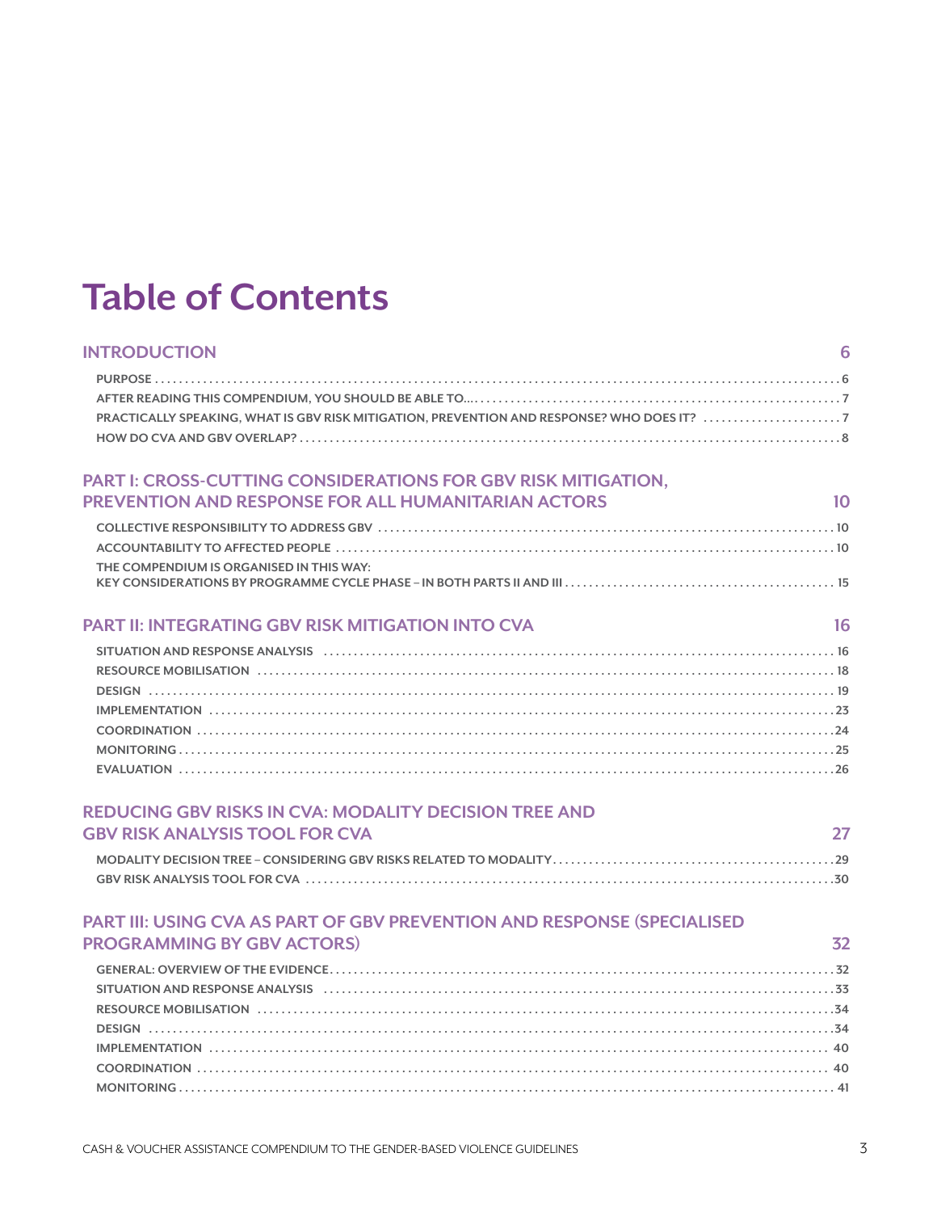# Table of Contents

## INTRODUCTION 6

- PURPOSE .... 6
- AFTER READING THIS COMPENDIUM, YOU SHOULD BE ABLE TO... .... 7
- PRACTICALLY SPEAKING, WHAT IS GBV RISK MITIGATION, PREVENTION AND RESPONSE? WHO DOES IT? .... 7
- HOW DO CVA AND GBV OVERLAP? .... 8

## PART I: CROSS-CUTTING CONSIDERATIONS FOR GBV RISK MITIGATION, PREVENTION AND RESPONSE FOR ALL HUMANITARIAN ACTORS 10

- COLLECTIVE RESPONSIBILITY TO ADDRESS GBV .... 10
- ACCOUNTABILITY TO AFFECTED PEOPLE .... 10
- THE COMPENDIUM IS ORGANISED IN THIS WAY: KEY CONSIDERATIONS BY PROGRAMME CYCLE PHASE – IN BOTH PARTS II AND III .... 15

## PART II: INTEGRATING GBV RISK MITIGATION INTO CVA 16

- SITUATION AND RESPONSE ANALYSIS .... 16
- RESOURCE MOBILISATION .... 18
- DESIGN .... 19
- IMPLEMENTATION .... 23
- COORDINATION .... 24
- MONITORING .... 25
- EVALUATION .... 26

## REDUCING GBV RISKS IN CVA: MODALITY DECISION TREE AND GBV RISK ANALYSIS TOOL FOR CVA 27

- MODALITY DECISION TREE – CONSIDERING GBV RISKS RELATED TO MODALITY .... 29
- GBV RISK ANALYSIS TOOL FOR CVA .... 30

## PART III: USING CVA AS PART OF GBV PREVENTION AND RESPONSE (SPECIALISED PROGRAMMING BY GBV ACTORS) 32

- GENERAL: OVERVIEW OF THE EVIDENCE .... 32
- SITUATION AND RESPONSE ANALYSIS .... 33
- RESOURCE MOBILISATION .... 34
- DESIGN .... 34
- IMPLEMENTATION .... 40
- COORDINATION .... 40
- MONITORING .... 41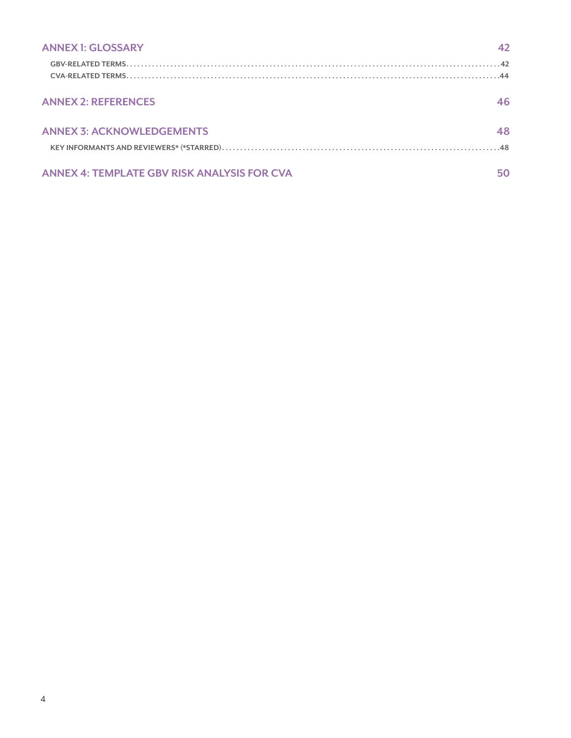| | |
|---|---|
| **ANNEX 1: GLOSSARY** | **42** |
| GBV-RELATED TERMS | 42 |
| CVA-RELATED TERMS | 44 |
| **ANNEX 2: REFERENCES** | **46** |
| **ANNEX 3: ACKNOWLEDGEMENTS** | **48** |
| KEY INFORMANTS AND REVIEWERS* (*STARRED) | 48 |
| **ANNEX 4: TEMPLATE GBV RISK ANALYSIS FOR CVA** | **50** |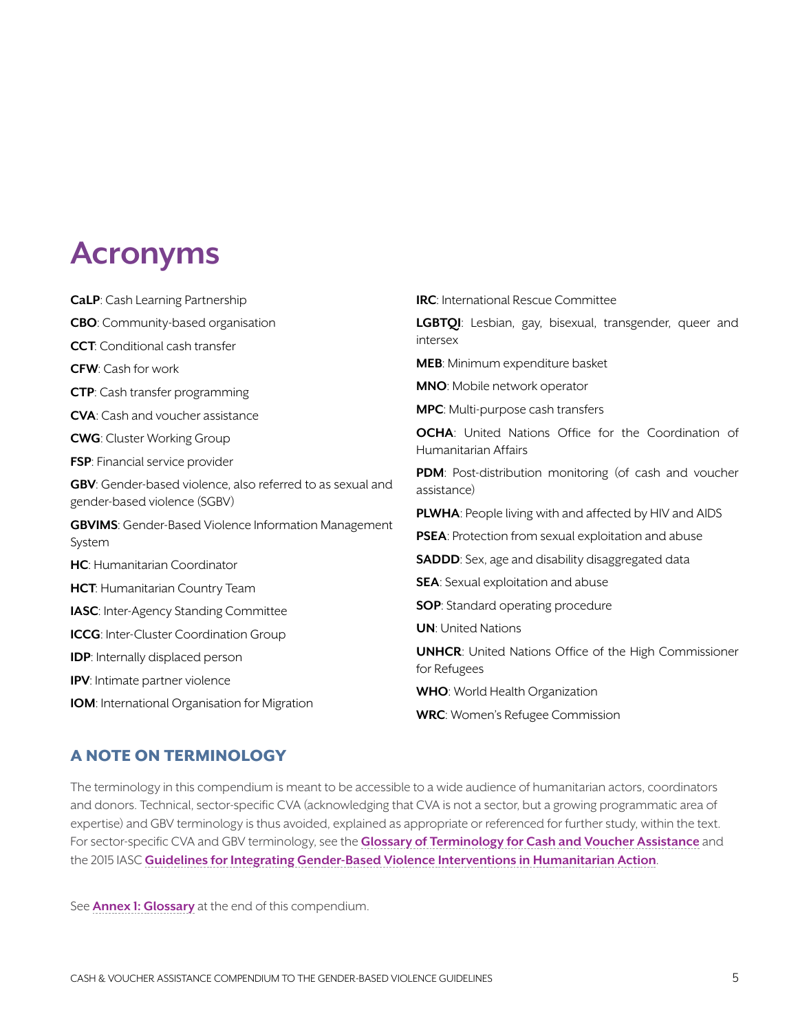# Acronyms

**CaLP**: Cash Learning Partnership

**CBO**: Community-based organisation

**CCT**: Conditional cash transfer

**CFW**: Cash for work

**CTP**: Cash transfer programming

**CVA**: Cash and voucher assistance

**CWG**: Cluster Working Group

**FSP**: Financial service provider

**GBV**: Gender-based violence, also referred to as sexual and gender-based violence (SGBV)

**GBVIMS**: Gender-Based Violence Information Management System

**HC**: Humanitarian Coordinator

**HCT**: Humanitarian Country Team

**IASC**: Inter-Agency Standing Committee

**ICCG**: Inter-Cluster Coordination Group

**IDP**: Internally displaced person

**IPV**: Intimate partner violence

**IOM**: International Organisation for Migration

**IRC**: International Rescue Committee

**LGBTQI**: Lesbian, gay, bisexual, transgender, queer and intersex

**MEB**: Minimum expenditure basket

**MNO**: Mobile network operator

**MPC**: Multi-purpose cash transfers

**OCHA**: United Nations Office for the Coordination of Humanitarian Affairs

**PDM**: Post-distribution monitoring (of cash and voucher assistance)

**PLWHA**: People living with and affected by HIV and AIDS

**PSEA**: Protection from sexual exploitation and abuse

**SADDD**: Sex, age and disability disaggregated data

**SEA**: Sexual exploitation and abuse

**SOP**: Standard operating procedure

**UN**: United Nations

**UNHCR**: United Nations Office of the High Commissioner for Refugees

**WHO**: World Health Organization

**WRC**: Women's Refugee Commission

## A NOTE ON TERMINOLOGY

The terminology in this compendium is meant to be accessible to a wide audience of humanitarian actors, coordinators and donors. Technical, sector-specific CVA (acknowledging that CVA is not a sector, but a growing programmatic area of expertise) and GBV terminology is thus avoided, explained as appropriate or referenced for further study, within the text. For sector-specific CVA and GBV terminology, see the **Glossary of Terminology for Cash and Voucher Assistance** and the 2015 IASC **Guidelines for Integrating Gender-Based Violence Interventions in Humanitarian Action**.

See **Annex 1: Glossary** at the end of this compendium.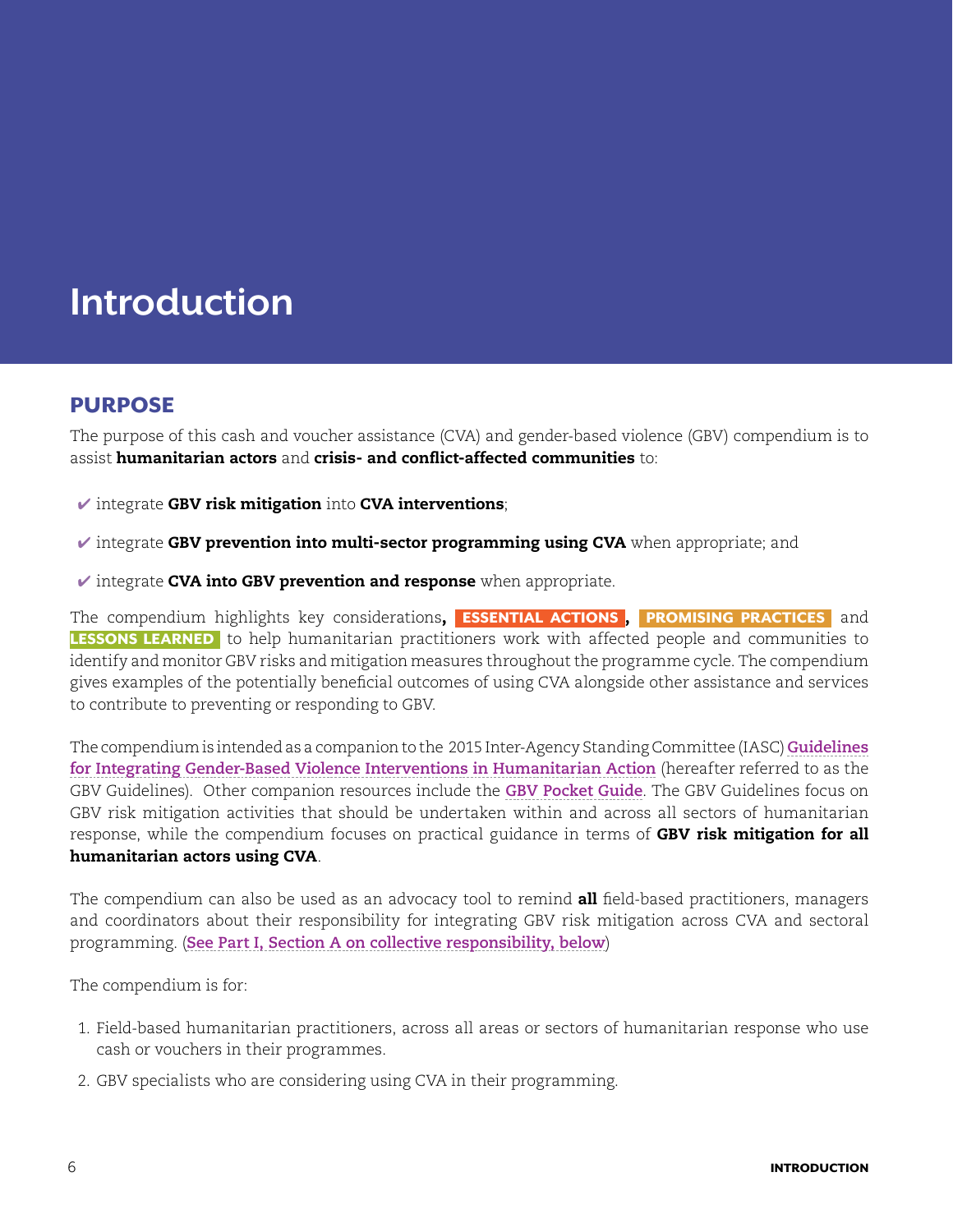# Introduction

## PURPOSE

The purpose of this cash and voucher assistance (CVA) and gender-based violence (GBV) compendium is to assist **humanitarian actors** and **crisis- and conflict-affected communities** to:

- ✔ integrate **GBV risk mitigation** into **CVA interventions**;
- ✔ integrate **GBV prevention into multi-sector programming using CVA** when appropriate; and
- ✔ integrate **CVA into GBV prevention and response** when appropriate.

The compendium highlights key considerations**, ESSENTIAL ACTIONS , PROMISING PRACTICES** and **LESSONS LEARNED** to help humanitarian practitioners work with affected people and communities to identify and monitor GBV risks and mitigation measures throughout the programme cycle. The compendium gives examples of the potentially beneficial outcomes of using CVA alongside other assistance and services to contribute to preventing or responding to GBV.

The compendium is intended as a companion to the 2015 Inter-Agency Standing Committee (IASC) Guidelines for Integrating Gender-Based Violence Interventions in Humanitarian Action (hereafter referred to as the GBV Guidelines). Other companion resources include the GBV Pocket Guide. The GBV Guidelines focus on GBV risk mitigation activities that should be undertaken within and across all sectors of humanitarian response, while the compendium focuses on practical guidance in terms of **GBV risk mitigation for all humanitarian actors using CVA**.

The compendium can also be used as an advocacy tool to remind **all** field-based practitioners, managers and coordinators about their responsibility for integrating GBV risk mitigation across CVA and sectoral programming. (See Part I, Section A on collective responsibility, below)

The compendium is for:

1. Field-based humanitarian practitioners, across all areas or sectors of humanitarian response who use cash or vouchers in their programmes.
2. GBV specialists who are considering using CVA in their programming.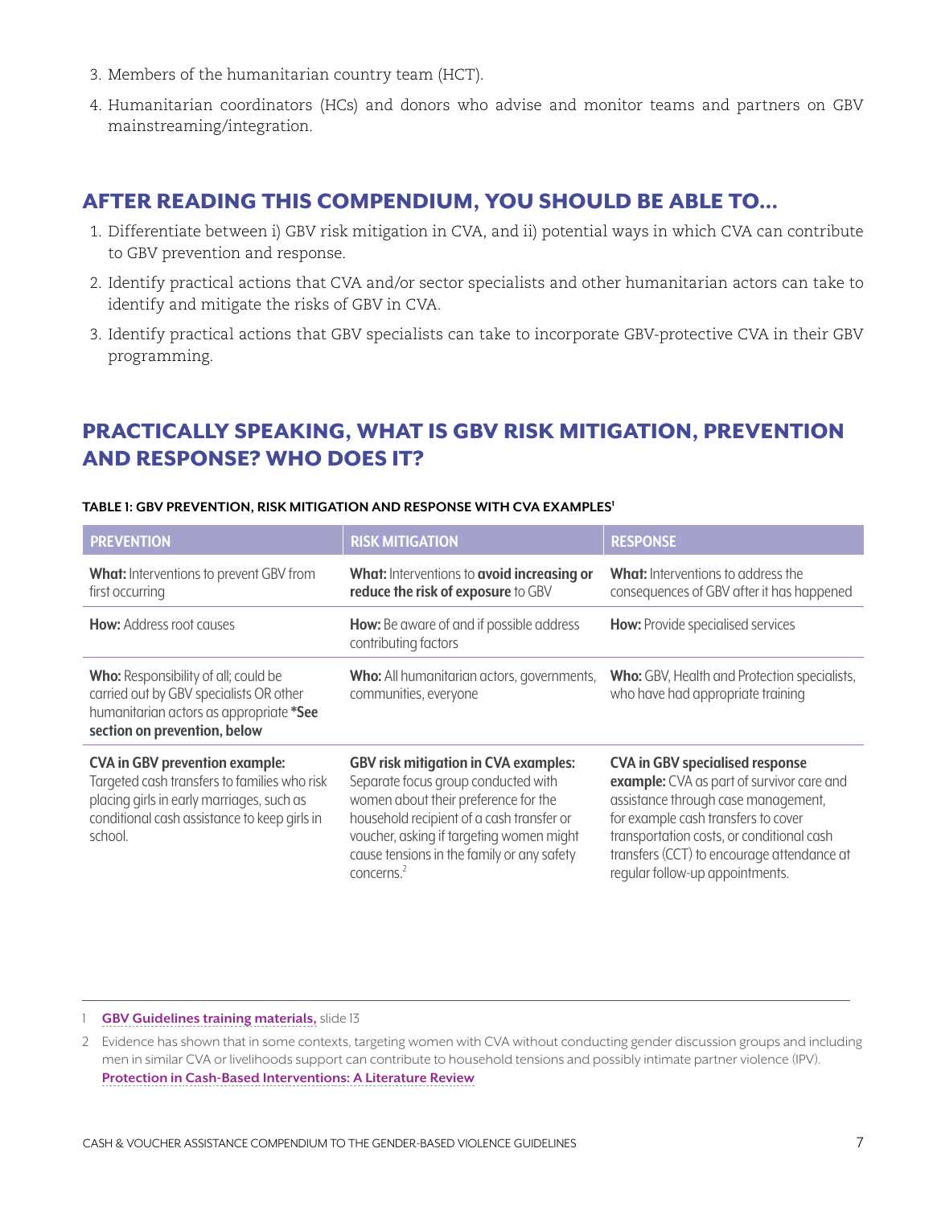3. Members of the humanitarian country team (HCT).
4. Humanitarian coordinators (HCs) and donors who advise and monitor teams and partners on GBV mainstreaming/integration.

## AFTER READING THIS COMPENDIUM, YOU SHOULD BE ABLE TO...

1. Differentiate between i) GBV risk mitigation in CVA, and ii) potential ways in which CVA can contribute to GBV prevention and response.
2. Identify practical actions that CVA and/or sector specialists and other humanitarian actors can take to identify and mitigate the risks of GBV in CVA.
3. Identify practical actions that GBV specialists can take to incorporate GBV-protective CVA in their GBV programming.

## PRACTICALLY SPEAKING, WHAT IS GBV RISK MITIGATION, PREVENTION AND RESPONSE? WHO DOES IT?

**TABLE 1: GBV PREVENTION, RISK MITIGATION AND RESPONSE WITH CVA EXAMPLES[1]**

| PREVENTION | RISK MITIGATION | RESPONSE |
|---|---|---|
| **What:** Interventions to prevent GBV from first occurring | **What:** Interventions to **avoid increasing or reduce the risk of exposure** to GBV | **What:** Interventions to address the consequences of GBV after it has happened |
| **How:** Address root causes | **How:** Be aware of and if possible address contributing factors | **How:** Provide specialised services |
| **Who:** Responsibility of all; could be carried out by GBV specialists OR other humanitarian actors as appropriate **\*See section on prevention, below** | **Who:** All humanitarian actors, governments, communities, everyone | **Who:** GBV, Health and Protection specialists, who have had appropriate training |
| **CVA in GBV prevention example:** Targeted cash transfers to families who risk placing girls in early marriages, such as conditional cash assistance to keep girls in school. | **GBV risk mitigation in CVA examples:** Separate focus group conducted with women about their preference for the household recipient of a cash transfer or voucher, asking if targeting women might cause tensions in the family or any safety concerns.[2] | **CVA in GBV specialised response example:** CVA as part of survivor care and assistance through case management, for example cash transfers to cover transportation costs, or conditional cash transfers (CCT) to encourage attendance at regular follow-up appointments. |

1 GBV Guidelines training materials, slide 13

2 Evidence has shown that in some contexts, targeting women with CVA without conducting gender discussion groups and including men in similar CVA or livelihoods support can contribute to household tensions and possibly intimate partner violence (IPV). Protection in Cash-Based Interventions: A Literature Review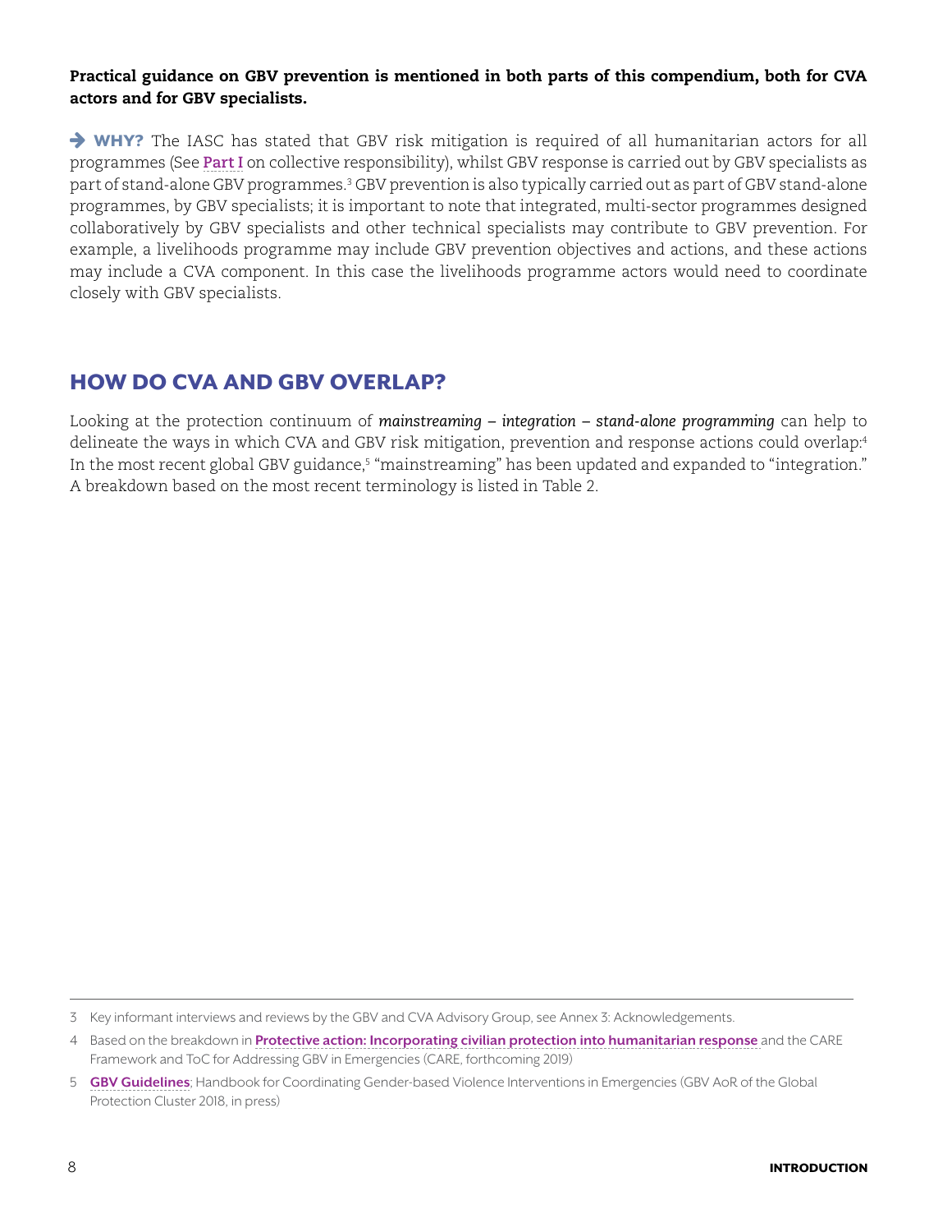**Practical guidance on GBV prevention is mentioned in both parts of this compendium, both for CVA actors and for GBV specialists.**

➔ **WHY?** The IASC has stated that GBV risk mitigation is required of all humanitarian actors for all programmes (See **Part I** on collective responsibility), whilst GBV response is carried out by GBV specialists as part of stand-alone GBV programmes.[3] GBV prevention is also typically carried out as part of GBV stand-alone programmes, by GBV specialists; it is important to note that integrated, multi-sector programmes designed collaboratively by GBV specialists and other technical specialists may contribute to GBV prevention. For example, a livelihoods programme may include GBV prevention objectives and actions, and these actions may include a CVA component. In this case the livelihoods programme actors would need to coordinate closely with GBV specialists.

## HOW DO CVA AND GBV OVERLAP?

Looking at the protection continuum of *mainstreaming – integration – stand-alone programming* can help to delineate the ways in which CVA and GBV risk mitigation, prevention and response actions could overlap:[4] In the most recent global GBV guidance,[5] "mainstreaming" has been updated and expanded to "integration." A breakdown based on the most recent terminology is listed in Table 2.

---

3 Key informant interviews and reviews by the GBV and CVA Advisory Group, see Annex 3: Acknowledgements.

4 Based on the breakdown in **Protective action: Incorporating civilian protection into humanitarian response** and the CARE Framework and ToC for Addressing GBV in Emergencies (CARE, forthcoming 2019)

5 **GBV Guidelines**; Handbook for Coordinating Gender-based Violence Interventions in Emergencies (GBV AoR of the Global Protection Cluster 2018, in press)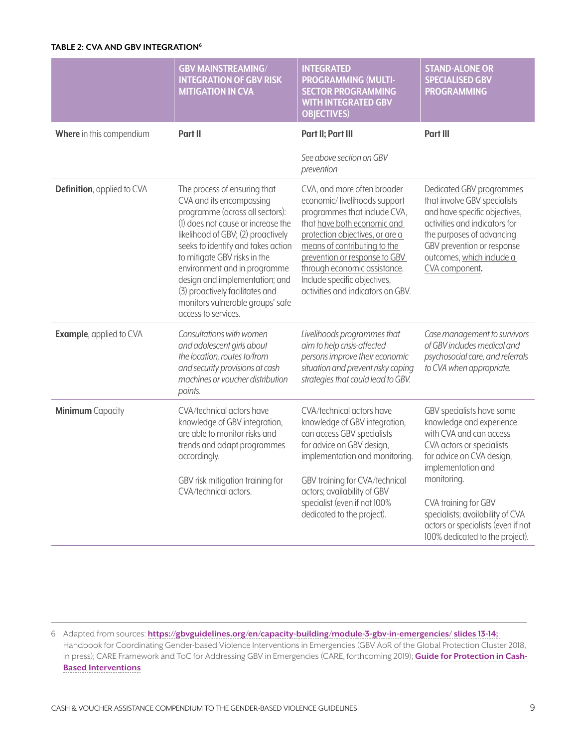**TABLE 2: CVA AND GBV INTEGRATION**[6]

| | GBV MAINSTREAMING/ INTEGRATION OF GBV RISK MITIGATION IN CVA | INTEGRATED PROGRAMMING (MULTI-SECTOR PROGRAMMING WITH INTEGRATED GBV OBJECTIVES) | STAND-ALONE OR SPECIALISED GBV PROGRAMMING |
|---|---|---|---|
| **Where** in this compendium | **Part II** | **Part II; Part III**<br><br>*See above section on GBV prevention* | **Part III** |
| **Definition**, applied to CVA | The process of ensuring that CVA and its encompassing programme (across all sectors): (1) does not cause or increase the likelihood of GBV; (2) proactively seeks to identify and takes action to mitigate GBV risks in the environment and in programme design and implementation; and (3) proactively facilitates and monitors vulnerable groups' safe access to services. | CVA, and more often broader economic/ livelihoods support programmes that include CVA, that have both economic and protection objectives, or are a means of contributing to the prevention or response to GBV through economic assistance. Include specific objectives, activities and indicators on GBV. | Dedicated GBV programmes that involve GBV specialists and have specific objectives, activities and indicators for the purposes of advancing GBV prevention or response outcomes, which include a CVA component. |
| **Example**, applied to CVA | *Consultations with women and adolescent girls about the location, routes to/from and security provisions at cash machines or voucher distribution points.* | *Livelihoods programmes that aim to help crisis-affected persons improve their economic situation and prevent risky coping strategies that could lead to GBV.* | *Case management to survivors of GBV includes medical and psychosocial care, and referrals to CVA when appropriate.* |
| **Minimum** Capacity | CVA/technical actors have knowledge of GBV integration, are able to monitor risks and trends and adapt programmes accordingly.<br><br>GBV risk mitigation training for CVA/technical actors. | CVA/technical actors have knowledge of GBV integration, can access GBV specialists for advice on GBV design, implementation and monitoring.<br><br>GBV training for CVA/technical actors; availability of GBV specialist (even if not 100% dedicated to the project). | GBV specialists have some knowledge and experience with CVA and can access CVA actors or specialists for advice on CVA design, implementation and monitoring.<br><br>CVA training for GBV specialists; availability of CVA actors or specialists (even if not 100% dedicated to the project). |

6 Adapted from sources: **https://gbvguidelines.org/en/capacity-building/module-3-gbv-in-emergencies/ slides 13-14;** Handbook for Coordinating Gender-based Violence Interventions in Emergencies (GBV AoR of the Global Protection Cluster 2018, in press); CARE Framework and ToC for Addressing GBV in Emergencies (CARE, forthcoming 2019); **Guide for Protection in Cash-Based Interventions**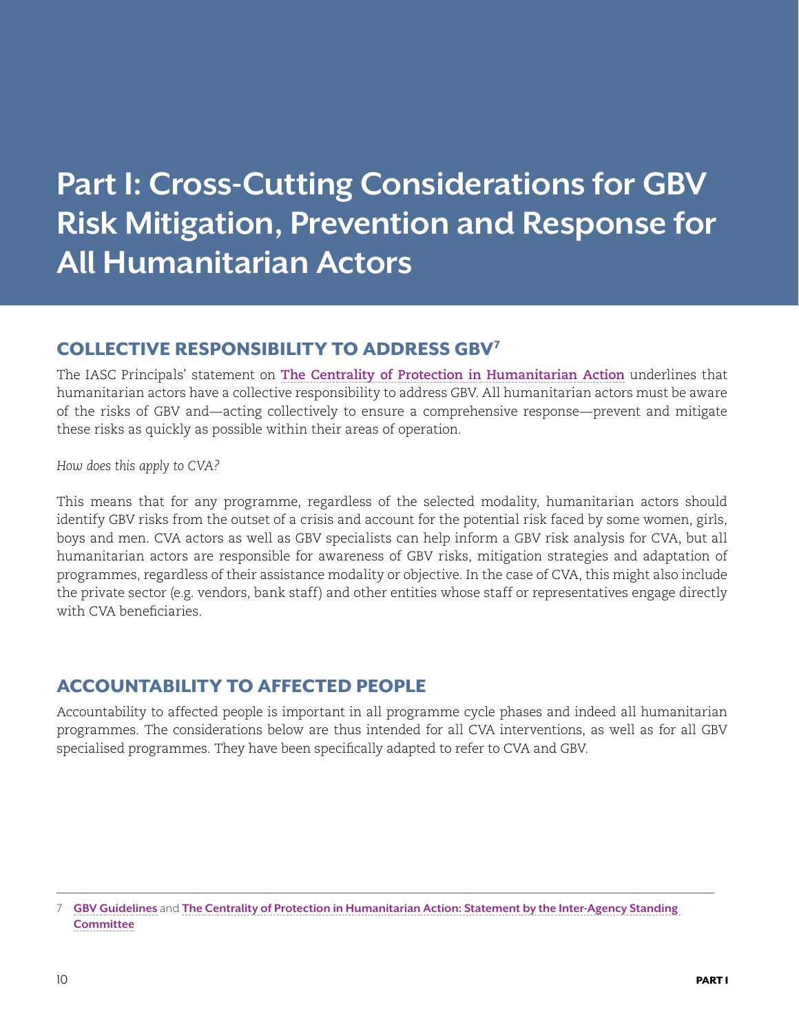# Part I: Cross-Cutting Considerations for GBV Risk Mitigation, Prevention and Response for All Humanitarian Actors

## COLLECTIVE RESPONSIBILITY TO ADDRESS GBV[7]

The IASC Principals' statement on **The Centrality of Protection in Humanitarian Action** underlines that humanitarian actors have a collective responsibility to address GBV. All humanitarian actors must be aware of the risks of GBV and—acting collectively to ensure a comprehensive response—prevent and mitigate these risks as quickly as possible within their areas of operation.

*How does this apply to CVA?*

This means that for any programme, regardless of the selected modality, humanitarian actors should identify GBV risks from the outset of a crisis and account for the potential risk faced by some women, girls, boys and men. CVA actors as well as GBV specialists can help inform a GBV risk analysis for CVA, but all humanitarian actors are responsible for awareness of GBV risks, mitigation strategies and adaptation of programmes, regardless of their assistance modality or objective. In the case of CVA, this might also include the private sector (e.g. vendors, bank staff) and other entities whose staff or representatives engage directly with CVA beneficiaries.

## ACCOUNTABILITY TO AFFECTED PEOPLE

Accountability to affected people is important in all programme cycle phases and indeed all humanitarian programmes. The considerations below are thus intended for all CVA interventions, as well as for all GBV specialised programmes. They have been specifically adapted to refer to CVA and GBV.

---

7 **GBV Guidelines** and **The Centrality of Protection in Humanitarian Action: Statement by the Inter-Agency Standing Committee**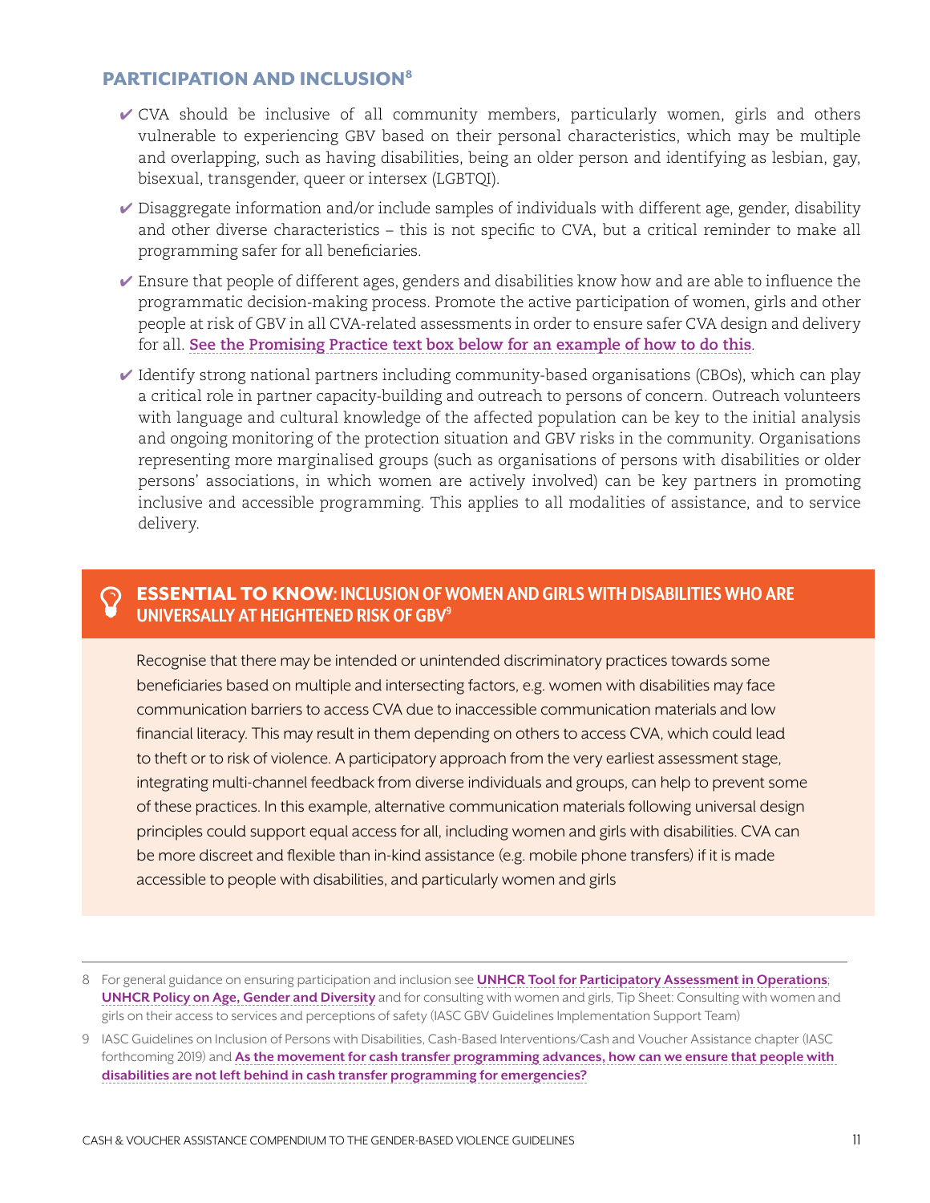## PARTICIPATION AND INCLUSION[8]

- ✔ CVA should be inclusive of all community members, particularly women, girls and others vulnerable to experiencing GBV based on their personal characteristics, which may be multiple and overlapping, such as having disabilities, being an older person and identifying as lesbian, gay, bisexual, transgender, queer or intersex (LGBTQI).
- ✔ Disaggregate information and/or include samples of individuals with different age, gender, disability and other diverse characteristics – this is not specific to CVA, but a critical reminder to make all programming safer for all beneficiaries.
- ✔ Ensure that people of different ages, genders and disabilities know how and are able to influence the programmatic decision-making process. Promote the active participation of women, girls and other people at risk of GBV in all CVA-related assessments in order to ensure safer CVA design and delivery for all. **See the Promising Practice text box below for an example of how to do this**.
- ✔ Identify strong national partners including community-based organisations (CBOs), which can play a critical role in partner capacity-building and outreach to persons of concern. Outreach volunteers with language and cultural knowledge of the affected population can be key to the initial analysis and ongoing monitoring of the protection situation and GBV risks in the community. Organisations representing more marginalised groups (such as organisations of persons with disabilities or older persons' associations, in which women are actively involved) can be key partners in promoting inclusive and accessible programming. This applies to all modalities of assistance, and to service delivery.

### ESSENTIAL TO KNOW: INCLUSION OF WOMEN AND GIRLS WITH DISABILITIES WHO ARE UNIVERSALLY AT HEIGHTENED RISK OF GBV[9]

Recognise that there may be intended or unintended discriminatory practices towards some beneficiaries based on multiple and intersecting factors, e.g. women with disabilities may face communication barriers to access CVA due to inaccessible communication materials and low financial literacy. This may result in them depending on others to access CVA, which could lead to theft or to risk of violence. A participatory approach from the very earliest assessment stage, integrating multi-channel feedback from diverse individuals and groups, can help to prevent some of these practices. In this example, alternative communication materials following universal design principles could support equal access for all, including women and girls with disabilities. CVA can be more discreet and flexible than in-kind assistance (e.g. mobile phone transfers) if it is made accessible to people with disabilities, and particularly women and girls

---

8 For general guidance on ensuring participation and inclusion see **UNHCR Tool for Participatory Assessment in Operations**; **UNHCR Policy on Age, Gender and Diversity** and for consulting with women and girls, Tip Sheet: Consulting with women and girls on their access to services and perceptions of safety (IASC GBV Guidelines Implementation Support Team)

9 IASC Guidelines on Inclusion of Persons with Disabilities, Cash-Based Interventions/Cash and Voucher Assistance chapter (IASC forthcoming 2019) and **As the movement for cash transfer programming advances, how can we ensure that people with disabilities are not left behind in cash transfer programming for emergencies?**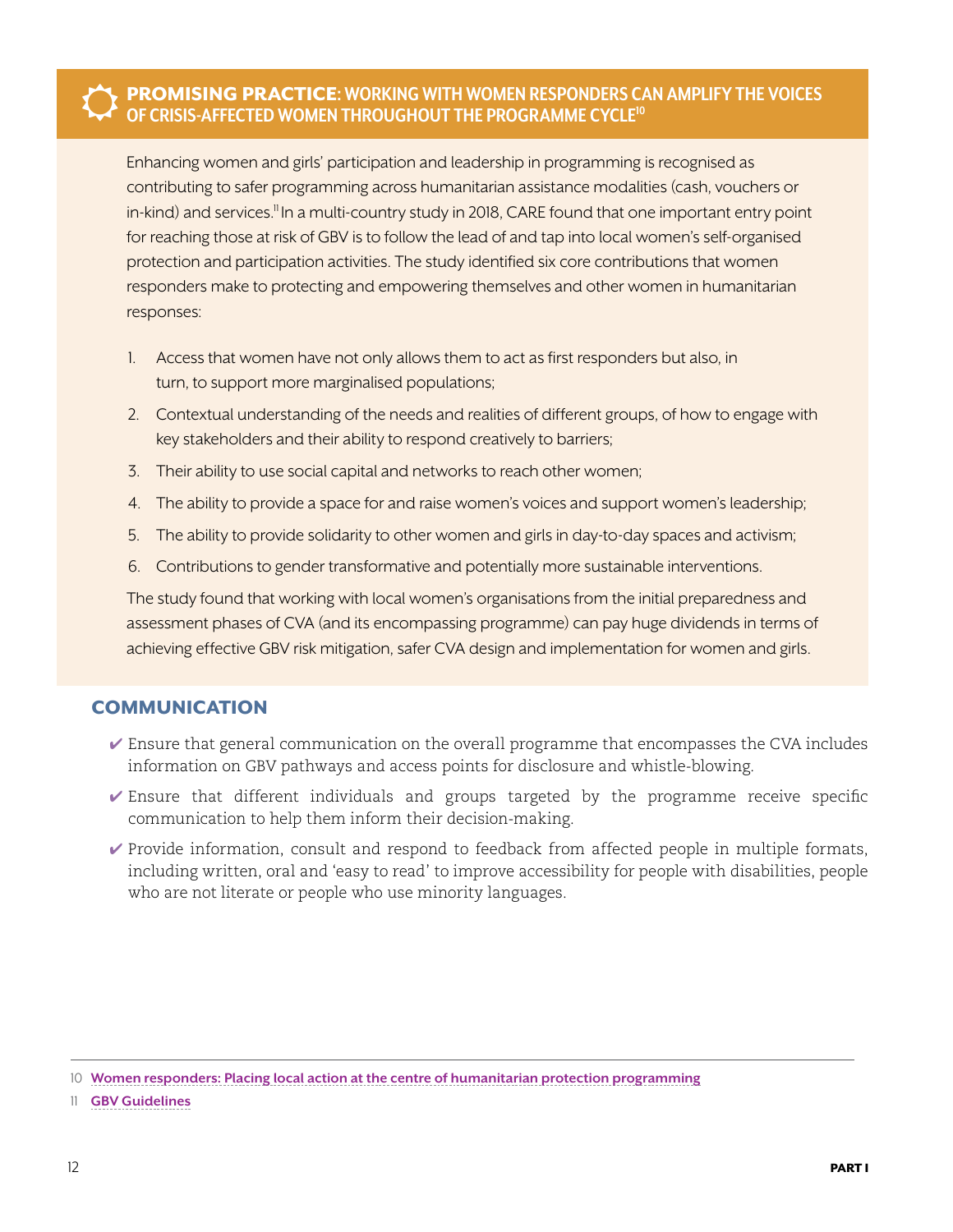## PROMISING PRACTICE: WORKING WITH WOMEN RESPONDERS CAN AMPLIFY THE VOICES OF CRISIS-AFFECTED WOMEN THROUGHOUT THE PROGRAMME CYCLE[10]

Enhancing women and girls' participation and leadership in programming is recognised as contributing to safer programming across humanitarian assistance modalities (cash, vouchers or in-kind) and services.[11] In a multi-country study in 2018, CARE found that one important entry point for reaching those at risk of GBV is to follow the lead of and tap into local women's self-organised protection and participation activities. The study identified six core contributions that women responders make to protecting and empowering themselves and other women in humanitarian responses:

1. Access that women have not only allows them to act as first responders but also, in turn, to support more marginalised populations;
2. Contextual understanding of the needs and realities of different groups, of how to engage with key stakeholders and their ability to respond creatively to barriers;
3. Their ability to use social capital and networks to reach other women;
4. The ability to provide a space for and raise women's voices and support women's leadership;
5. The ability to provide solidarity to other women and girls in day-to-day spaces and activism;
6. Contributions to gender transformative and potentially more sustainable interventions.

The study found that working with local women's organisations from the initial preparedness and assessment phases of CVA (and its encompassing programme) can pay huge dividends in terms of achieving effective GBV risk mitigation, safer CVA design and implementation for women and girls.

## COMMUNICATION

- ✔ Ensure that general communication on the overall programme that encompasses the CVA includes information on GBV pathways and access points for disclosure and whistle-blowing.
- ✔ Ensure that different individuals and groups targeted by the programme receive specific communication to help them inform their decision-making.
- ✔ Provide information, consult and respond to feedback from affected people in multiple formats, including written, oral and 'easy to read' to improve accessibility for people with disabilities, people who are not literate or people who use minority languages.

---

10 Women responders: Placing local action at the centre of humanitarian protection programming

11 GBV Guidelines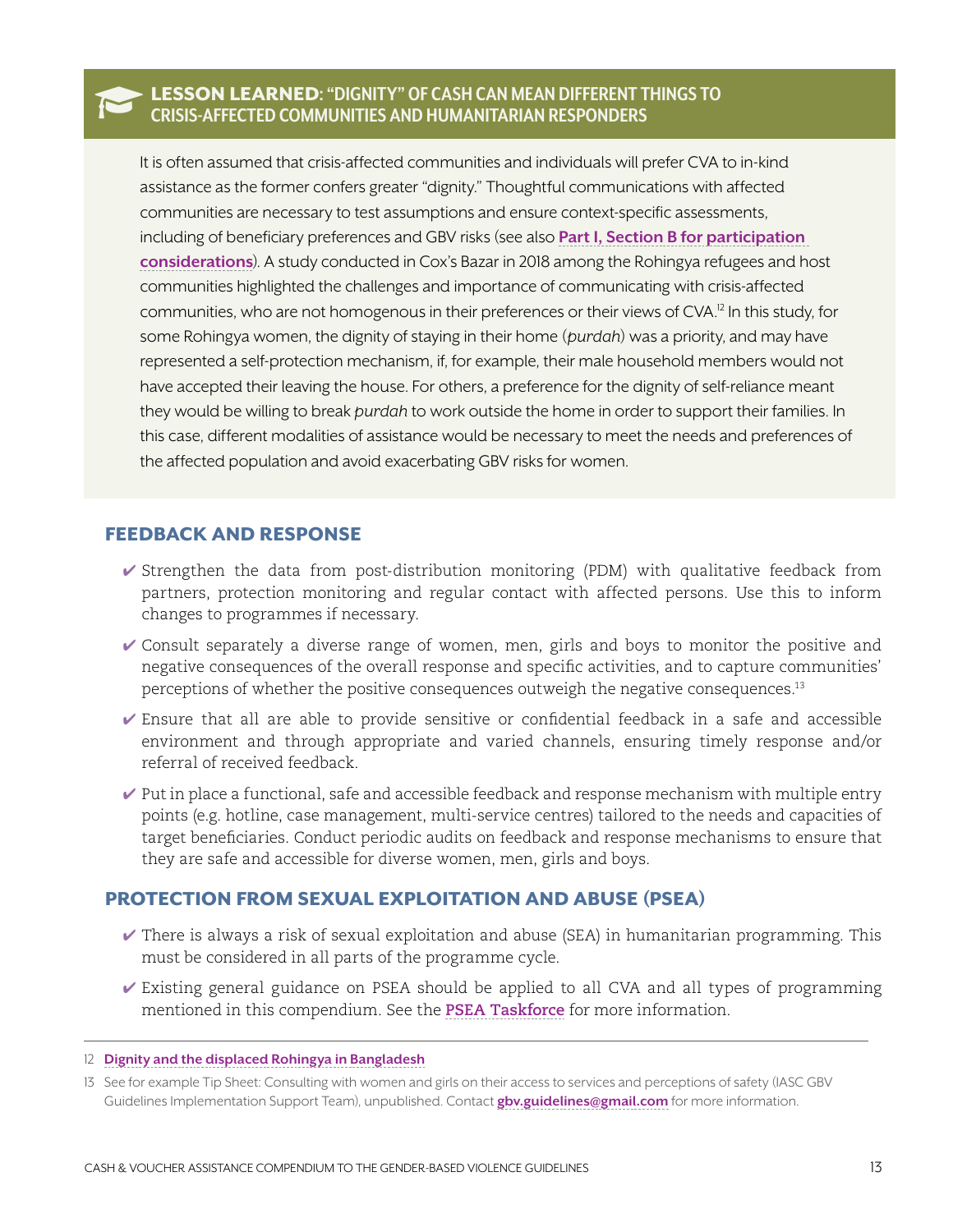### LESSON LEARNED: "DIGNITY" OF CASH CAN MEAN DIFFERENT THINGS TO CRISIS-AFFECTED COMMUNITIES AND HUMANITARIAN RESPONDERS

It is often assumed that crisis-affected communities and individuals will prefer CVA to in-kind assistance as the former confers greater "dignity." Thoughtful communications with affected communities are necessary to test assumptions and ensure context-specific assessments, including of beneficiary preferences and GBV risks (see also **Part I, Section B for participation considerations**). A study conducted in Cox's Bazar in 2018 among the Rohingya refugees and host communities highlighted the challenges and importance of communicating with crisis-affected communities, who are not homogenous in their preferences or their views of CVA.[12] In this study, for some Rohingya women, the dignity of staying in their home (*purdah*) was a priority, and may have represented a self-protection mechanism, if, for example, their male household members would not have accepted their leaving the house. For others, a preference for the dignity of self-reliance meant they would be willing to break *purdah* to work outside the home in order to support their families. In this case, different modalities of assistance would be necessary to meet the needs and preferences of the affected population and avoid exacerbating GBV risks for women.

## FEEDBACK AND RESPONSE

- ✔ Strengthen the data from post-distribution monitoring (PDM) with qualitative feedback from partners, protection monitoring and regular contact with affected persons. Use this to inform changes to programmes if necessary.
- ✔ Consult separately a diverse range of women, men, girls and boys to monitor the positive and negative consequences of the overall response and specific activities, and to capture communities' perceptions of whether the positive consequences outweigh the negative consequences.[13]
- ✔ Ensure that all are able to provide sensitive or confidential feedback in a safe and accessible environment and through appropriate and varied channels, ensuring timely response and/or referral of received feedback.
- ✔ Put in place a functional, safe and accessible feedback and response mechanism with multiple entry points (e.g. hotline, case management, multi-service centres) tailored to the needs and capacities of target beneficiaries. Conduct periodic audits on feedback and response mechanisms to ensure that they are safe and accessible for diverse women, men, girls and boys.

## PROTECTION FROM SEXUAL EXPLOITATION AND ABUSE (PSEA)

- ✔ There is always a risk of sexual exploitation and abuse (SEA) in humanitarian programming. This must be considered in all parts of the programme cycle.
- ✔ Existing general guidance on PSEA should be applied to all CVA and all types of programming mentioned in this compendium. See the **PSEA Taskforce** for more information.

---

12 **Dignity and the displaced Rohingya in Bangladesh**

13 See for example Tip Sheet: Consulting with women and girls on their access to services and perceptions of safety (IASC GBV Guidelines Implementation Support Team), unpublished. Contact **gbv.guidelines@gmail.com** for more information.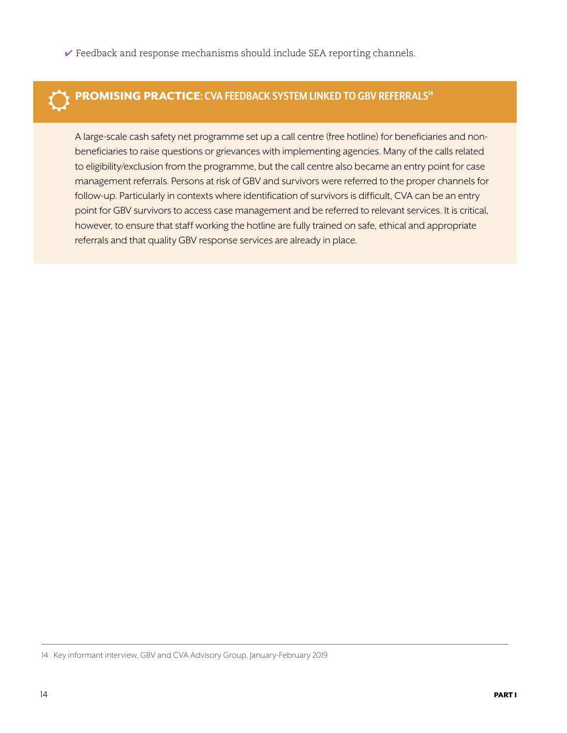✔ Feedback and response mechanisms should include SEA reporting channels.

### **PROMISING PRACTICE**: CVA FEEDBACK SYSTEM LINKED TO GBV REFERRALS[14]

A large-scale cash safety net programme set up a call centre (free hotline) for beneficiaries and non-beneficiaries to raise questions or grievances with implementing agencies. Many of the calls related to eligibility/exclusion from the programme, but the call centre also became an entry point for case management referrals. Persons at risk of GBV and survivors were referred to the proper channels for follow-up. Particularly in contexts where identification of survivors is difficult, CVA can be an entry point for GBV survivors to access case management and be referred to relevant services. It is critical, however, to ensure that staff working the hotline are fully trained on safe, ethical and appropriate referrals and that quality GBV response services are already in place.

---

14 Key informant interview, GBV and CVA Advisory Group, January-February 2019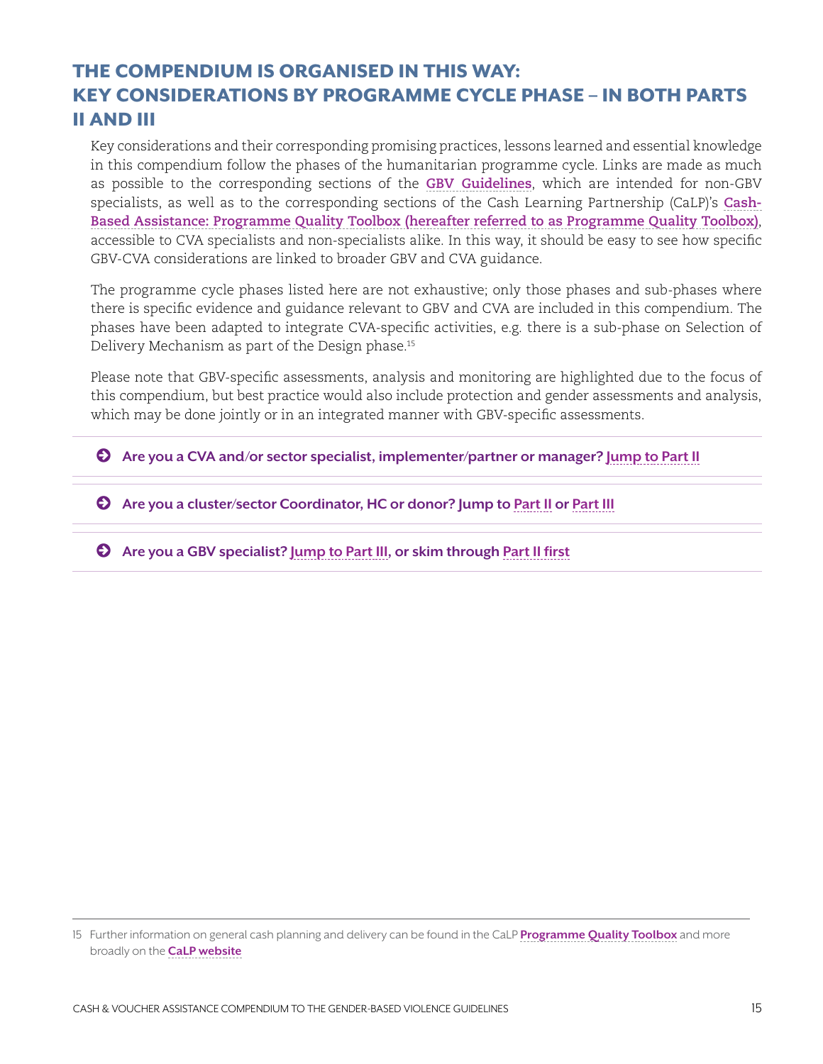## THE COMPENDIUM IS ORGANISED IN THIS WAY: KEY CONSIDERATIONS BY PROGRAMME CYCLE PHASE – IN BOTH PARTS II AND III

Key considerations and their corresponding promising practices, lessons learned and essential knowledge in this compendium follow the phases of the humanitarian programme cycle. Links are made as much as possible to the corresponding sections of the **GBV Guidelines**, which are intended for non-GBV specialists, as well as to the corresponding sections of the Cash Learning Partnership (CaLP)'s **Cash-Based Assistance: Programme Quality Toolbox (hereafter referred to as Programme Quality Toolbox)**, accessible to CVA specialists and non-specialists alike. In this way, it should be easy to see how specific GBV-CVA considerations are linked to broader GBV and CVA guidance.

The programme cycle phases listed here are not exhaustive; only those phases and sub-phases where there is specific evidence and guidance relevant to GBV and CVA are included in this compendium. The phases have been adapted to integrate CVA-specific activities, e.g. there is a sub-phase on Selection of Delivery Mechanism as part of the Design phase.[15]

Please note that GBV-specific assessments, analysis and monitoring are highlighted due to the focus of this compendium, but best practice would also include protection and gender assessments and analysis, which may be done jointly or in an integrated manner with GBV-specific assessments.

- **Are you a CVA and/or sector specialist, implementer/partner or manager? Jump to Part II**
- **Are you a cluster/sector Coordinator, HC or donor? Jump to Part II or Part III**
- **Are you a GBV specialist? Jump to Part III, or skim through Part II first**

---

15 Further information on general cash planning and delivery can be found in the CaLP **Programme Quality Toolbox** and more broadly on the **CaLP website**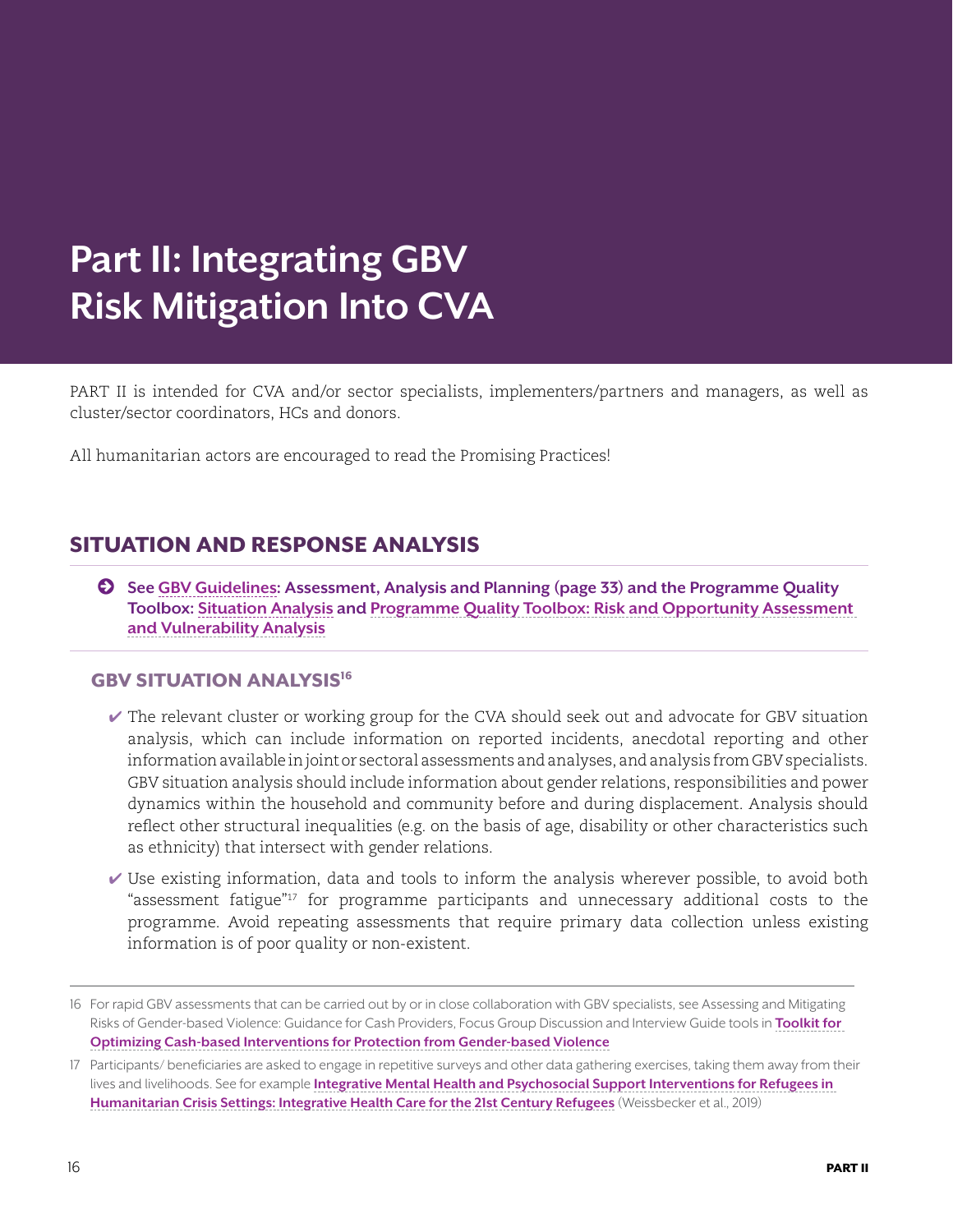# Part II: Integrating GBV Risk Mitigation Into CVA

PART II is intended for CVA and/or sector specialists, implementers/partners and managers, as well as cluster/sector coordinators, HCs and donors.

All humanitarian actors are encouraged to read the Promising Practices!

## SITUATION AND RESPONSE ANALYSIS

➔ **See GBV Guidelines: Assessment, Analysis and Planning (page 33) and the Programme Quality Toolbox: Situation Analysis and Programme Quality Toolbox: Risk and Opportunity Assessment and Vulnerability Analysis**

### GBV SITUATION ANALYSIS[16]

- ✔ The relevant cluster or working group for the CVA should seek out and advocate for GBV situation analysis, which can include information on reported incidents, anecdotal reporting and other information available in joint or sectoral assessments and analyses, and analysis from GBV specialists. GBV situation analysis should include information about gender relations, responsibilities and power dynamics within the household and community before and during displacement. Analysis should reflect other structural inequalities (e.g. on the basis of age, disability or other characteristics such as ethnicity) that intersect with gender relations.
- ✔ Use existing information, data and tools to inform the analysis wherever possible, to avoid both "assessment fatigue"[17] for programme participants and unnecessary additional costs to the programme. Avoid repeating assessments that require primary data collection unless existing information is of poor quality or non-existent.

---

16 For rapid GBV assessments that can be carried out by or in close collaboration with GBV specialists, see Assessing and Mitigating Risks of Gender-based Violence: Guidance for Cash Providers, Focus Group Discussion and Interview Guide tools in **Toolkit for Optimizing Cash-based Interventions for Protection from Gender-based Violence**

17 Participants/ beneficiaries are asked to engage in repetitive surveys and other data gathering exercises, taking them away from their lives and livelihoods. See for example **Integrative Mental Health and Psychosocial Support Interventions for Refugees in Humanitarian Crisis Settings: Integrative Health Care for the 21st Century Refugees** (Weissbecker et al., 2019)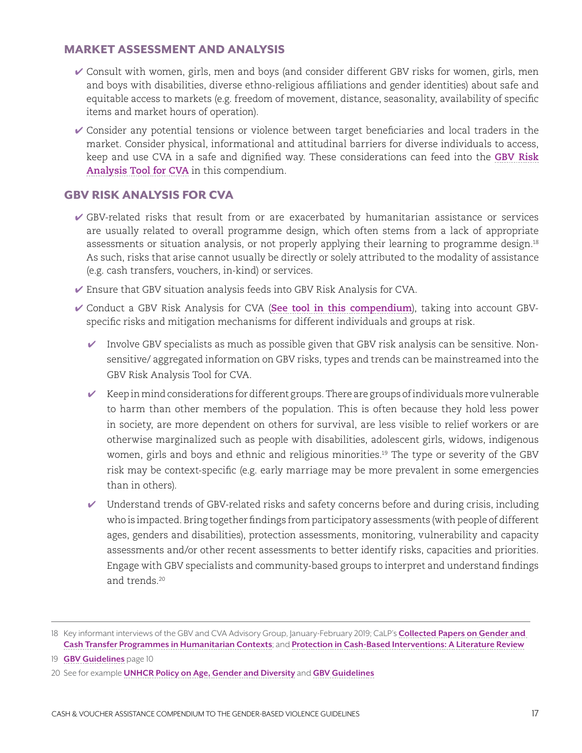## MARKET ASSESSMENT AND ANALYSIS

- ✔ Consult with women, girls, men and boys (and consider different GBV risks for women, girls, men and boys with disabilities, diverse ethno-religious affiliations and gender identities) about safe and equitable access to markets (e.g. freedom of movement, distance, seasonality, availability of specific items and market hours of operation).
- ✔ Consider any potential tensions or violence between target beneficiaries and local traders in the market. Consider physical, informational and attitudinal barriers for diverse individuals to access, keep and use CVA in a safe and dignified way. These considerations can feed into the **GBV Risk Analysis Tool for CVA** in this compendium.

## GBV RISK ANALYSIS FOR CVA

- ✔ GBV-related risks that result from or are exacerbated by humanitarian assistance or services are usually related to overall programme design, which often stems from a lack of appropriate assessments or situation analysis, or not properly applying their learning to programme design.[18] As such, risks that arise cannot usually be directly or solely attributed to the modality of assistance (e.g. cash transfers, vouchers, in-kind) or services.
- ✔ Ensure that GBV situation analysis feeds into GBV Risk Analysis for CVA.
- ✔ Conduct a GBV Risk Analysis for CVA (**See tool in this compendium**), taking into account GBV-specific risks and mitigation mechanisms for different individuals and groups at risk.
  - ✔ Involve GBV specialists as much as possible given that GBV risk analysis can be sensitive. Non-sensitive/ aggregated information on GBV risks, types and trends can be mainstreamed into the GBV Risk Analysis Tool for CVA.
  - ✔ Keep in mind considerations for different groups. There are groups of individuals more vulnerable to harm than other members of the population. This is often because they hold less power in society, are more dependent on others for survival, are less visible to relief workers or are otherwise marginalized such as people with disabilities, adolescent girls, widows, indigenous women, girls and boys and ethnic and religious minorities.[19] The type or severity of the GBV risk may be context-specific (e.g. early marriage may be more prevalent in some emergencies than in others).
  - ✔ Understand trends of GBV-related risks and safety concerns before and during crisis, including who is impacted. Bring together findings from participatory assessments (with people of different ages, genders and disabilities), protection assessments, monitoring, vulnerability and capacity assessments and/or other recent assessments to better identify risks, capacities and priorities. Engage with GBV specialists and community-based groups to interpret and understand findings and trends.[20]

---

18 Key informant interviews of the GBV and CVA Advisory Group, January-February 2019; CaLP's **Collected Papers on Gender and Cash Transfer Programmes in Humanitarian Contexts**; and **Protection in Cash-Based Interventions: A Literature Review**

19 **GBV Guidelines** page 10

20 See for example **UNHCR Policy on Age, Gender and Diversity** and **GBV Guidelines**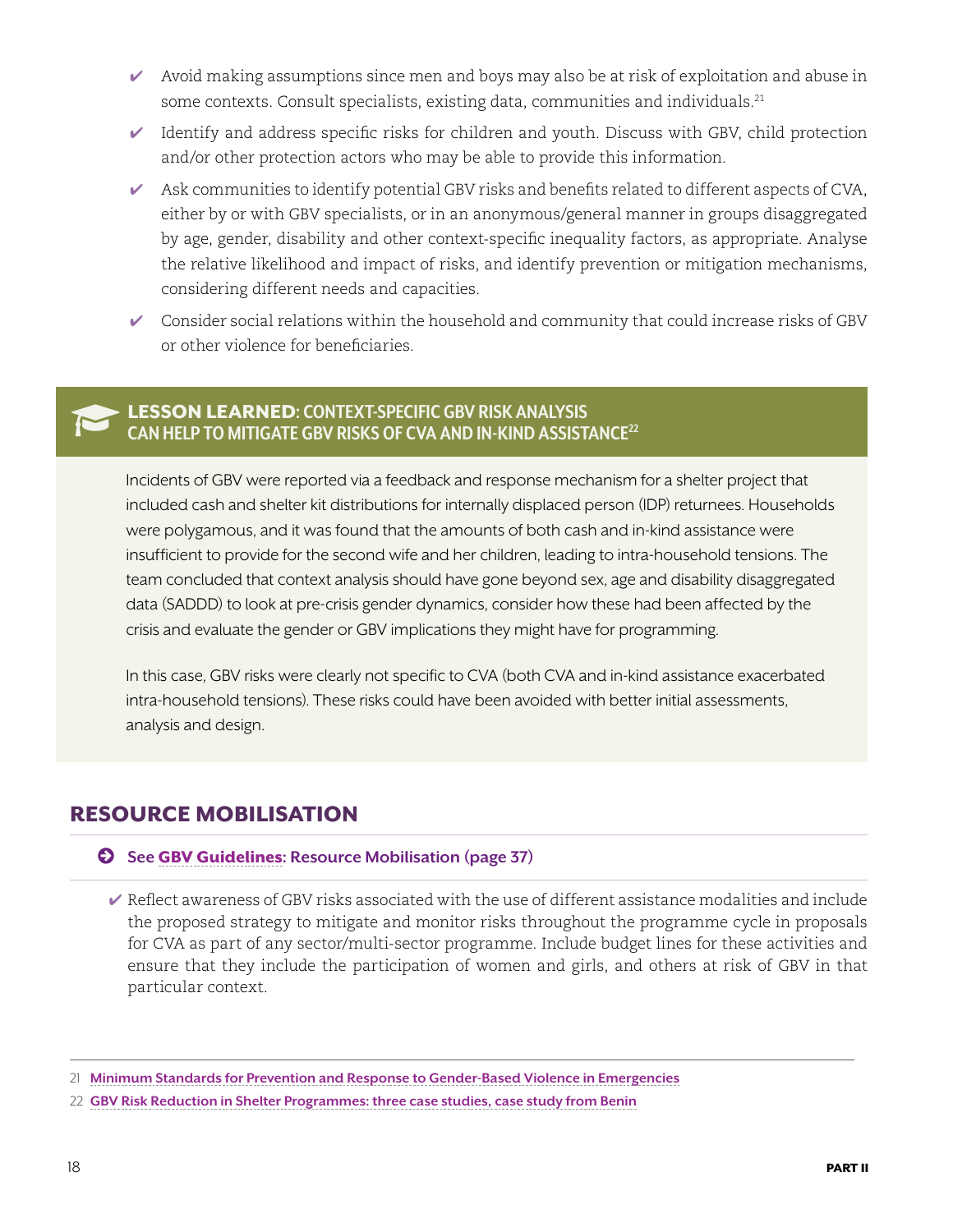- ✔ Avoid making assumptions since men and boys may also be at risk of exploitation and abuse in some contexts. Consult specialists, existing data, communities and individuals.[21]
- ✔ Identify and address specific risks for children and youth. Discuss with GBV, child protection and/or other protection actors who may be able to provide this information.
- ✔ Ask communities to identify potential GBV risks and benefits related to different aspects of CVA, either by or with GBV specialists, or in an anonymous/general manner in groups disaggregated by age, gender, disability and other context-specific inequality factors, as appropriate. Analyse the relative likelihood and impact of risks, and identify prevention or mitigation mechanisms, considering different needs and capacities.
- ✔ Consider social relations within the household and community that could increase risks of GBV or other violence for beneficiaries.

### LESSON LEARNED: CONTEXT-SPECIFIC GBV RISK ANALYSIS CAN HELP TO MITIGATE GBV RISKS OF CVA AND IN-KIND ASSISTANCE[22]

Incidents of GBV were reported via a feedback and response mechanism for a shelter project that included cash and shelter kit distributions for internally displaced person (IDP) returnees. Households were polygamous, and it was found that the amounts of both cash and in-kind assistance were insufficient to provide for the second wife and her children, leading to intra-household tensions. The team concluded that context analysis should have gone beyond sex, age and disability disaggregated data (SADDD) to look at pre-crisis gender dynamics, consider how these had been affected by the crisis and evaluate the gender or GBV implications they might have for programming.

In this case, GBV risks were clearly not specific to CVA (both CVA and in-kind assistance exacerbated intra-household tensions). These risks could have been avoided with better initial assessments, analysis and design.

## RESOURCE MOBILISATION

➔ **See GBV Guidelines: Resource Mobilisation (page 37)**

- ✔ Reflect awareness of GBV risks associated with the use of different assistance modalities and include the proposed strategy to mitigate and monitor risks throughout the programme cycle in proposals for CVA as part of any sector/multi-sector programme. Include budget lines for these activities and ensure that they include the participation of women and girls, and others at risk of GBV in that particular context.

---

21 Minimum Standards for Prevention and Response to Gender-Based Violence in Emergencies

22 GBV Risk Reduction in Shelter Programmes: three case studies, case study from Benin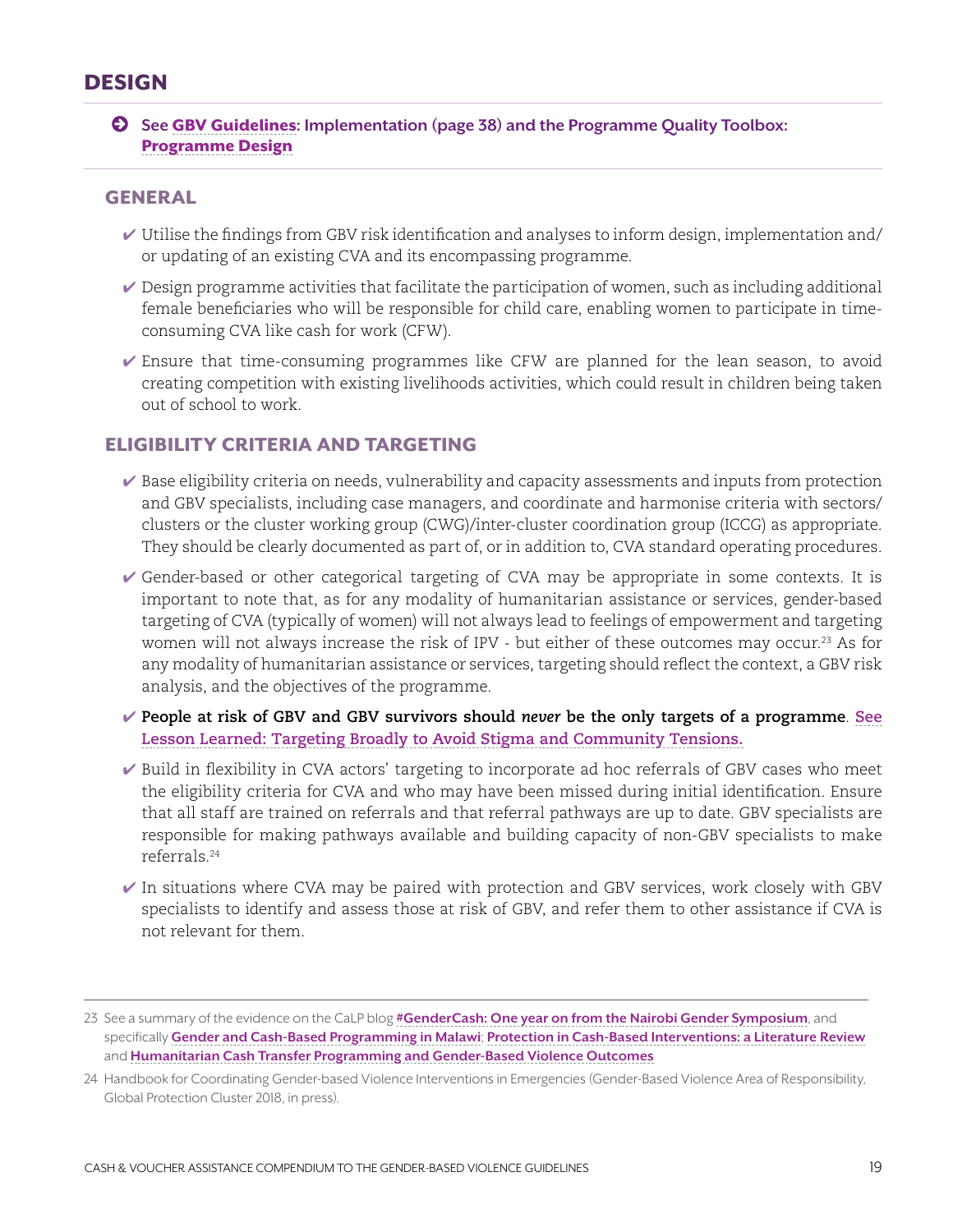# DESIGN

➜ **See GBV Guidelines: Implementation (page 38) and the Programme Quality Toolbox: Programme Design**

## GENERAL

- ✔ Utilise the findings from GBV risk identification and analyses to inform design, implementation and/or updating of an existing CVA and its encompassing programme.
- ✔ Design programme activities that facilitate the participation of women, such as including additional female beneficiaries who will be responsible for child care, enabling women to participate in time-consuming CVA like cash for work (CFW).
- ✔ Ensure that time-consuming programmes like CFW are planned for the lean season, to avoid creating competition with existing livelihoods activities, which could result in children being taken out of school to work.

## ELIGIBILITY CRITERIA AND TARGETING

- ✔ Base eligibility criteria on needs, vulnerability and capacity assessments and inputs from protection and GBV specialists, including case managers, and coordinate and harmonise criteria with sectors/clusters or the cluster working group (CWG)/inter-cluster coordination group (ICCG) as appropriate. They should be clearly documented as part of, or in addition to, CVA standard operating procedures.
- ✔ Gender-based or other categorical targeting of CVA may be appropriate in some contexts. It is important to note that, as for any modality of humanitarian assistance or services, gender-based targeting of CVA (typically of women) will not always lead to feelings of empowerment and targeting women will not always increase the risk of IPV - but either of these outcomes may occur.[23] As for any modality of humanitarian assistance or services, targeting should reflect the context, a GBV risk analysis, and the objectives of the programme.
- ✔ **People at risk of GBV and GBV survivors should *never* be the only targets of a programme**. See Lesson Learned: Targeting Broadly to Avoid Stigma and Community Tensions.
- ✔ Build in flexibility in CVA actors' targeting to incorporate ad hoc referrals of GBV cases who meet the eligibility criteria for CVA and who may have been missed during initial identification. Ensure that all staff are trained on referrals and that referral pathways are up to date. GBV specialists are responsible for making pathways available and building capacity of non-GBV specialists to make referrals.[24]
- ✔ In situations where CVA may be paired with protection and GBV services, work closely with GBV specialists to identify and assess those at risk of GBV, and refer them to other assistance if CVA is not relevant for them.

---

23 See a summary of the evidence on the CaLP blog **#GenderCash: One year on from the Nairobi Gender Symposium**, and specifically **Gender and Cash-Based Programming in Malawi**; **Protection in Cash-Based Interventions: a Literature Review** and **Humanitarian Cash Transfer Programming and Gender-Based Violence Outcomes**

24 Handbook for Coordinating Gender-based Violence Interventions in Emergencies (Gender-Based Violence Area of Responsibility, Global Protection Cluster 2018, in press).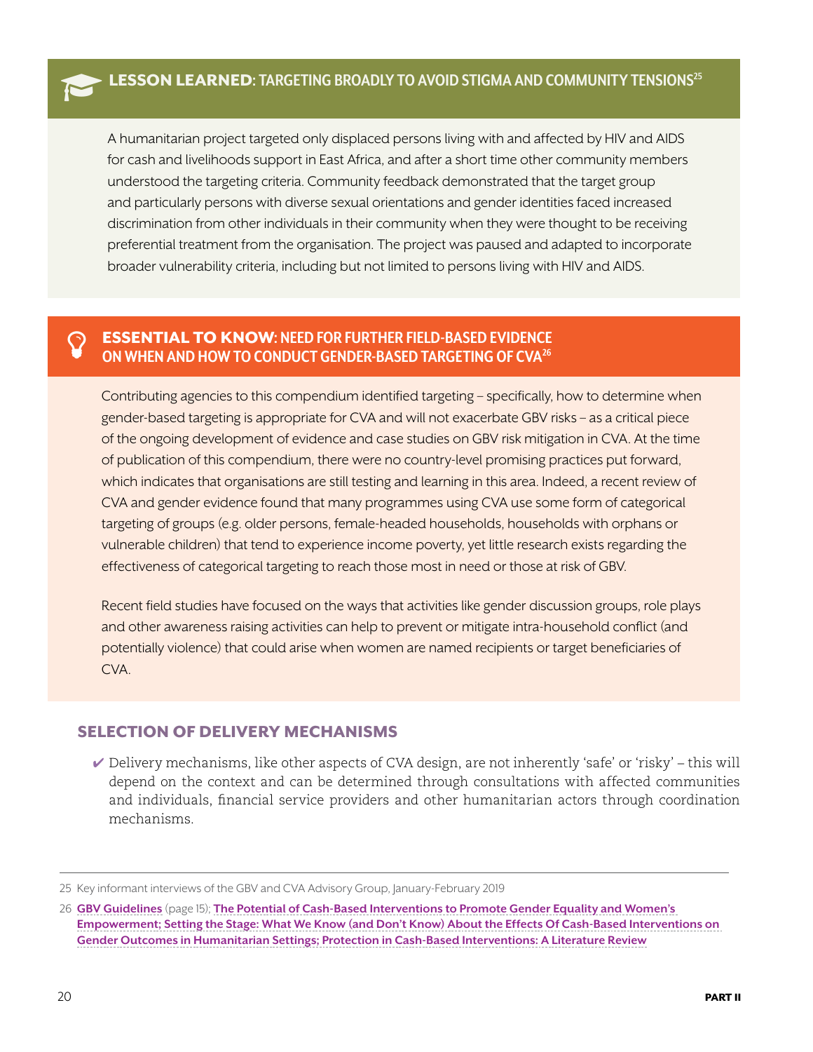### **LESSON LEARNED**: TARGETING BROADLY TO AVOID STIGMA AND COMMUNITY TENSIONS[25]

A humanitarian project targeted only displaced persons living with and affected by HIV and AIDS for cash and livelihoods support in East Africa, and after a short time other community members understood the targeting criteria. Community feedback demonstrated that the target group and particularly persons with diverse sexual orientations and gender identities faced increased discrimination from other individuals in their community when they were thought to be receiving preferential treatment from the organisation. The project was paused and adapted to incorporate broader vulnerability criteria, including but not limited to persons living with HIV and AIDS.

### **ESSENTIAL TO KNOW**: NEED FOR FURTHER FIELD-BASED EVIDENCE ON WHEN AND HOW TO CONDUCT GENDER-BASED TARGETING OF CVA[26]

Contributing agencies to this compendium identified targeting – specifically, how to determine when gender-based targeting is appropriate for CVA and will not exacerbate GBV risks – as a critical piece of the ongoing development of evidence and case studies on GBV risk mitigation in CVA. At the time of publication of this compendium, there were no country-level promising practices put forward, which indicates that organisations are still testing and learning in this area. Indeed, a recent review of CVA and gender evidence found that many programmes using CVA use some form of categorical targeting of groups (e.g. older persons, female-headed households, households with orphans or vulnerable children) that tend to experience income poverty, yet little research exists regarding the effectiveness of categorical targeting to reach those most in need or those at risk of GBV.

Recent field studies have focused on the ways that activities like gender discussion groups, role plays and other awareness raising activities can help to prevent or mitigate intra-household conflict (and potentially violence) that could arise when women are named recipients or target beneficiaries of CVA.

## SELECTION OF DELIVERY MECHANISMS

- ✔ Delivery mechanisms, like other aspects of CVA design, are not inherently 'safe' or 'risky' – this will depend on the context and can be determined through consultations with affected communities and individuals, financial service providers and other humanitarian actors through coordination mechanisms.

---

25 Key informant interviews of the GBV and CVA Advisory Group, January-February 2019

26 **GBV Guidelines** (page 15); **The Potential of Cash-Based Interventions to Promote Gender Equality and Women's Empowerment; Setting the Stage: What We Know (and Don't Know) About the Effects Of Cash-Based Interventions on Gender Outcomes in Humanitarian Settings; Protection in Cash-Based Interventions: A Literature Review**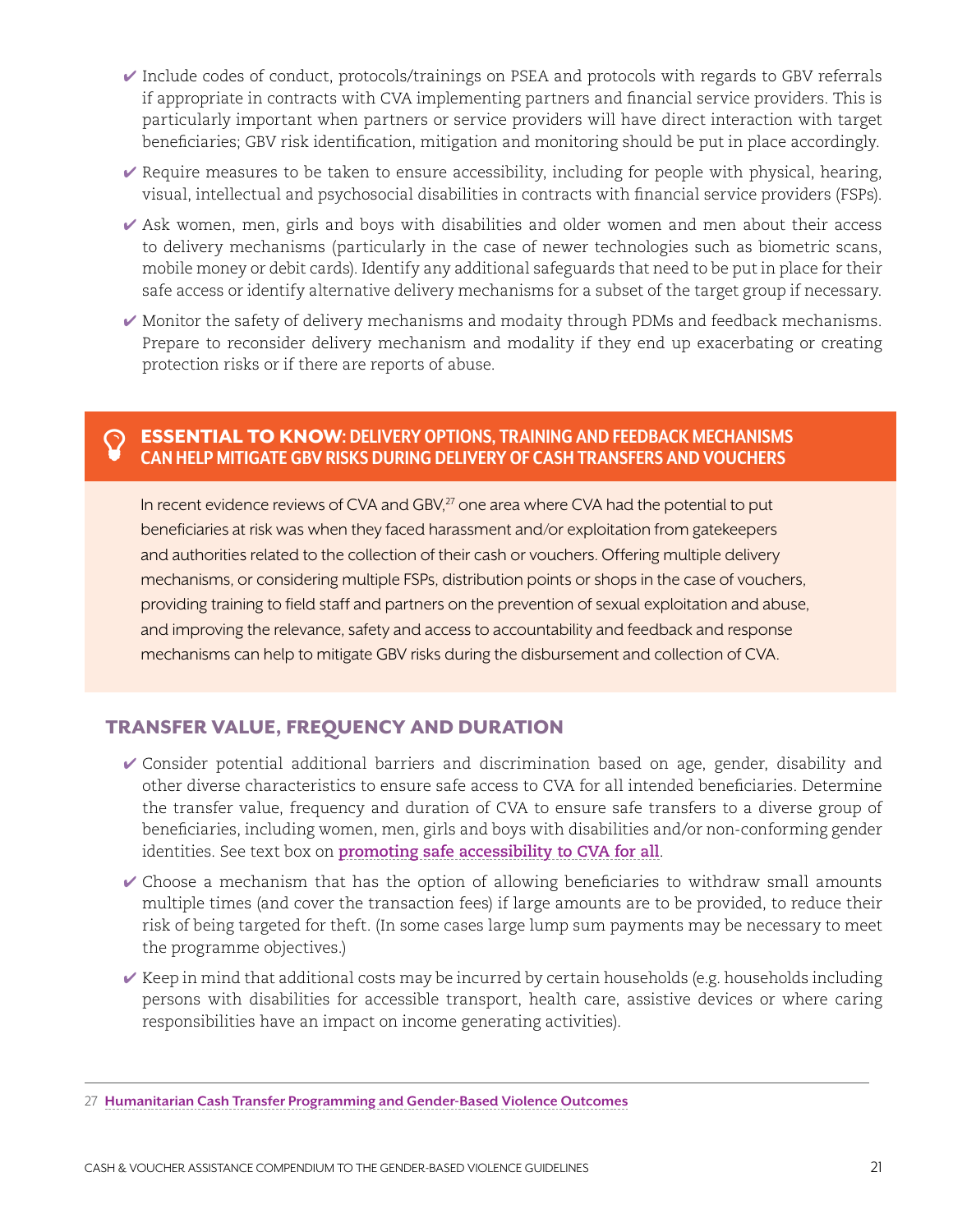- ✔ Include codes of conduct, protocols/trainings on PSEA and protocols with regards to GBV referrals if appropriate in contracts with CVA implementing partners and financial service providers. This is particularly important when partners or service providers will have direct interaction with target beneficiaries; GBV risk identification, mitigation and monitoring should be put in place accordingly.
- ✔ Require measures to be taken to ensure accessibility, including for people with physical, hearing, visual, intellectual and psychosocial disabilities in contracts with financial service providers (FSPs).
- ✔ Ask women, men, girls and boys with disabilities and older women and men about their access to delivery mechanisms (particularly in the case of newer technologies such as biometric scans, mobile money or debit cards). Identify any additional safeguards that need to be put in place for their safe access or identify alternative delivery mechanisms for a subset of the target group if necessary.
- ✔ Monitor the safety of delivery mechanisms and modaity through PDMs and feedback mechanisms. Prepare to reconsider delivery mechanism and modality if they end up exacerbating or creating protection risks or if there are reports of abuse.

### ESSENTIAL TO KNOW: DELIVERY OPTIONS, TRAINING AND FEEDBACK MECHANISMS CAN HELP MITIGATE GBV RISKS DURING DELIVERY OF CASH TRANSFERS AND VOUCHERS

In recent evidence reviews of CVA and GBV,[27] one area where CVA had the potential to put beneficiaries at risk was when they faced harassment and/or exploitation from gatekeepers and authorities related to the collection of their cash or vouchers. Offering multiple delivery mechanisms, or considering multiple FSPs, distribution points or shops in the case of vouchers, providing training to field staff and partners on the prevention of sexual exploitation and abuse, and improving the relevance, safety and access to accountability and feedback and response mechanisms can help to mitigate GBV risks during the disbursement and collection of CVA.

## TRANSFER VALUE, FREQUENCY AND DURATION

- ✔ Consider potential additional barriers and discrimination based on age, gender, disability and other diverse characteristics to ensure safe access to CVA for all intended beneficiaries. Determine the transfer value, frequency and duration of CVA to ensure safe transfers to a diverse group of beneficiaries, including women, men, girls and boys with disabilities and/or non-conforming gender identities. See text box on **promoting safe accessibility to CVA for all**.
- ✔ Choose a mechanism that has the option of allowing beneficiaries to withdraw small amounts multiple times (and cover the transaction fees) if large amounts are to be provided, to reduce their risk of being targeted for theft. (In some cases large lump sum payments may be necessary to meet the programme objectives.)
- ✔ Keep in mind that additional costs may be incurred by certain households (e.g. households including persons with disabilities for accessible transport, health care, assistive devices or where caring responsibilities have an impact on income generating activities).

---

27 **Humanitarian Cash Transfer Programming and Gender-Based Violence Outcomes**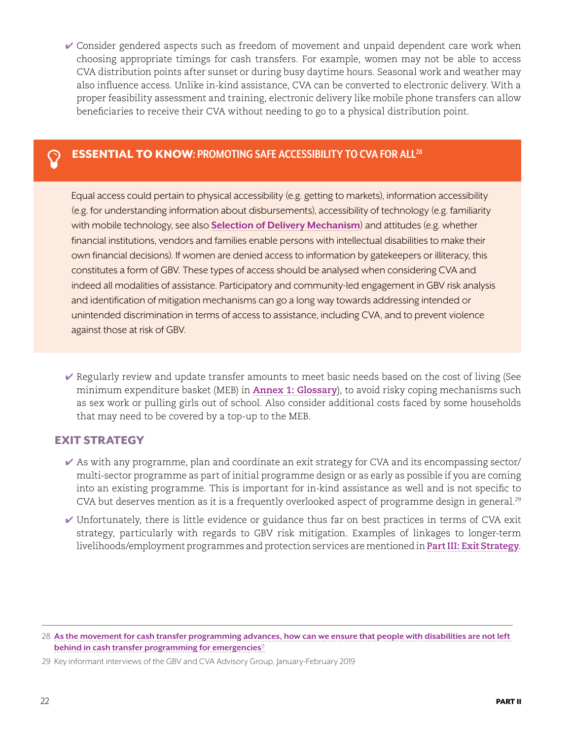- ✔ Consider gendered aspects such as freedom of movement and unpaid dependent care work when choosing appropriate timings for cash transfers. For example, women may not be able to access CVA distribution points after sunset or during busy daytime hours. Seasonal work and weather may also influence access. Unlike in-kind assistance, CVA can be converted to electronic delivery. With a proper feasibility assessment and training, electronic delivery like mobile phone transfers can allow beneficiaries to receive their CVA without needing to go to a physical distribution point.

### ESSENTIAL TO KNOW: PROMOTING SAFE ACCESSIBILITY TO CVA FOR ALL[28]

Equal access could pertain to physical accessibility (e.g. getting to markets), information accessibility (e.g. for understanding information about disbursements), accessibility of technology (e.g. familiarity with mobile technology, see also **Selection of Delivery Mechanism**) and attitudes (e.g. whether financial institutions, vendors and families enable persons with intellectual disabilities to make their own financial decisions). If women are denied access to information by gatekeepers or illiteracy, this constitutes a form of GBV. These types of access should be analysed when considering CVA and indeed all modalities of assistance. Participatory and community-led engagement in GBV risk analysis and identification of mitigation mechanisms can go a long way towards addressing intended or unintended discrimination in terms of access to assistance, including CVA, and to prevent violence against those at risk of GBV.

- ✔ Regularly review and update transfer amounts to meet basic needs based on the cost of living (See minimum expenditure basket (MEB) in **Annex 1: Glossary**), to avoid risky coping mechanisms such as sex work or pulling girls out of school. Also consider additional costs faced by some households that may need to be covered by a top-up to the MEB.

## EXIT STRATEGY

- ✔ As with any programme, plan and coordinate an exit strategy for CVA and its encompassing sector/multi-sector programme as part of initial programme design or as early as possible if you are coming into an existing programme. This is important for in-kind assistance as well and is not specific to CVA but deserves mention as it is a frequently overlooked aspect of programme design in general.[29]
- ✔ Unfortunately, there is little evidence or guidance thus far on best practices in terms of CVA exit strategy, particularly with regards to GBV risk mitigation. Examples of linkages to longer-term livelihoods/employment programmes and protection services are mentioned in **Part III: Exit Strategy**.

---

28 **As the movement for cash transfer programming advances, how can we ensure that people with disabilities are not left behind in cash transfer programming for emergencies**?

29 Key informant interviews of the GBV and CVA Advisory Group, January-February 2019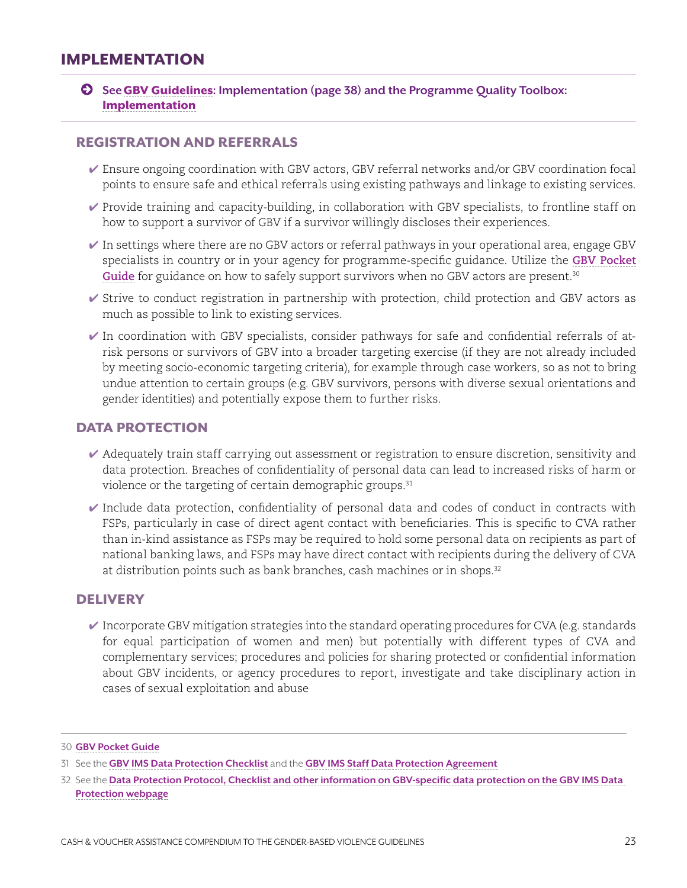## IMPLEMENTATION

➔ **See GBV Guidelines: Implementation (page 38) and the Programme Quality Toolbox: Implementation**

### REGISTRATION AND REFERRALS

- ✔ Ensure ongoing coordination with GBV actors, GBV referral networks and/or GBV coordination focal points to ensure safe and ethical referrals using existing pathways and linkage to existing services.
- ✔ Provide training and capacity-building, in collaboration with GBV specialists, to frontline staff on how to support a survivor of GBV if a survivor willingly discloses their experiences.
- ✔ In settings where there are no GBV actors or referral pathways in your operational area, engage GBV specialists in country or in your agency for programme-specific guidance. Utilize the **GBV Pocket Guide** for guidance on how to safely support survivors when no GBV actors are present.[30]
- ✔ Strive to conduct registration in partnership with protection, child protection and GBV actors as much as possible to link to existing services.
- ✔ In coordination with GBV specialists, consider pathways for safe and confidential referrals of at-risk persons or survivors of GBV into a broader targeting exercise (if they are not already included by meeting socio-economic targeting criteria), for example through case workers, so as not to bring undue attention to certain groups (e.g. GBV survivors, persons with diverse sexual orientations and gender identities) and potentially expose them to further risks.

### DATA PROTECTION

- ✔ Adequately train staff carrying out assessment or registration to ensure discretion, sensitivity and data protection. Breaches of confidentiality of personal data can lead to increased risks of harm or violence or the targeting of certain demographic groups.[31]
- ✔ Include data protection, confidentiality of personal data and codes of conduct in contracts with FSPs, particularly in case of direct agent contact with beneficiaries. This is specific to CVA rather than in-kind assistance as FSPs may be required to hold some personal data on recipients as part of national banking laws, and FSPs may have direct contact with recipients during the delivery of CVA at distribution points such as bank branches, cash machines or in shops.[32]

### DELIVERY

- ✔ Incorporate GBV mitigation strategies into the standard operating procedures for CVA (e.g. standards for equal participation of women and men) but potentially with different types of CVA and complementary services; procedures and policies for sharing protected or confidential information about GBV incidents, or agency procedures to report, investigate and take disciplinary action in cases of sexual exploitation and abuse

---

30 **GBV Pocket Guide**

31 See the **GBV IMS Data Protection Checklist** and the **GBV IMS Staff Data Protection Agreement**

32 See the **Data Protection Protocol, Checklist and other information on GBV-specific data protection on the GBV IMS Data Protection webpage**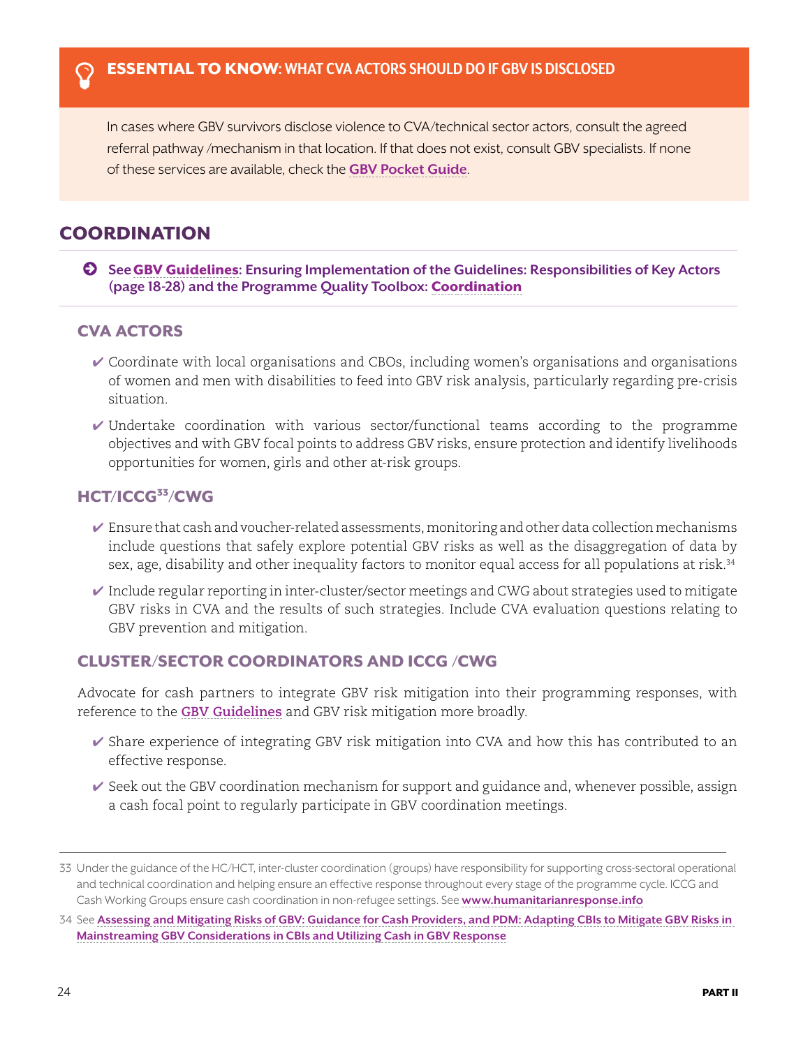**ESSENTIAL TO KNOW: WHAT CVA ACTORS SHOULD DO IF GBV IS DISCLOSED**

In cases where GBV survivors disclose violence to CVA/technical sector actors, consult the agreed referral pathway /mechanism in that location. If that does not exist, consult GBV specialists. If none of these services are available, check the **GBV Pocket Guide**.

## COORDINATION

**See GBV Guidelines: Ensuring Implementation of the Guidelines: Responsibilities of Key Actors (page 18-28) and the Programme Quality Toolbox: Coordination**

### CVA ACTORS

- ✔ Coordinate with local organisations and CBOs, including women's organisations and organisations of women and men with disabilities to feed into GBV risk analysis, particularly regarding pre-crisis situation.
- ✔ Undertake coordination with various sector/functional teams according to the programme objectives and with GBV focal points to address GBV risks, ensure protection and identify livelihoods opportunities for women, girls and other at-risk groups.

### HCT/ICCG[33]/CWG

- ✔ Ensure that cash and voucher-related assessments, monitoring and other data collection mechanisms include questions that safely explore potential GBV risks as well as the disaggregation of data by sex, age, disability and other inequality factors to monitor equal access for all populations at risk.[34]
- ✔ Include regular reporting in inter-cluster/sector meetings and CWG about strategies used to mitigate GBV risks in CVA and the results of such strategies. Include CVA evaluation questions relating to GBV prevention and mitigation.

### CLUSTER/SECTOR COORDINATORS AND ICCG /CWG

Advocate for cash partners to integrate GBV risk mitigation into their programming responses, with reference to the **GBV Guidelines** and GBV risk mitigation more broadly.

- ✔ Share experience of integrating GBV risk mitigation into CVA and how this has contributed to an effective response.
- ✔ Seek out the GBV coordination mechanism for support and guidance and, whenever possible, assign a cash focal point to regularly participate in GBV coordination meetings.

---

33 Under the guidance of the HC/HCT, inter-cluster coordination (groups) have responsibility for supporting cross-sectoral operational and technical coordination and helping ensure an effective response throughout every stage of the programme cycle. ICCG and Cash Working Groups ensure cash coordination in non-refugee settings. See **www.humanitarianresponse.info**

34 See **Assessing and Mitigating Risks of GBV: Guidance for Cash Providers, and PDM: Adapting CBIs to Mitigate GBV Risks in Mainstreaming GBV Considerations in CBIs and Utilizing Cash in GBV Response**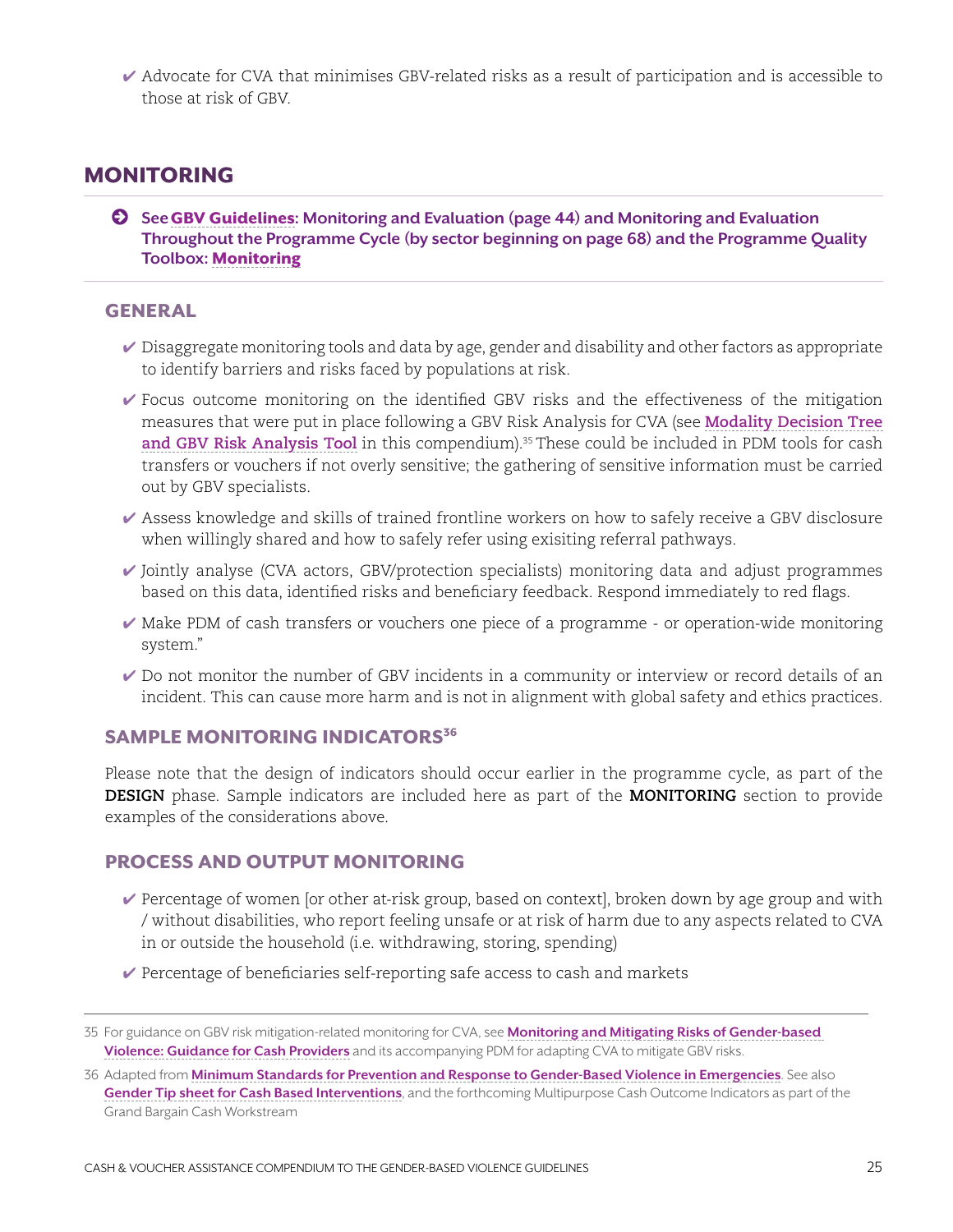- ✔ Advocate for CVA that minimises GBV-related risks as a result of participation and is accessible to those at risk of GBV.

## MONITORING

➔ **See GBV Guidelines: Monitoring and Evaluation (page 44) and Monitoring and Evaluation Throughout the Programme Cycle (by sector beginning on page 68) and the Programme Quality Toolbox: Monitoring**

### GENERAL

- ✔ Disaggregate monitoring tools and data by age, gender and disability and other factors as appropriate to identify barriers and risks faced by populations at risk.
- ✔ Focus outcome monitoring on the identified GBV risks and the effectiveness of the mitigation measures that were put in place following a GBV Risk Analysis for CVA (see **Modality Decision Tree and GBV Risk Analysis Tool** in this compendium).[35] These could be included in PDM tools for cash transfers or vouchers if not overly sensitive; the gathering of sensitive information must be carried out by GBV specialists.
- ✔ Assess knowledge and skills of trained frontline workers on how to safely receive a GBV disclosure when willingly shared and how to safely refer using exisiting referral pathways.
- ✔ Jointly analyse (CVA actors, GBV/protection specialists) monitoring data and adjust programmes based on this data, identified risks and beneficiary feedback. Respond immediately to red flags.
- ✔ Make PDM of cash transfers or vouchers one piece of a programme - or operation-wide monitoring system."
- ✔ Do not monitor the number of GBV incidents in a community or interview or record details of an incident. This can cause more harm and is not in alignment with global safety and ethics practices.

### SAMPLE MONITORING INDICATORS[36]

Please note that the design of indicators should occur earlier in the programme cycle, as part of the **DESIGN** phase. Sample indicators are included here as part of the **MONITORING** section to provide examples of the considerations above.

### PROCESS AND OUTPUT MONITORING

- ✔ Percentage of women [or other at-risk group, based on context], broken down by age group and with / without disabilities, who report feeling unsafe or at risk of harm due to any aspects related to CVA in or outside the household (i.e. withdrawing, storing, spending)
- ✔ Percentage of beneficiaries self-reporting safe access to cash and markets

---

35 For guidance on GBV risk mitigation-related monitoring for CVA, see **Monitoring and Mitigating Risks of Gender-based Violence: Guidance for Cash Providers** and its accompanying PDM for adapting CVA to mitigate GBV risks.

36 Adapted from **Minimum Standards for Prevention and Response to Gender-Based Violence in Emergencies**. See also **Gender Tip sheet for Cash Based Interventions**, and the forthcoming Multipurpose Cash Outcome Indicators as part of the Grand Bargain Cash Workstream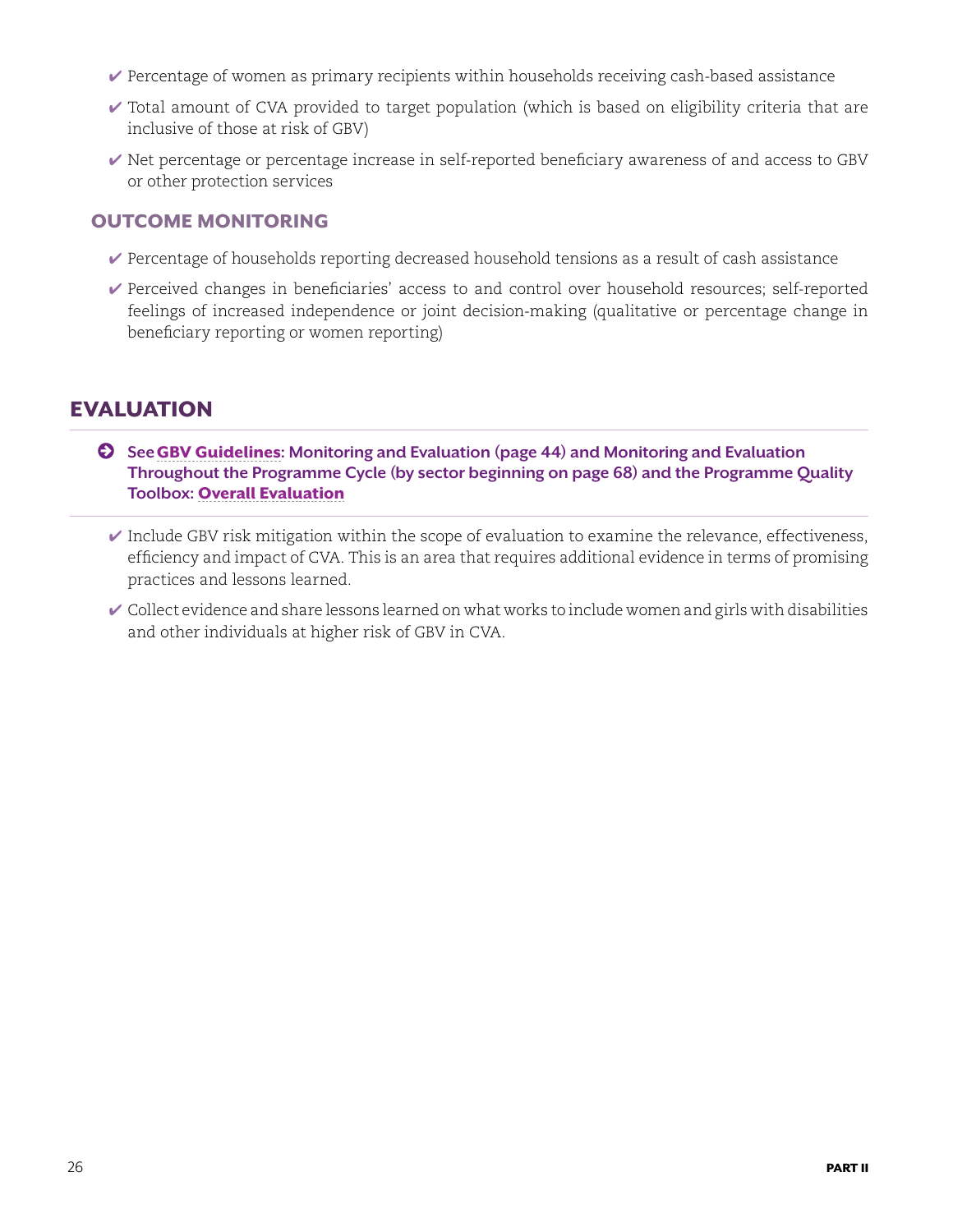- ✔ Percentage of women as primary recipients within households receiving cash-based assistance
- ✔ Total amount of CVA provided to target population (which is based on eligibility criteria that are inclusive of those at risk of GBV)
- ✔ Net percentage or percentage increase in self-reported beneficiary awareness of and access to GBV or other protection services

### OUTCOME MONITORING

- ✔ Percentage of households reporting decreased household tensions as a result of cash assistance
- ✔ Perceived changes in beneficiaries' access to and control over household resources; self-reported feelings of increased independence or joint decision-making (qualitative or percentage change in beneficiary reporting or women reporting)

## EVALUATION

**See GBV Guidelines: Monitoring and Evaluation (page 44) and Monitoring and Evaluation Throughout the Programme Cycle (by sector beginning on page 68) and the Programme Quality Toolbox: Overall Evaluation**

- ✔ Include GBV risk mitigation within the scope of evaluation to examine the relevance, effectiveness, efficiency and impact of CVA. This is an area that requires additional evidence in terms of promising practices and lessons learned.
- ✔ Collect evidence and share lessons learned on what works to include women and girls with disabilities and other individuals at higher risk of GBV in CVA.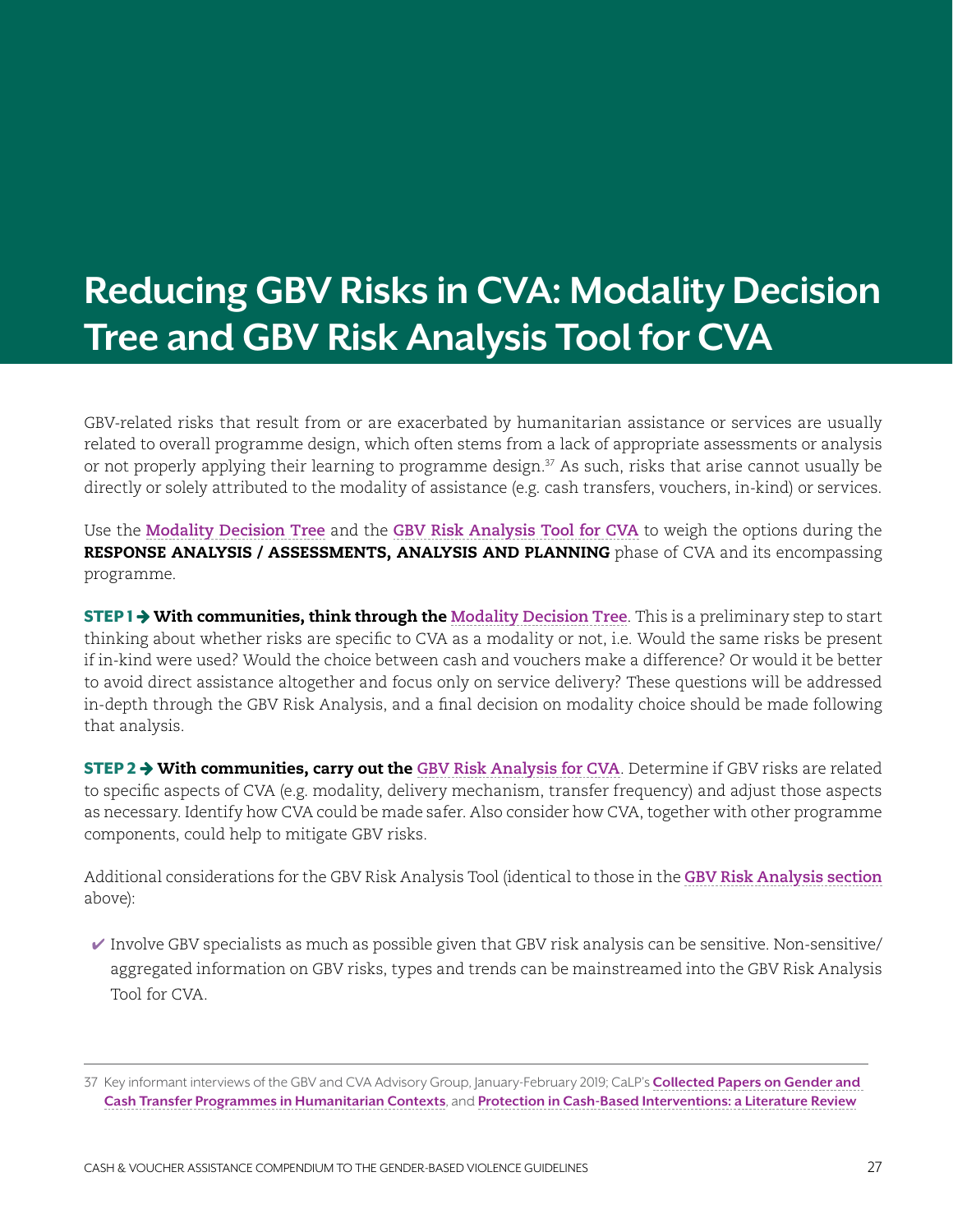# Reducing GBV Risks in CVA: Modality Decision Tree and GBV Risk Analysis Tool for CVA

GBV-related risks that result from or are exacerbated by humanitarian assistance or services are usually related to overall programme design, which often stems from a lack of appropriate assessments or analysis or not properly applying their learning to programme design.[37] As such, risks that arise cannot usually be directly or solely attributed to the modality of assistance (e.g. cash transfers, vouchers, in-kind) or services.

Use the **Modality Decision Tree** and the **GBV Risk Analysis Tool for CVA** to weigh the options during the **RESPONSE ANALYSIS / ASSESSMENTS, ANALYSIS AND PLANNING** phase of CVA and its encompassing programme.

**STEP 1 ➔ With communities, think through the Modality Decision Tree**. This is a preliminary step to start thinking about whether risks are specific to CVA as a modality or not, i.e. Would the same risks be present if in-kind were used? Would the choice between cash and vouchers make a difference? Or would it be better to avoid direct assistance altogether and focus only on service delivery? These questions will be addressed in-depth through the GBV Risk Analysis, and a final decision on modality choice should be made following that analysis.

**STEP 2 ➔ With communities, carry out the GBV Risk Analysis for CVA**. Determine if GBV risks are related to specific aspects of CVA (e.g. modality, delivery mechanism, transfer frequency) and adjust those aspects as necessary. Identify how CVA could be made safer. Also consider how CVA, together with other programme components, could help to mitigate GBV risks.

Additional considerations for the GBV Risk Analysis Tool (identical to those in the **GBV Risk Analysis section** above):

- ✔ Involve GBV specialists as much as possible given that GBV risk analysis can be sensitive. Non-sensitive/aggregated information on GBV risks, types and trends can be mainstreamed into the GBV Risk Analysis Tool for CVA.

---

37 Key informant interviews of the GBV and CVA Advisory Group, January-February 2019; CaLP's **Collected Papers on Gender and Cash Transfer Programmes in Humanitarian Contexts**, and **Protection in Cash-Based Interventions: a Literature Review**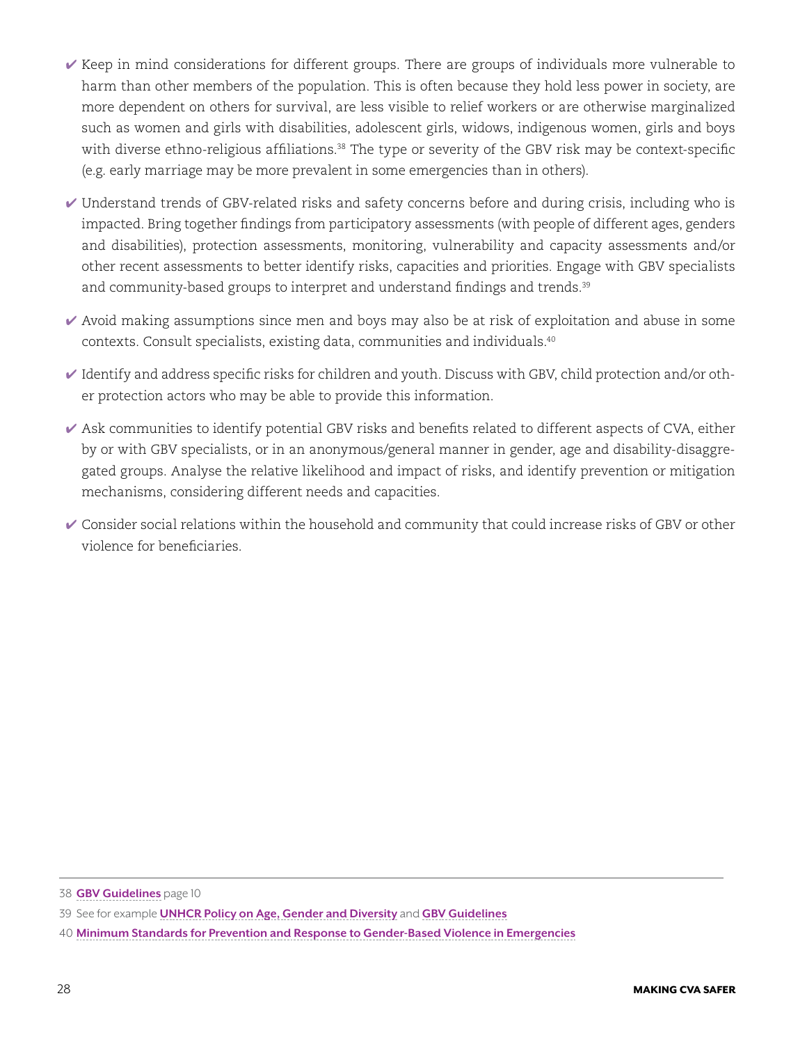- ✔ Keep in mind considerations for different groups. There are groups of individuals more vulnerable to harm than other members of the population. This is often because they hold less power in society, are more dependent on others for survival, are less visible to relief workers or are otherwise marginalized such as women and girls with disabilities, adolescent girls, widows, indigenous women, girls and boys with diverse ethno-religious affiliations.[38] The type or severity of the GBV risk may be context-specific (e.g. early marriage may be more prevalent in some emergencies than in others).

- ✔ Understand trends of GBV-related risks and safety concerns before and during crisis, including who is impacted. Bring together findings from participatory assessments (with people of different ages, genders and disabilities), protection assessments, monitoring, vulnerability and capacity assessments and/or other recent assessments to better identify risks, capacities and priorities. Engage with GBV specialists and community-based groups to interpret and understand findings and trends.[39]

- ✔ Avoid making assumptions since men and boys may also be at risk of exploitation and abuse in some contexts. Consult specialists, existing data, communities and individuals.[40]

- ✔ Identify and address specific risks for children and youth. Discuss with GBV, child protection and/or other protection actors who may be able to provide this information.

- ✔ Ask communities to identify potential GBV risks and benefits related to different aspects of CVA, either by or with GBV specialists, or in an anonymous/general manner in gender, age and disability-disaggregated groups. Analyse the relative likelihood and impact of risks, and identify prevention or mitigation mechanisms, considering different needs and capacities.

- ✔ Consider social relations within the household and community that could increase risks of GBV or other violence for beneficiaries.

---

38 **GBV Guidelines** page 10

39 See for example **UNHCR Policy on Age, Gender and Diversity** and **GBV Guidelines**

40 **Minimum Standards for Prevention and Response to Gender-Based Violence in Emergencies**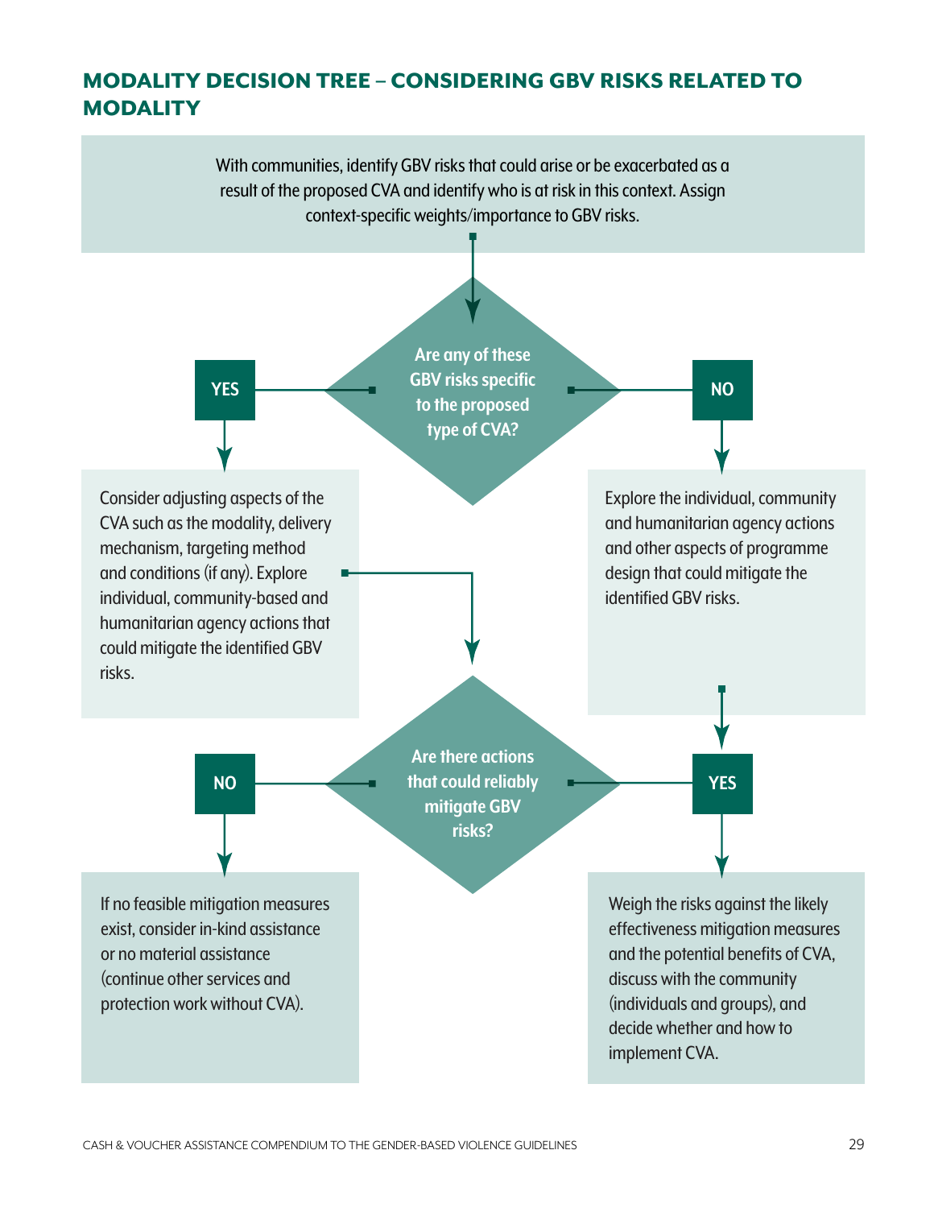## MODALITY DECISION TREE – CONSIDERING GBV RISKS RELATED TO MODALITY

With communities, identify GBV risks that could arise or be exacerbated as a result of the proposed CVA and identify who is at risk in this context. Assign context-specific weights/importance to GBV risks.

**Are any of these GBV risks specific to the proposed type of CVA?**

**YES**

Consider adjusting aspects of the CVA such as the modality, delivery mechanism, targeting method and conditions (if any). Explore individual, community-based and humanitarian agency actions that could mitigate the identified GBV risks.

**NO**

Explore the individual, community and humanitarian agency actions and other aspects of programme design that could mitigate the identified GBV risks.

**Are there actions that could reliably mitigate GBV risks?**

**NO**

If no feasible mitigation measures exist, consider in-kind assistance or no material assistance (continue other services and protection work without CVA).

**YES**

Weigh the risks against the likely effectiveness mitigation measures and the potential benefits of CVA, discuss with the community (individuals and groups), and decide whether and how to implement CVA.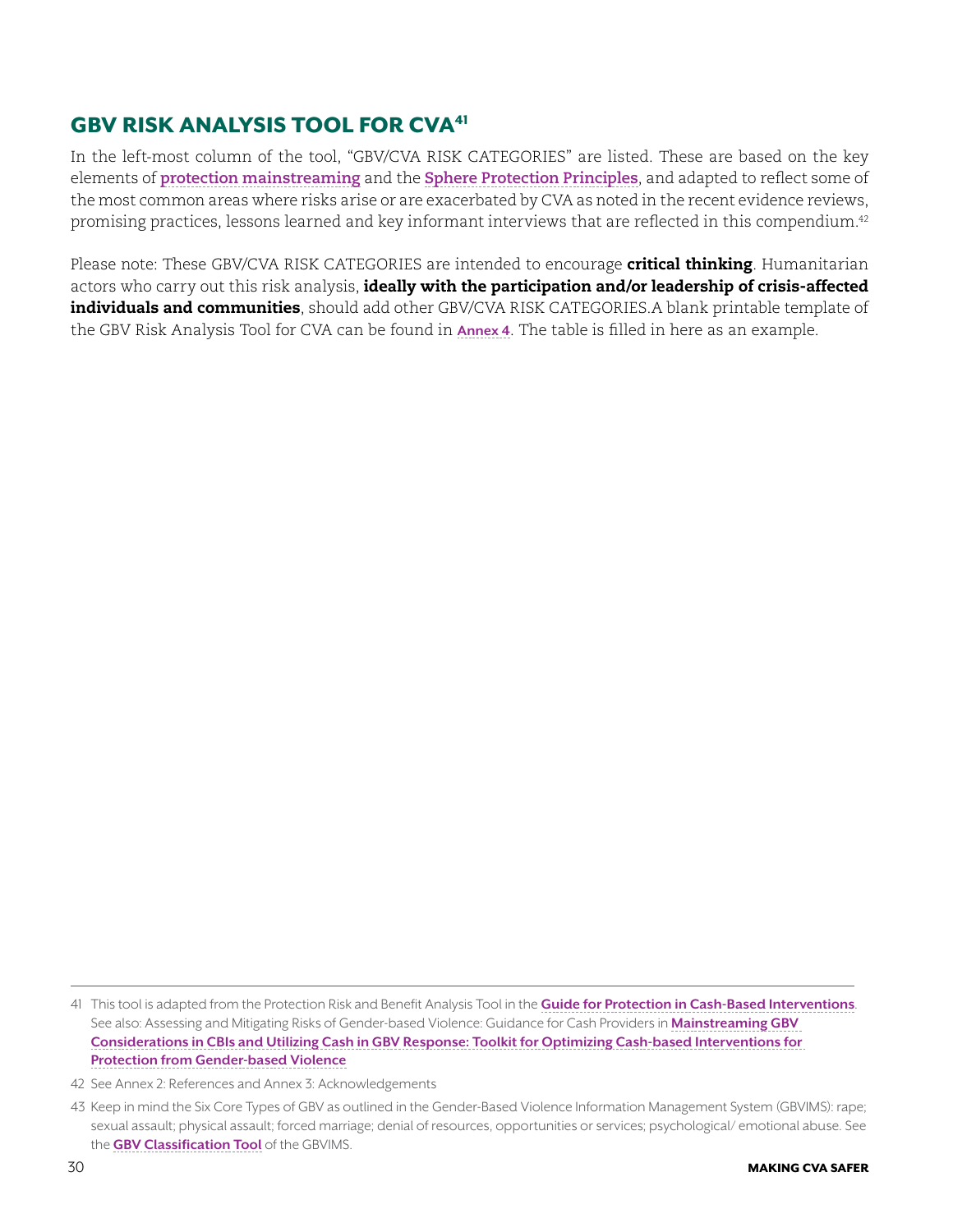## GBV RISK ANALYSIS TOOL FOR CVA[41]

In the left-most column of the tool, "GBV/CVA RISK CATEGORIES" are listed. These are based on the key elements of protection mainstreaming and the Sphere Protection Principles, and adapted to reflect some of the most common areas where risks arise or are exacerbated by CVA as noted in the recent evidence reviews, promising practices, lessons learned and key informant interviews that are reflected in this compendium.[42]

Please note: These GBV/CVA RISK CATEGORIES are intended to encourage **critical thinking**. Humanitarian actors who carry out this risk analysis, **ideally with the participation and/or leadership of crisis-affected individuals and communities**, should add other GBV/CVA RISK CATEGORIES.A blank printable template of the GBV Risk Analysis Tool for CVA can be found in Annex 4. The table is filled in here as an example.

---

41 This tool is adapted from the Protection Risk and Benefit Analysis Tool in the Guide for Protection in Cash-Based Interventions. See also: Assessing and Mitigating Risks of Gender-based Violence: Guidance for Cash Providers in Mainstreaming GBV Considerations in CBIs and Utilizing Cash in GBV Response: Toolkit for Optimizing Cash-based Interventions for Protection from Gender-based Violence

42 See Annex 2: References and Annex 3: Acknowledgements

43 Keep in mind the Six Core Types of GBV as outlined in the Gender-Based Violence Information Management System (GBVIMS): rape; sexual assault; physical assault; forced marriage; denial of resources, opportunities or services; psychological/ emotional abuse. See the GBV Classification Tool of the GBVIMS.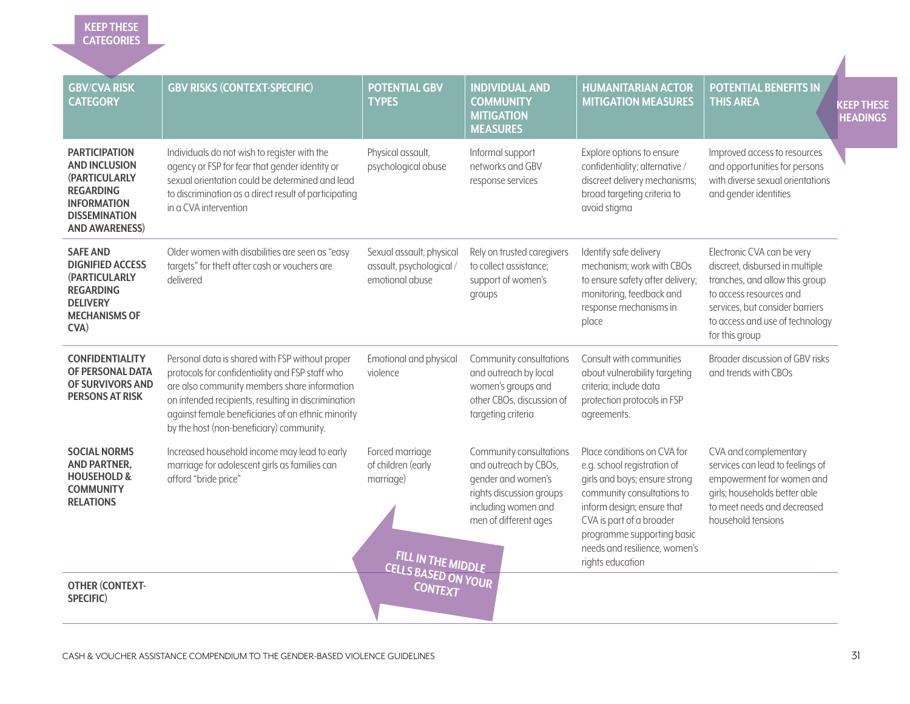KEEP THESE CATEGORIES

KEEP THESE HEADINGS

| GBV/CVA RISK CATEGORY | GBV RISKS (CONTEXT-SPECIFIC) | POTENTIAL GBV TYPES | INDIVIDUAL AND COMMUNITY MITIGATION MEASURES | HUMANITARIAN ACTOR MITIGATION MEASURES | POTENTIAL BENEFITS IN THIS AREA |
|---|---|---|---|---|---|
| **PARTICIPATION AND INCLUSION (PARTICULARLY REGARDING INFORMATION DISSEMINATION AND AWARENESS)** | Individuals do not wish to register with the agency or FSP for fear that gender identity or sexual orientation could be determined and lead to discrimination as a direct result of participating in a CVA intervention | Physical assault, psychological abuse | Informal support networks and GBV response services | Explore options to ensure confidentiality; alternative / discreet delivery mechanisms; broad targeting criteria to avoid stigma | Improved access to resources and opportunities for persons with diverse sexual orientations and gender identities |
| **SAFE AND DIGNIFIED ACCESS (PARTICULARLY REGARDING DELIVERY MECHANISMS OF CVA)** | Older women with disabilities are seen as "easy targets" for theft after cash or vouchers are delivered | Sexual assault, physical assault, psychological / emotional abuse | Rely on trusted caregivers to collect assistance; support of women's groups | Identify safe delivery mechanism; work with CBOs to ensure safety after delivery; monitoring, feedback and response mechanisms in place | Electronic CVA can be very discreet, disbursed in multiple tranches, and allow this group to access resources and services, but consider barriers to access and use of technology for this group |
| **CONFIDENTIALITY OF PERSONAL DATA OF SURVIVORS AND PERSONS AT RISK** | Personal data is shared with FSP without proper protocols for confidentiality and FSP staff who are also community members share information on intended recipients, resulting in discrimination against female beneficiaries of an ethnic minority by the host (non-beneficiary) community. | Emotional and physical violence | Community consultations and outreach by local women's groups and other CBOs, discussion of targeting criteria | Consult with communities about vulnerability targeting criteria; include data protection protocols in FSP agreements. | Broader discussion of GBV risks and trends with CBOs |
| **SOCIAL NORMS AND PARTNER, HOUSEHOLD & COMMUNITY RELATIONS** | Increased household income may lead to early marriage for adolescent girls as families can afford "bride price" | Forced marriage of children (early marriage) | Community consultations and outreach by CBOs, gender and women's rights discussion groups including women and men of different ages | Place conditions on CVA for e.g. school registration of girls and boys; ensure strong community consultations to inform design; ensure that CVA is part of a broader programme supporting basic needs and resilience, women's rights education | CVA and complementary services can lead to feelings of empowerment for women and girls; households better able to meet needs and decreased household tensions |
| **OTHER (CONTEXT-SPECIFIC)** | | | | | |

FILL IN THE MIDDLE CELLS BASED ON YOUR CONTEXT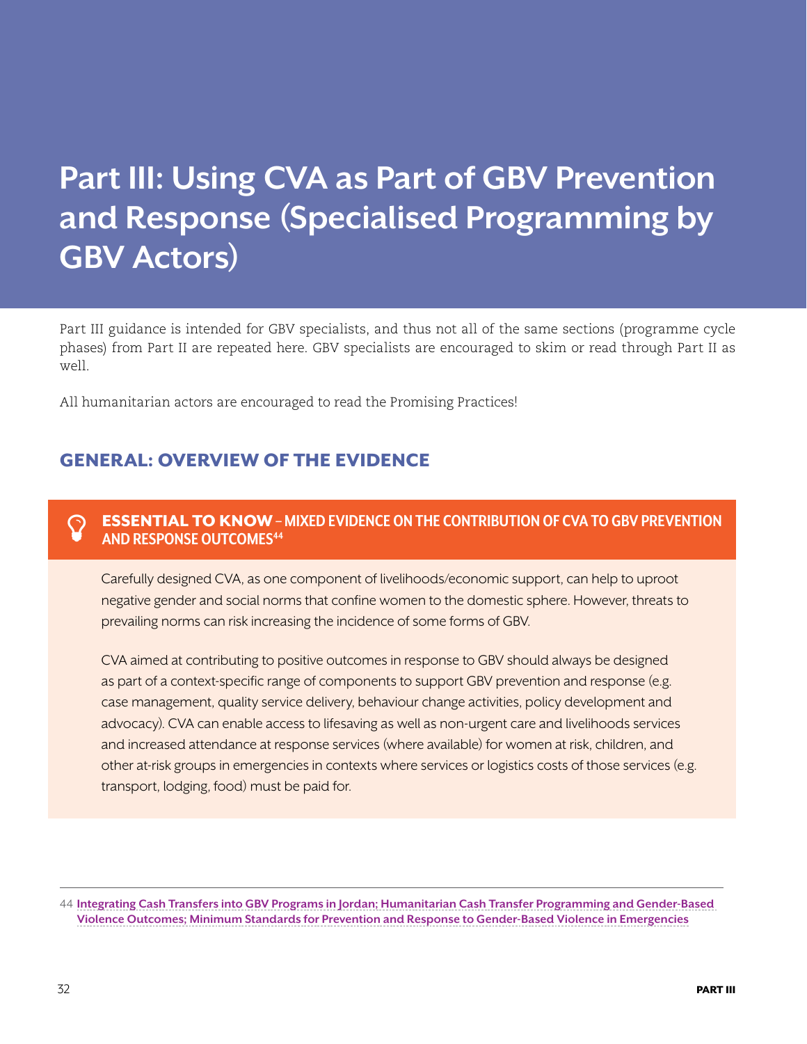# Part III: Using CVA as Part of GBV Prevention and Response (Specialised Programming by GBV Actors)

Part III guidance is intended for GBV specialists, and thus not all of the same sections (programme cycle phases) from Part II are repeated here. GBV specialists are encouraged to skim or read through Part II as well.

All humanitarian actors are encouraged to read the Promising Practices!

## GENERAL: OVERVIEW OF THE EVIDENCE

### ESSENTIAL TO KNOW – MIXED EVIDENCE ON THE CONTRIBUTION OF CVA TO GBV PREVENTION AND RESPONSE OUTCOMES[44]

Carefully designed CVA, as one component of livelihoods/economic support, can help to uproot negative gender and social norms that confine women to the domestic sphere. However, threats to prevailing norms can risk increasing the incidence of some forms of GBV.

CVA aimed at contributing to positive outcomes in response to GBV should always be designed as part of a context-specific range of components to support GBV prevention and response (e.g. case management, quality service delivery, behaviour change activities, policy development and advocacy). CVA can enable access to lifesaving as well as non-urgent care and livelihoods services and increased attendance at response services (where available) for women at risk, children, and other at-risk groups in emergencies in contexts where services or logistics costs of those services (e.g. transport, lodging, food) must be paid for.

---

44 Integrating Cash Transfers into GBV Programs in Jordan; Humanitarian Cash Transfer Programming and Gender-Based Violence Outcomes; Minimum Standards for Prevention and Response to Gender-Based Violence in Emergencies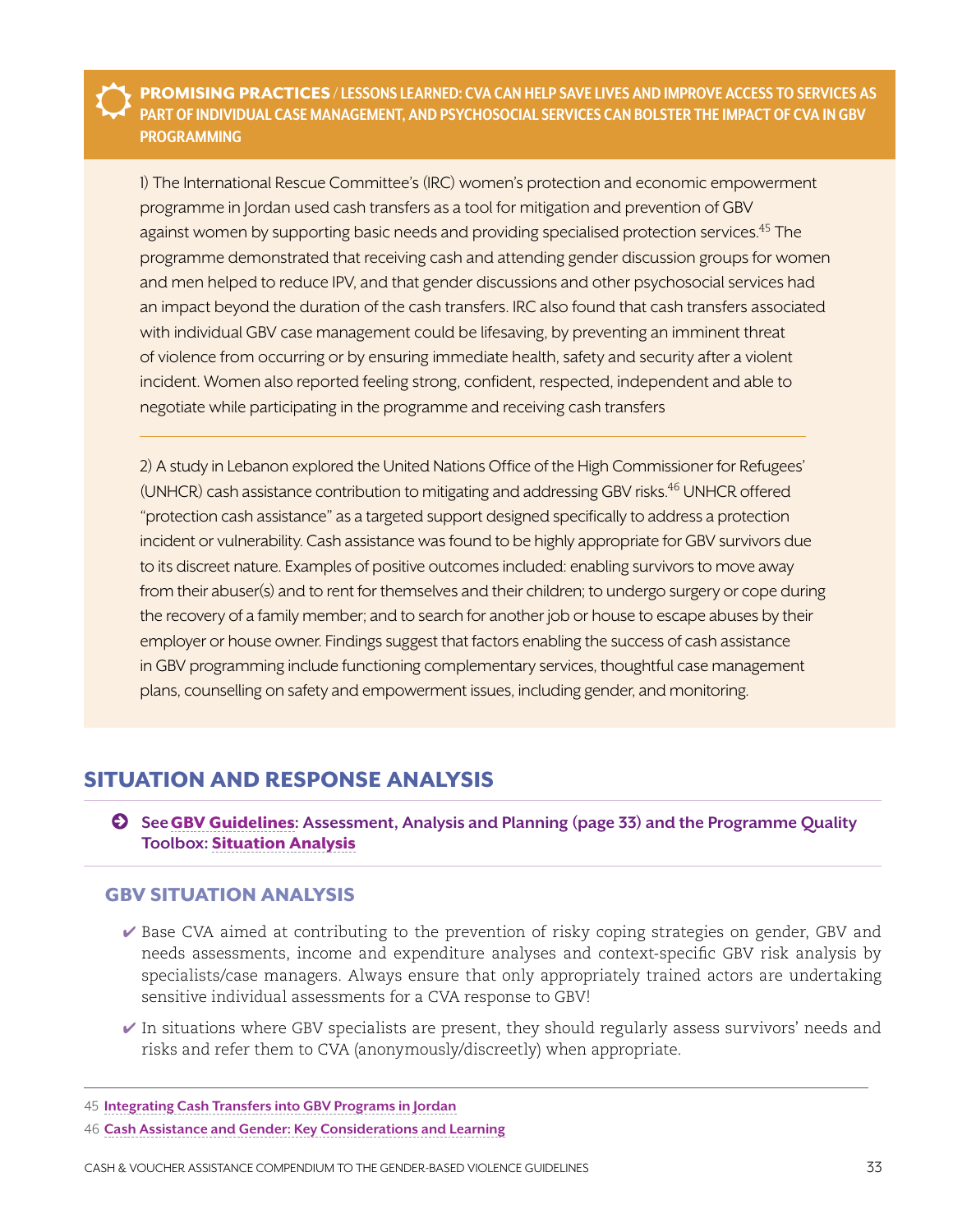**PROMISING PRACTICES / LESSONS LEARNED: CVA CAN HELP SAVE LIVES AND IMPROVE ACCESS TO SERVICES AS PART OF INDIVIDUAL CASE MANAGEMENT, AND PSYCHOSOCIAL SERVICES CAN BOLSTER THE IMPACT OF CVA IN GBV PROGRAMMING**

1) The International Rescue Committee's (IRC) women's protection and economic empowerment programme in Jordan used cash transfers as a tool for mitigation and prevention of GBV against women by supporting basic needs and providing specialised protection services.[45] The programme demonstrated that receiving cash and attending gender discussion groups for women and men helped to reduce IPV, and that gender discussions and other psychosocial services had an impact beyond the duration of the cash transfers. IRC also found that cash transfers associated with individual GBV case management could be lifesaving, by preventing an imminent threat of violence from occurring or by ensuring immediate health, safety and security after a violent incident. Women also reported feeling strong, confident, respected, independent and able to negotiate while participating in the programme and receiving cash transfers

---

2) A study in Lebanon explored the United Nations Office of the High Commissioner for Refugees' (UNHCR) cash assistance contribution to mitigating and addressing GBV risks.[46] UNHCR offered "protection cash assistance" as a targeted support designed specifically to address a protection incident or vulnerability. Cash assistance was found to be highly appropriate for GBV survivors due to its discreet nature. Examples of positive outcomes included: enabling survivors to move away from their abuser(s) and to rent for themselves and their children; to undergo surgery or cope during the recovery of a family member; and to search for another job or house to escape abuses by their employer or house owner. Findings suggest that factors enabling the success of cash assistance in GBV programming include functioning complementary services, thoughtful case management plans, counselling on safety and empowerment issues, including gender, and monitoring.

## SITUATION AND RESPONSE ANALYSIS

**See GBV Guidelines: Assessment, Analysis and Planning (page 33) and the Programme Quality Toolbox: Situation Analysis**

### GBV SITUATION ANALYSIS

- ✔ Base CVA aimed at contributing to the prevention of risky coping strategies on gender, GBV and needs assessments, income and expenditure analyses and context-specific GBV risk analysis by specialists/case managers. Always ensure that only appropriately trained actors are undertaking sensitive individual assessments for a CVA response to GBV!
- ✔ In situations where GBV specialists are present, they should regularly assess survivors' needs and risks and refer them to CVA (anonymously/discreetly) when appropriate.

---

45 Integrating Cash Transfers into GBV Programs in Jordan

46 Cash Assistance and Gender: Key Considerations and Learning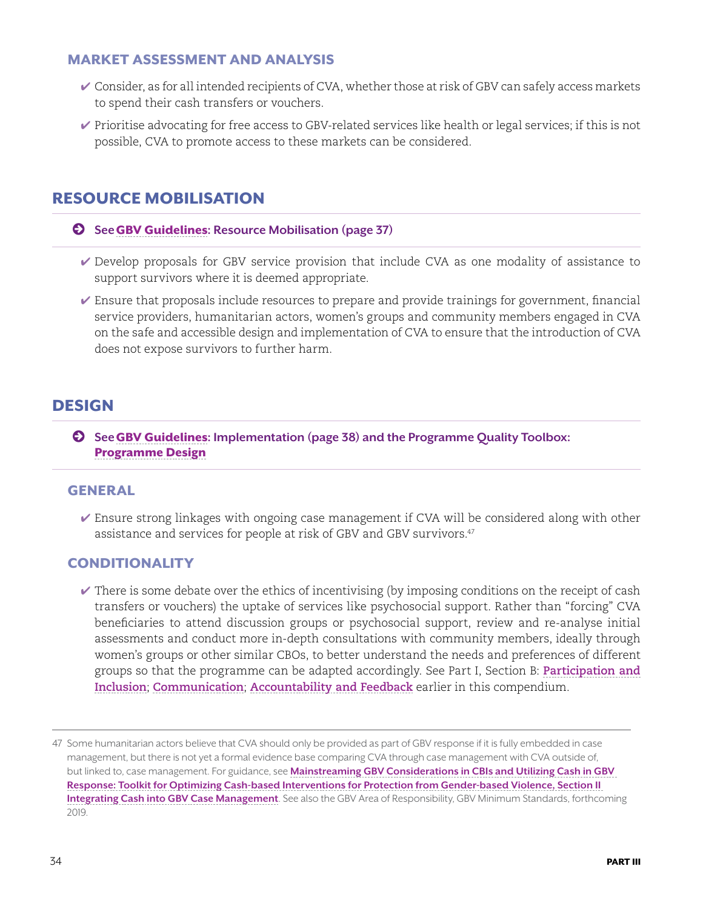### MARKET ASSESSMENT AND ANALYSIS

- ✔ Consider, as for all intended recipients of CVA, whether those at risk of GBV can safely access markets to spend their cash transfers or vouchers.
- ✔ Prioritise advocating for free access to GBV-related services like health or legal services; if this is not possible, CVA to promote access to these markets can be considered.

## RESOURCE MOBILISATION

**See GBV Guidelines: Resource Mobilisation (page 37)**

- ✔ Develop proposals for GBV service provision that include CVA as one modality of assistance to support survivors where it is deemed appropriate.
- ✔ Ensure that proposals include resources to prepare and provide trainings for government, financial service providers, humanitarian actors, women's groups and community members engaged in CVA on the safe and accessible design and implementation of CVA to ensure that the introduction of CVA does not expose survivors to further harm.

## DESIGN

**See GBV Guidelines: Implementation (page 38) and the Programme Quality Toolbox: Programme Design**

### GENERAL

- ✔ Ensure strong linkages with ongoing case management if CVA will be considered along with other assistance and services for people at risk of GBV and GBV survivors.[47]

### CONDITIONALITY

- ✔ There is some debate over the ethics of incentivising (by imposing conditions on the receipt of cash transfers or vouchers) the uptake of services like psychosocial support. Rather than "forcing" CVA beneficiaries to attend discussion groups or psychosocial support, review and re-analyse initial assessments and conduct more in-depth consultations with community members, ideally through women's groups or other similar CBOs, to better understand the needs and preferences of different groups so that the programme can be adapted accordingly. See Part I, Section B: Participation and Inclusion; Communication; Accountability and Feedback earlier in this compendium.

---

47 Some humanitarian actors believe that CVA should only be provided as part of GBV response if it is fully embedded in case management, but there is not yet a formal evidence base comparing CVA through case management with CVA outside of, but linked to, case management. For guidance, see **Mainstreaming GBV Considerations in CBIs and Utilizing Cash in GBV Response: Toolkit for Optimizing Cash-based Interventions for Protection from Gender-based Violence, Section II Integrating Cash into GBV Case Management**. See also the GBV Area of Responsibility, GBV Minimum Standards, forthcoming 2019.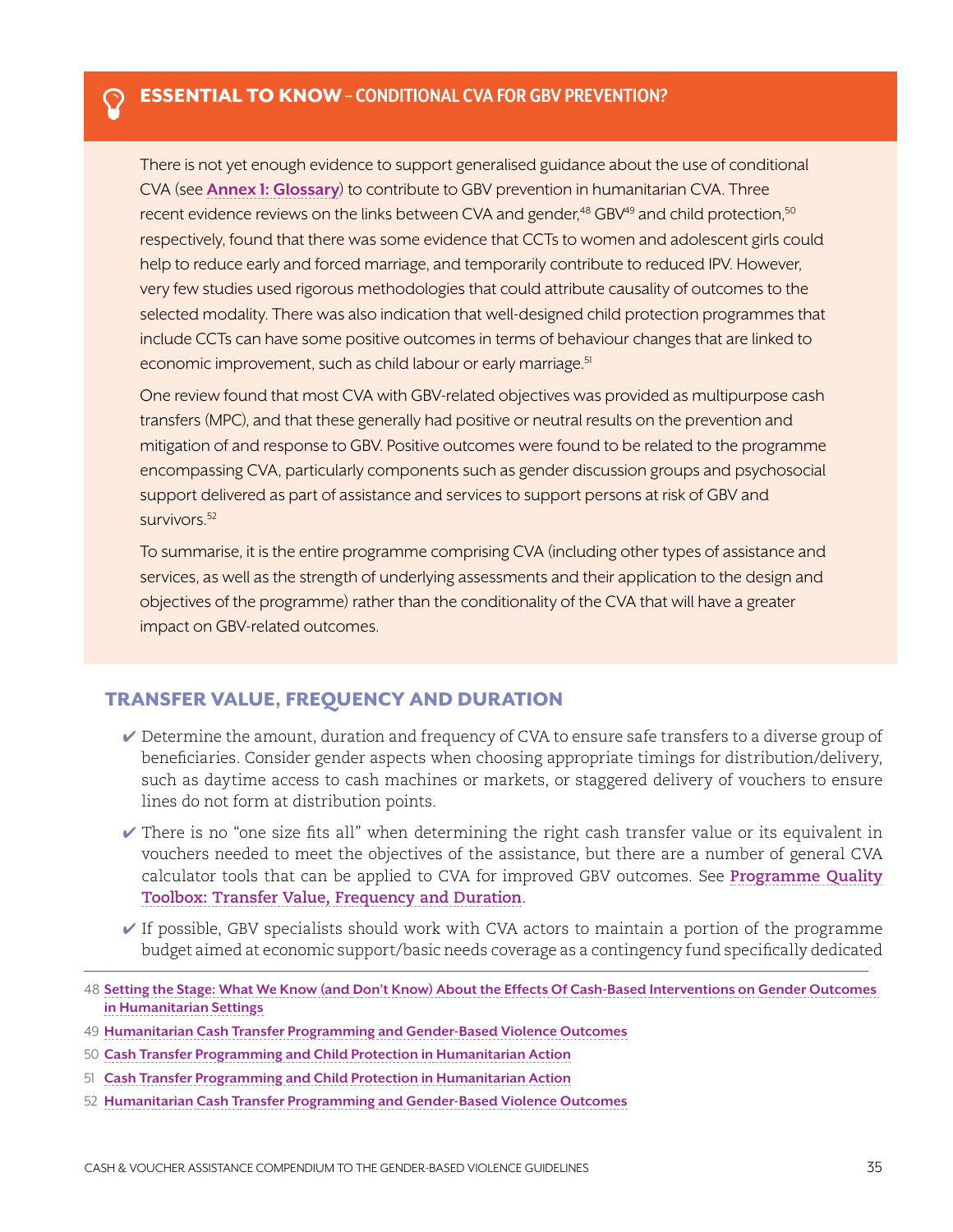## ESSENTIAL TO KNOW – CONDITIONAL CVA FOR GBV PREVENTION?

There is not yet enough evidence to support generalised guidance about the use of conditional CVA (see **Annex 1: Glossary**) to contribute to GBV prevention in humanitarian CVA. Three recent evidence reviews on the links between CVA and gender,[48] GBV[49] and child protection,[50] respectively, found that there was some evidence that CCTs to women and adolescent girls could help to reduce early and forced marriage, and temporarily contribute to reduced IPV. However, very few studies used rigorous methodologies that could attribute causality of outcomes to the selected modality. There was also indication that well-designed child protection programmes that include CCTs can have some positive outcomes in terms of behaviour changes that are linked to economic improvement, such as child labour or early marriage.[51]

One review found that most CVA with GBV-related objectives was provided as multipurpose cash transfers (MPC), and that these generally had positive or neutral results on the prevention and mitigation of and response to GBV. Positive outcomes were found to be related to the programme encompassing CVA, particularly components such as gender discussion groups and psychosocial support delivered as part of assistance and services to support persons at risk of GBV and survivors.[52]

To summarise, it is the entire programme comprising CVA (including other types of assistance and services, as well as the strength of underlying assessments and their application to the design and objectives of the programme) rather than the conditionality of the CVA that will have a greater impact on GBV-related outcomes.

## TRANSFER VALUE, FREQUENCY AND DURATION

- ✔ Determine the amount, duration and frequency of CVA to ensure safe transfers to a diverse group of beneficiaries. Consider gender aspects when choosing appropriate timings for distribution/delivery, such as daytime access to cash machines or markets, or staggered delivery of vouchers to ensure lines do not form at distribution points.
- ✔ There is no "one size fits all" when determining the right cash transfer value or its equivalent in vouchers needed to meet the objectives of the assistance, but there are a number of general CVA calculator tools that can be applied to CVA for improved GBV outcomes. See **Programme Quality Toolbox: Transfer Value, Frequency and Duration**.
- ✔ If possible, GBV specialists should work with CVA actors to maintain a portion of the programme budget aimed at economic support/basic needs coverage as a contingency fund specifically dedicated

---

48 Setting the Stage: What We Know (and Don't Know) About the Effects Of Cash-Based Interventions on Gender Outcomes in Humanitarian Settings

49 Humanitarian Cash Transfer Programming and Gender-Based Violence Outcomes

50 Cash Transfer Programming and Child Protection in Humanitarian Action

51 Cash Transfer Programming and Child Protection in Humanitarian Action

52 Humanitarian Cash Transfer Programming and Gender-Based Violence Outcomes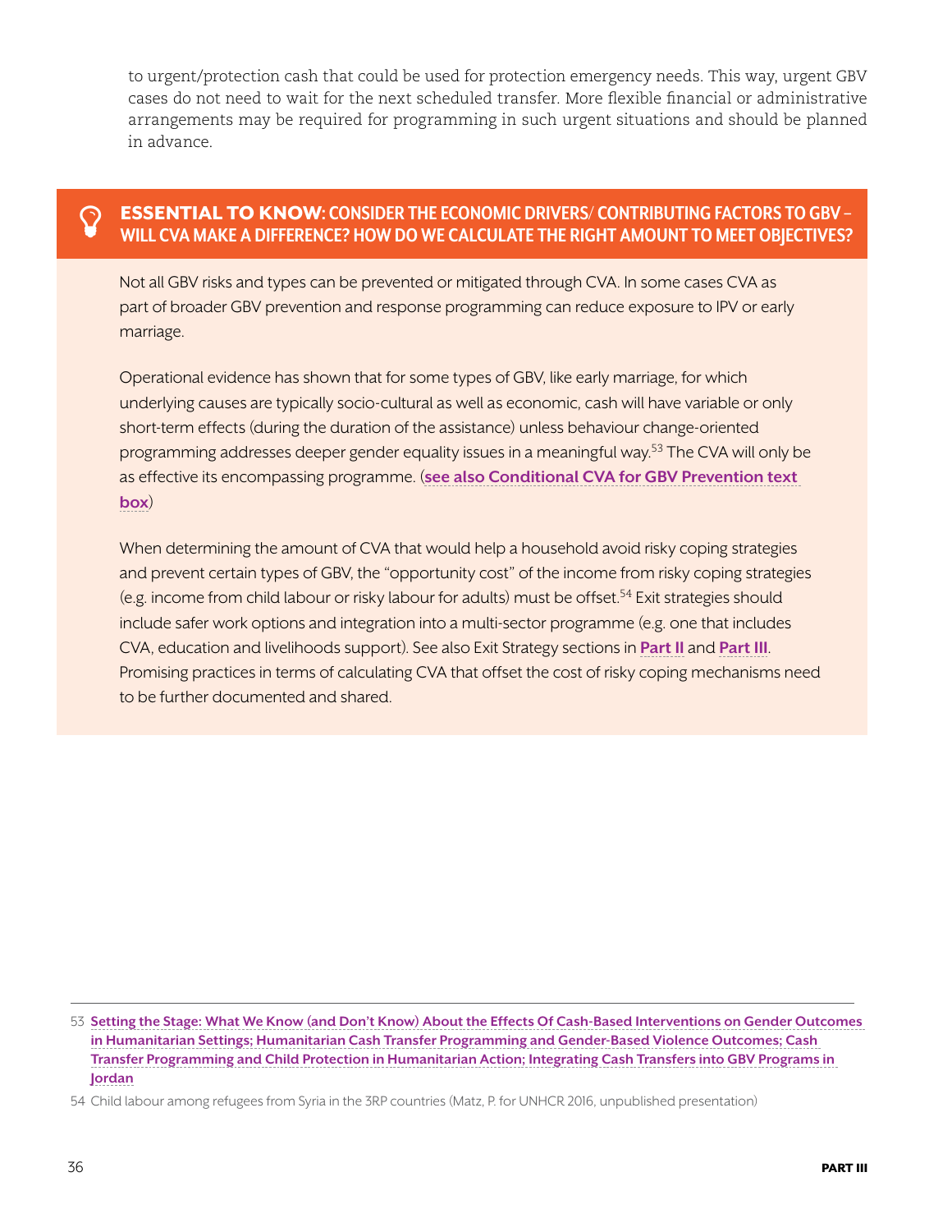to urgent/protection cash that could be used for protection emergency needs. This way, urgent GBV cases do not need to wait for the next scheduled transfer. More flexible financial or administrative arrangements may be required for programming in such urgent situations and should be planned in advance.

### ESSENTIAL TO KNOW: CONSIDER THE ECONOMIC DRIVERS/ CONTRIBUTING FACTORS TO GBV – WILL CVA MAKE A DIFFERENCE? HOW DO WE CALCULATE THE RIGHT AMOUNT TO MEET OBJECTIVES?

Not all GBV risks and types can be prevented or mitigated through CVA. In some cases CVA as part of broader GBV prevention and response programming can reduce exposure to IPV or early marriage.

Operational evidence has shown that for some types of GBV, like early marriage, for which underlying causes are typically socio-cultural as well as economic, cash will have variable or only short-term effects (during the duration of the assistance) unless behaviour change-oriented programming addresses deeper gender equality issues in a meaningful way.[53] The CVA will only be as effective its encompassing programme. (**see also Conditional CVA for GBV Prevention text box**)

When determining the amount of CVA that would help a household avoid risky coping strategies and prevent certain types of GBV, the "opportunity cost" of the income from risky coping strategies (e.g. income from child labour or risky labour for adults) must be offset.[54] Exit strategies should include safer work options and integration into a multi-sector programme (e.g. one that includes CVA, education and livelihoods support). See also Exit Strategy sections in **Part II** and **Part III**. Promising practices in terms of calculating CVA that offset the cost of risky coping mechanisms need to be further documented and shared.

---

53 **Setting the Stage: What We Know (and Don't Know) About the Effects Of Cash-Based Interventions on Gender Outcomes in Humanitarian Settings; Humanitarian Cash Transfer Programming and Gender-Based Violence Outcomes; Cash Transfer Programming and Child Protection in Humanitarian Action; Integrating Cash Transfers into GBV Programs in Jordan**

54 Child labour among refugees from Syria in the 3RP countries (Matz, P. for UNHCR 2016, unpublished presentation)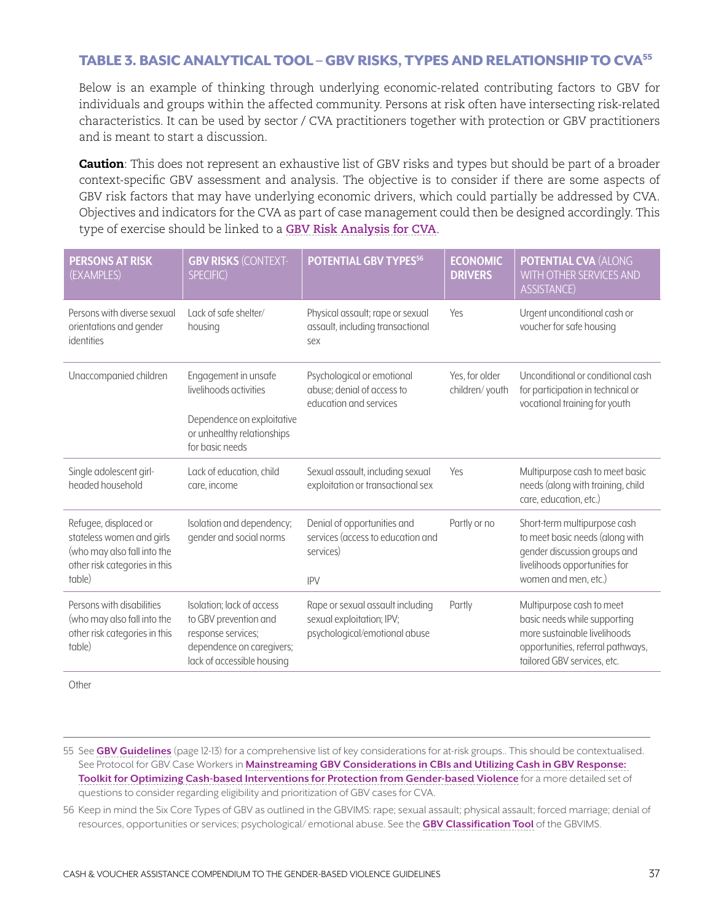### TABLE 3. BASIC ANALYTICAL TOOL – GBV RISKS, TYPES AND RELATIONSHIP TO CVA[55]

Below is an example of thinking through underlying economic-related contributing factors to GBV for individuals and groups within the affected community. Persons at risk often have intersecting risk-related characteristics. It can be used by sector / CVA practitioners together with protection or GBV practitioners and is meant to start a discussion.

**Caution**: This does not represent an exhaustive list of GBV risks and types but should be part of a broader context-specific GBV assessment and analysis. The objective is to consider if there are some aspects of GBV risk factors that may have underlying economic drivers, which could partially be addressed by CVA. Objectives and indicators for the CVA as part of case management could then be designed accordingly. This type of exercise should be linked to a GBV Risk Analysis for CVA.

| PERSONS AT RISK (EXAMPLES) | GBV RISKS (CONTEXT-SPECIFIC) | POTENTIAL GBV TYPES[56] | ECONOMIC DRIVERS | POTENTIAL CVA (ALONG WITH OTHER SERVICES AND ASSISTANCE) |
|---|---|---|---|---|
| Persons with diverse sexual orientations and gender identities | Lack of safe shelter/ housing | Physical assault; rape or sexual assault, including transactional sex | Yes | Urgent unconditional cash or voucher for safe housing |
| Unaccompanied children | Engagement in unsafe livelihoods activities<br><br>Dependence on exploitative or unhealthy relationships for basic needs | Psychological or emotional abuse; denial of access to education and services | Yes, for older children/ youth | Unconditional or conditional cash for participation in technical or vocational training for youth |
| Single adolescent girl-headed household | Lack of education, child care, income | Sexual assault, including sexual exploitation or transactional sex | Yes | Multipurpose cash to meet basic needs (along with training, child care, education, etc.) |
| Refugee, displaced or stateless women and girls (who may also fall into the other risk categories in this table) | Isolation and dependency; gender and social norms | Denial of opportunities and services (access to education and services)<br><br>IPV | Partly or no | Short-term multipurpose cash to meet basic needs (along with gender discussion groups and livelihoods opportunities for women and men, etc.) |
| Persons with disabilities (who may also fall into the other risk categories in this table) | Isolation; lack of access to GBV prevention and response services; dependence on caregivers; lack of accessible housing | Rape or sexual assault including sexual exploitation; IPV; psychological/emotional abuse | Partly | Multipurpose cash to meet basic needs while supporting more sustainable livelihoods opportunities, referral pathways, tailored GBV services, etc. |
| Other | | | | |

55 See **GBV Guidelines** (page 12-13) for a comprehensive list of key considerations for at-risk groups.. This should be contextualised. See Protocol for GBV Case Workers in **Mainstreaming GBV Considerations in CBIs and Utilizing Cash in GBV Response: Toolkit for Optimizing Cash-based Interventions for Protection from Gender-based Violence** for a more detailed set of questions to consider regarding eligibility and prioritization of GBV cases for CVA.

56 Keep in mind the Six Core Types of GBV as outlined in the GBVIMS: rape; sexual assault; physical assault; forced marriage; denial of resources, opportunities or services; psychological/ emotional abuse. See the **GBV Classification Tool** of the GBVIMS.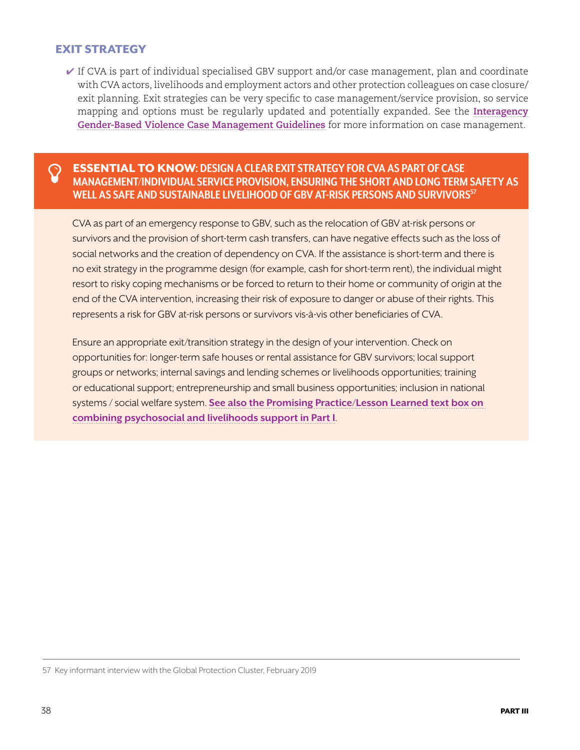## EXIT STRATEGY

- ✔ If CVA is part of individual specialised GBV support and/or case management, plan and coordinate with CVA actors, livelihoods and employment actors and other protection colleagues on case closure/exit planning. Exit strategies can be very specific to case management/service provision, so service mapping and options must be regularly updated and potentially expanded. See the **Interagency Gender-Based Violence Case Management Guidelines** for more information on case management.

### ESSENTIAL TO KNOW: DESIGN A CLEAR EXIT STRATEGY FOR CVA AS PART OF CASE MANAGEMENT/INDIVIDUAL SERVICE PROVISION, ENSURING THE SHORT AND LONG TERM SAFETY AS WELL AS SAFE AND SUSTAINABLE LIVELIHOOD OF GBV AT-RISK PERSONS AND SURVIVORS[57]

CVA as part of an emergency response to GBV, such as the relocation of GBV at-risk persons or survivors and the provision of short-term cash transfers, can have negative effects such as the loss of social networks and the creation of dependency on CVA. If the assistance is short-term and there is no exit strategy in the programme design (for example, cash for short-term rent), the individual might resort to risky coping mechanisms or be forced to return to their home or community of origin at the end of the CVA intervention, increasing their risk of exposure to danger or abuse of their rights. This represents a risk for GBV at-risk persons or survivors vis-à-vis other beneficiaries of CVA.

Ensure an appropriate exit/transition strategy in the design of your intervention. Check on opportunities for: longer-term safe houses or rental assistance for GBV survivors; local support groups or networks; internal savings and lending schemes or livelihoods opportunities; training or educational support; entrepreneurship and small business opportunities; inclusion in national systems / social welfare system. **See also the Promising Practice/Lesson Learned text box on combining psychosocial and livelihoods support in Part I**.

---

57 Key informant interview with the Global Protection Cluster, February 2019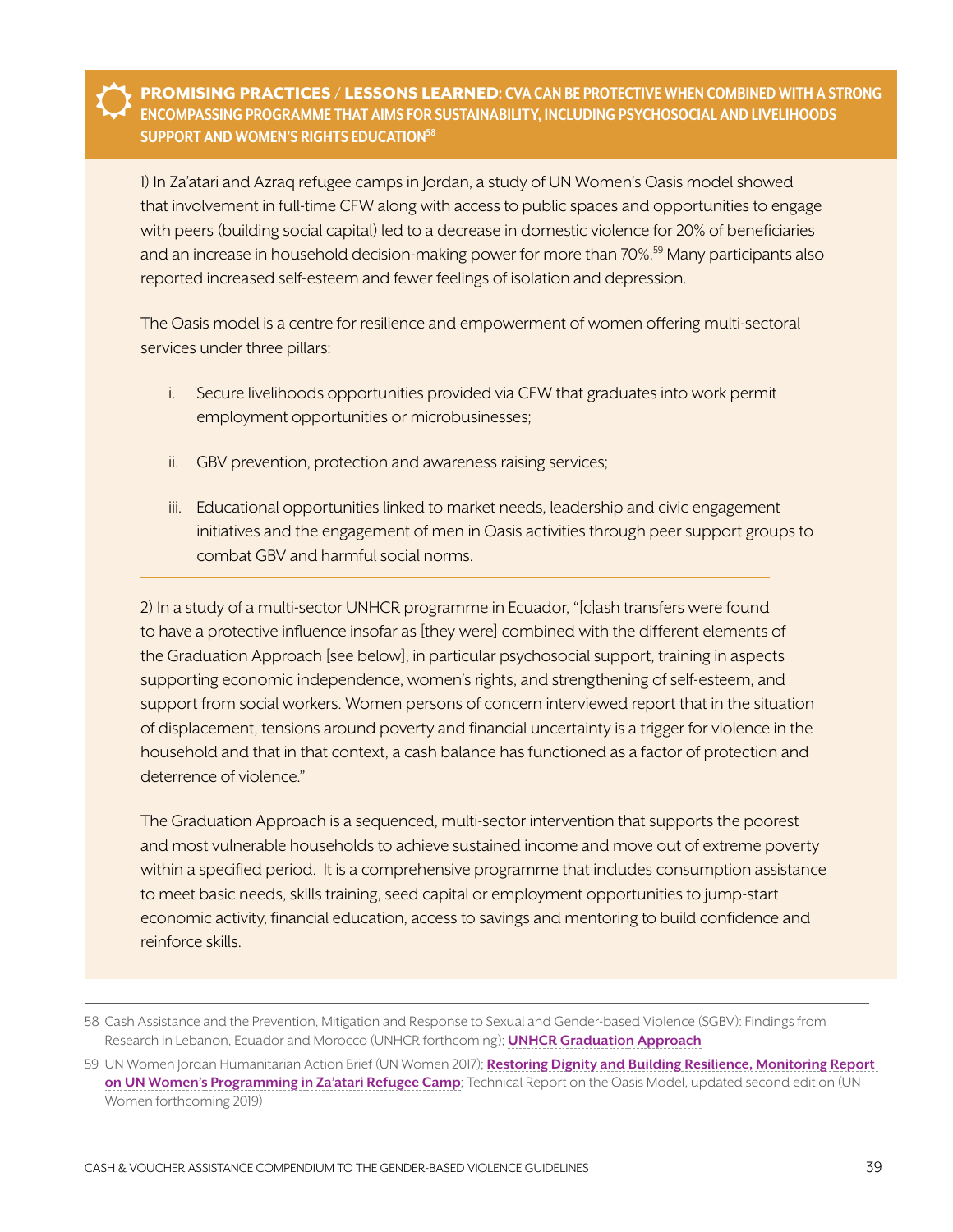### PROMISING PRACTICES / LESSONS LEARNED: CVA CAN BE PROTECTIVE WHEN COMBINED WITH A STRONG ENCOMPASSING PROGRAMME THAT AIMS FOR SUSTAINABILITY, INCLUDING PSYCHOSOCIAL AND LIVELIHOODS SUPPORT AND WOMEN'S RIGHTS EDUCATION[58]

1) In Za'atari and Azraq refugee camps in Jordan, a study of UN Women's Oasis model showed that involvement in full-time CFW along with access to public spaces and opportunities to engage with peers (building social capital) led to a decrease in domestic violence for 20% of beneficiaries and an increase in household decision-making power for more than 70%.[59] Many participants also reported increased self-esteem and fewer feelings of isolation and depression.

The Oasis model is a centre for resilience and empowerment of women offering multi-sectoral services under three pillars:

i. Secure livelihoods opportunities provided via CFW that graduates into work permit employment opportunities or microbusinesses;

ii. GBV prevention, protection and awareness raising services;

iii. Educational opportunities linked to market needs, leadership and civic engagement initiatives and the engagement of men in Oasis activities through peer support groups to combat GBV and harmful social norms.

---

2) In a study of a multi-sector UNHCR programme in Ecuador, "[c]ash transfers were found to have a protective influence insofar as [they were] combined with the different elements of the Graduation Approach [see below], in particular psychosocial support, training in aspects supporting economic independence, women's rights, and strengthening of self-esteem, and support from social workers. Women persons of concern interviewed report that in the situation of displacement, tensions around poverty and financial uncertainty is a trigger for violence in the household and that in that context, a cash balance has functioned as a factor of protection and deterrence of violence."

The Graduation Approach is a sequenced, multi-sector intervention that supports the poorest and most vulnerable households to achieve sustained income and move out of extreme poverty within a specified period. It is a comprehensive programme that includes consumption assistance to meet basic needs, skills training, seed capital or employment opportunities to jump-start economic activity, financial education, access to savings and mentoring to build confidence and reinforce skills.

---

58 Cash Assistance and the Prevention, Mitigation and Response to Sexual and Gender-based Violence (SGBV): Findings from Research in Lebanon, Ecuador and Morocco (UNHCR forthcoming); **UNHCR Graduation Approach**

59 UN Women Jordan Humanitarian Action Brief (UN Women 2017); **Restoring Dignity and Building Resilience, Monitoring Report on UN Women's Programming in Za'atari Refugee Camp**; Technical Report on the Oasis Model, updated second edition (UN Women forthcoming 2019)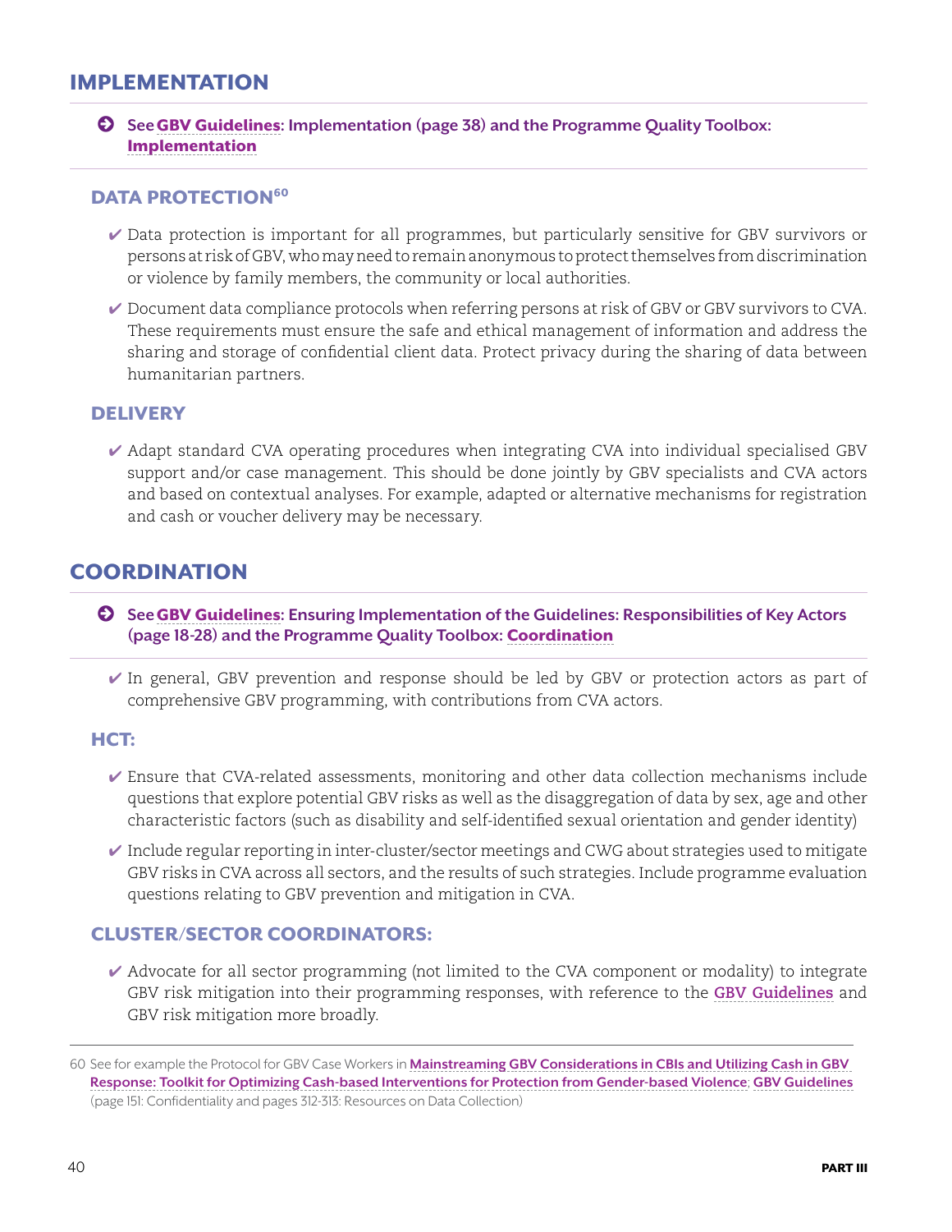## IMPLEMENTATION

➔ **See GBV Guidelines: Implementation (page 38) and the Programme Quality Toolbox: Implementation**

### DATA PROTECTION[60]

- ✔ Data protection is important for all programmes, but particularly sensitive for GBV survivors or persons at risk of GBV, who may need to remain anonymous to protect themselves from discrimination or violence by family members, the community or local authorities.
- ✔ Document data compliance protocols when referring persons at risk of GBV or GBV survivors to CVA. These requirements must ensure the safe and ethical management of information and address the sharing and storage of confidential client data. Protect privacy during the sharing of data between humanitarian partners.

### DELIVERY

- ✔ Adapt standard CVA operating procedures when integrating CVA into individual specialised GBV support and/or case management. This should be done jointly by GBV specialists and CVA actors and based on contextual analyses. For example, adapted or alternative mechanisms for registration and cash or voucher delivery may be necessary.

## COORDINATION

➔ **See GBV Guidelines: Ensuring Implementation of the Guidelines: Responsibilities of Key Actors (page 18-28) and the Programme Quality Toolbox: Coordination**

- ✔ In general, GBV prevention and response should be led by GBV or protection actors as part of comprehensive GBV programming, with contributions from CVA actors.

### HCT:

- ✔ Ensure that CVA-related assessments, monitoring and other data collection mechanisms include questions that explore potential GBV risks as well as the disaggregation of data by sex, age and other characteristic factors (such as disability and self-identified sexual orientation and gender identity)
- ✔ Include regular reporting in inter-cluster/sector meetings and CWG about strategies used to mitigate GBV risks in CVA across all sectors, and the results of such strategies. Include programme evaluation questions relating to GBV prevention and mitigation in CVA.

### CLUSTER/SECTOR COORDINATORS:

- ✔ Advocate for all sector programming (not limited to the CVA component or modality) to integrate GBV risk mitigation into their programming responses, with reference to the GBV Guidelines and GBV risk mitigation more broadly.

---

60 See for example the Protocol for GBV Case Workers in **Mainstreaming GBV Considerations in CBIs and Utilizing Cash in GBV Response: Toolkit for Optimizing Cash-based Interventions for Protection from Gender-based Violence**; **GBV Guidelines** (page 151: Confidentiality and pages 312-313: Resources on Data Collection)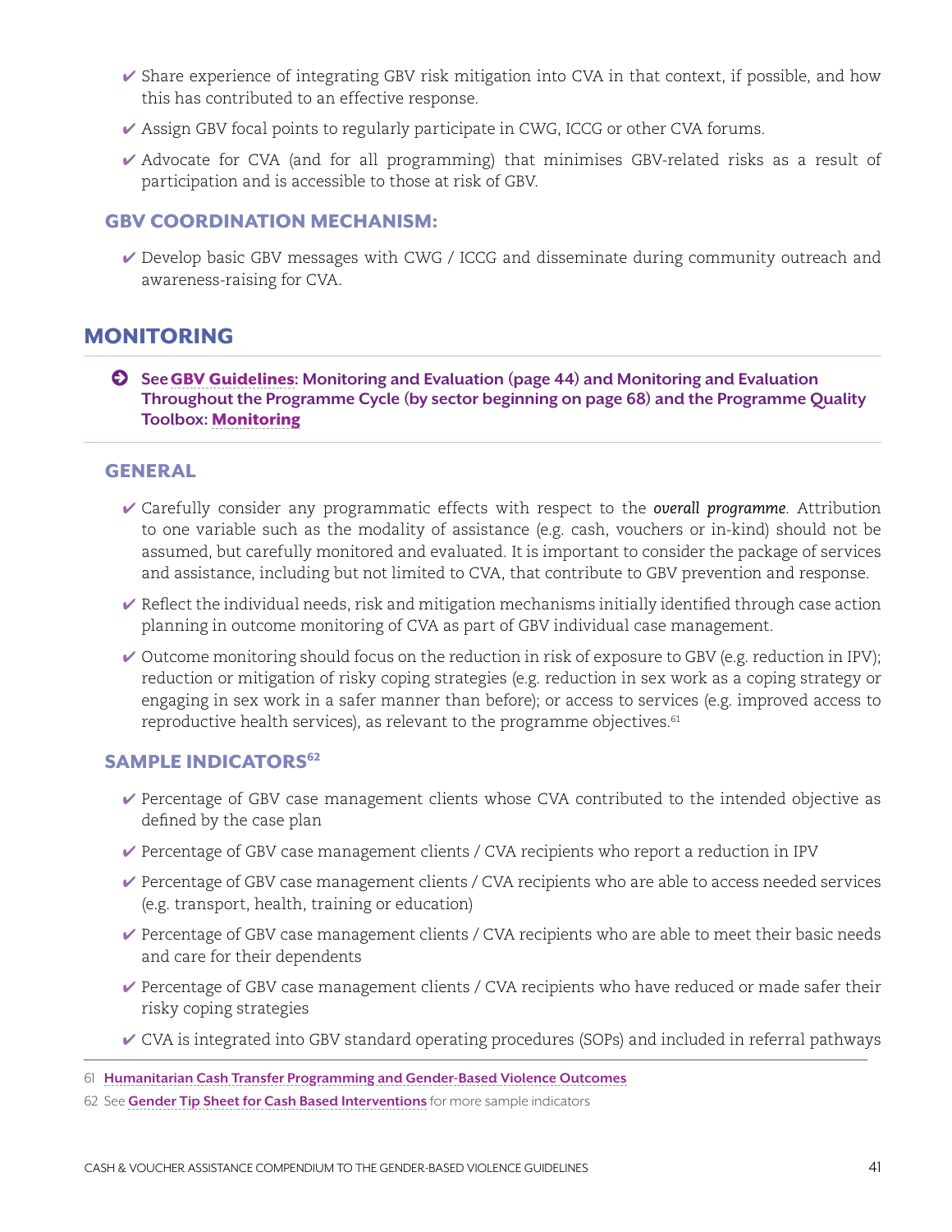- ✔ Share experience of integrating GBV risk mitigation into CVA in that context, if possible, and how this has contributed to an effective response.
- ✔ Assign GBV focal points to regularly participate in CWG, ICCG or other CVA forums.
- ✔ Advocate for CVA (and for all programming) that minimises GBV-related risks as a result of participation and is accessible to those at risk of GBV.

### GBV COORDINATION MECHANISM:

- ✔ Develop basic GBV messages with CWG / ICCG and disseminate during community outreach and awareness-raising for CVA.

## MONITORING

**See GBV Guidelines: Monitoring and Evaluation (page 44) and Monitoring and Evaluation Throughout the Programme Cycle (by sector beginning on page 68) and the Programme Quality Toolbox: Monitoring**

### GENERAL

- ✔ Carefully consider any programmatic effects with respect to the ***overall programme***. Attribution to one variable such as the modality of assistance (e.g. cash, vouchers or in-kind) should not be assumed, but carefully monitored and evaluated. It is important to consider the package of services and assistance, including but not limited to CVA, that contribute to GBV prevention and response.
- ✔ Reflect the individual needs, risk and mitigation mechanisms initially identified through case action planning in outcome monitoring of CVA as part of GBV individual case management.
- ✔ Outcome monitoring should focus on the reduction in risk of exposure to GBV (e.g. reduction in IPV); reduction or mitigation of risky coping strategies (e.g. reduction in sex work as a coping strategy or engaging in sex work in a safer manner than before); or access to services (e.g. improved access to reproductive health services), as relevant to the programme objectives.[61]

### SAMPLE INDICATORS[62]

- ✔ Percentage of GBV case management clients whose CVA contributed to the intended objective as defined by the case plan
- ✔ Percentage of GBV case management clients / CVA recipients who report a reduction in IPV
- ✔ Percentage of GBV case management clients / CVA recipients who are able to access needed services (e.g. transport, health, training or education)
- ✔ Percentage of GBV case management clients / CVA recipients who are able to meet their basic needs and care for their dependents
- ✔ Percentage of GBV case management clients / CVA recipients who have reduced or made safer their risky coping strategies
- ✔ CVA is integrated into GBV standard operating procedures (SOPs) and included in referral pathways

---

61 Humanitarian Cash Transfer Programming and Gender-Based Violence Outcomes

62 See Gender Tip Sheet for Cash Based Interventions for more sample indicators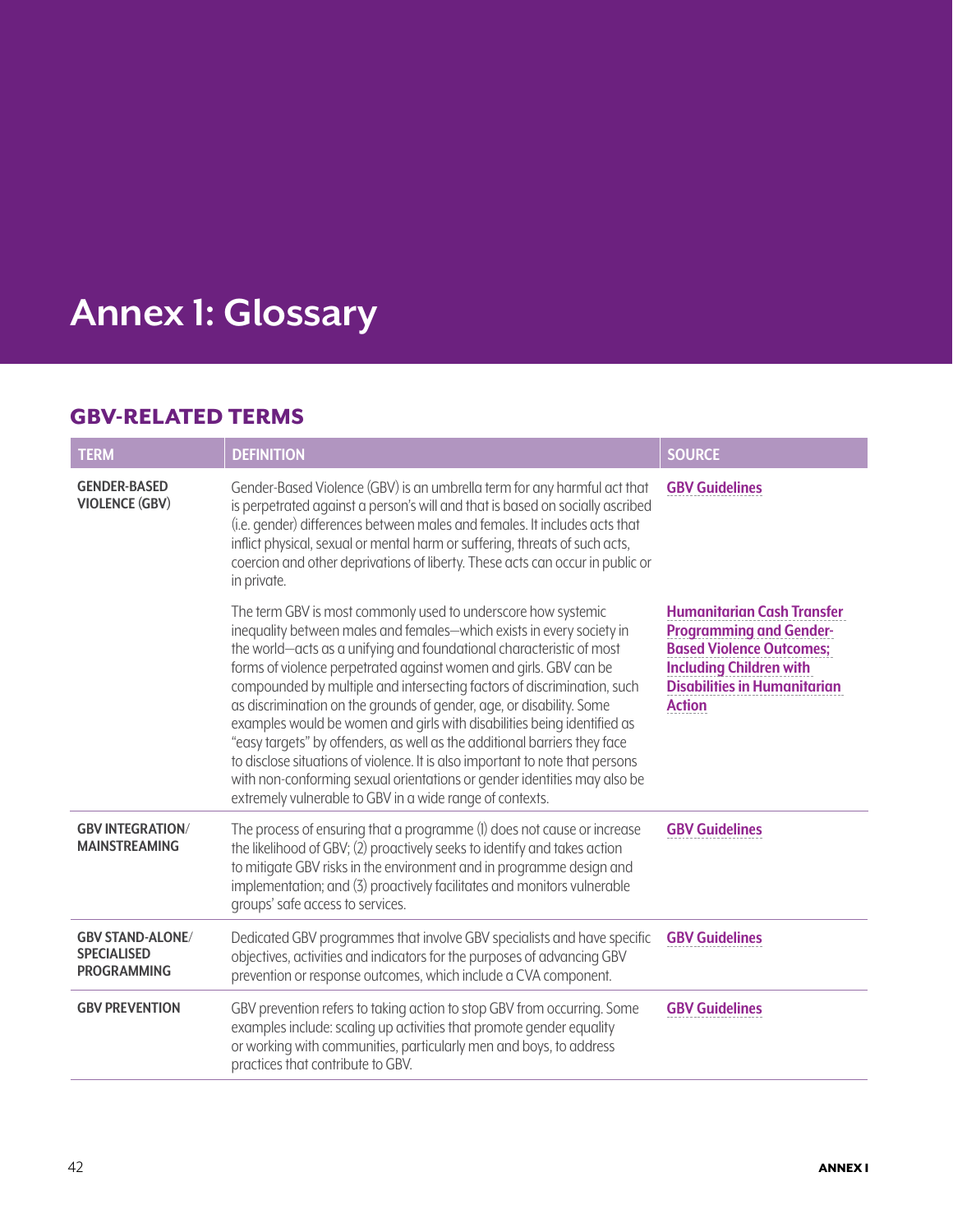# Annex 1: Glossary

## GBV-RELATED TERMS

| TERM | DEFINITION | SOURCE |
|---|---|---|
| **GENDER-BASED VIOLENCE (GBV)** | Gender-Based Violence (GBV) is an umbrella term for any harmful act that is perpetrated against a person's will and that is based on socially ascribed (i.e. gender) differences between males and females. It includes acts that inflict physical, sexual or mental harm or suffering, threats of such acts, coercion and other deprivations of liberty. These acts can occur in public or in private. | **GBV Guidelines** |
| | The term GBV is most commonly used to underscore how systemic inequality between males and females—which exists in every society in the world—acts as a unifying and foundational characteristic of most forms of violence perpetrated against women and girls. GBV can be compounded by multiple and intersecting factors of discrimination, such as discrimination on the grounds of gender, age, or disability. Some examples would be women and girls with disabilities being identified as "easy targets" by offenders, as well as the additional barriers they face to disclose situations of violence. It is also important to note that persons with non-conforming sexual orientations or gender identities may also be extremely vulnerable to GBV in a wide range of contexts. | **Humanitarian Cash Transfer Programming and Gender-Based Violence Outcomes; Including Children with Disabilities in Humanitarian Action** |
| **GBV INTEGRATION/ MAINSTREAMING** | The process of ensuring that a programme (1) does not cause or increase the likelihood of GBV; (2) proactively seeks to identify and takes action to mitigate GBV risks in the environment and in programme design and implementation; and (3) proactively facilitates and monitors vulnerable groups' safe access to services. | **GBV Guidelines** |
| **GBV STAND-ALONE/ SPECIALISED PROGRAMMING** | Dedicated GBV programmes that involve GBV specialists and have specific objectives, activities and indicators for the purposes of advancing GBV prevention or response outcomes, which include a CVA component. | **GBV Guidelines** |
| **GBV PREVENTION** | GBV prevention refers to taking action to stop GBV from occurring. Some examples include: scaling up activities that promote gender equality or working with communities, particularly men and boys, to address practices that contribute to GBV. | **GBV Guidelines** |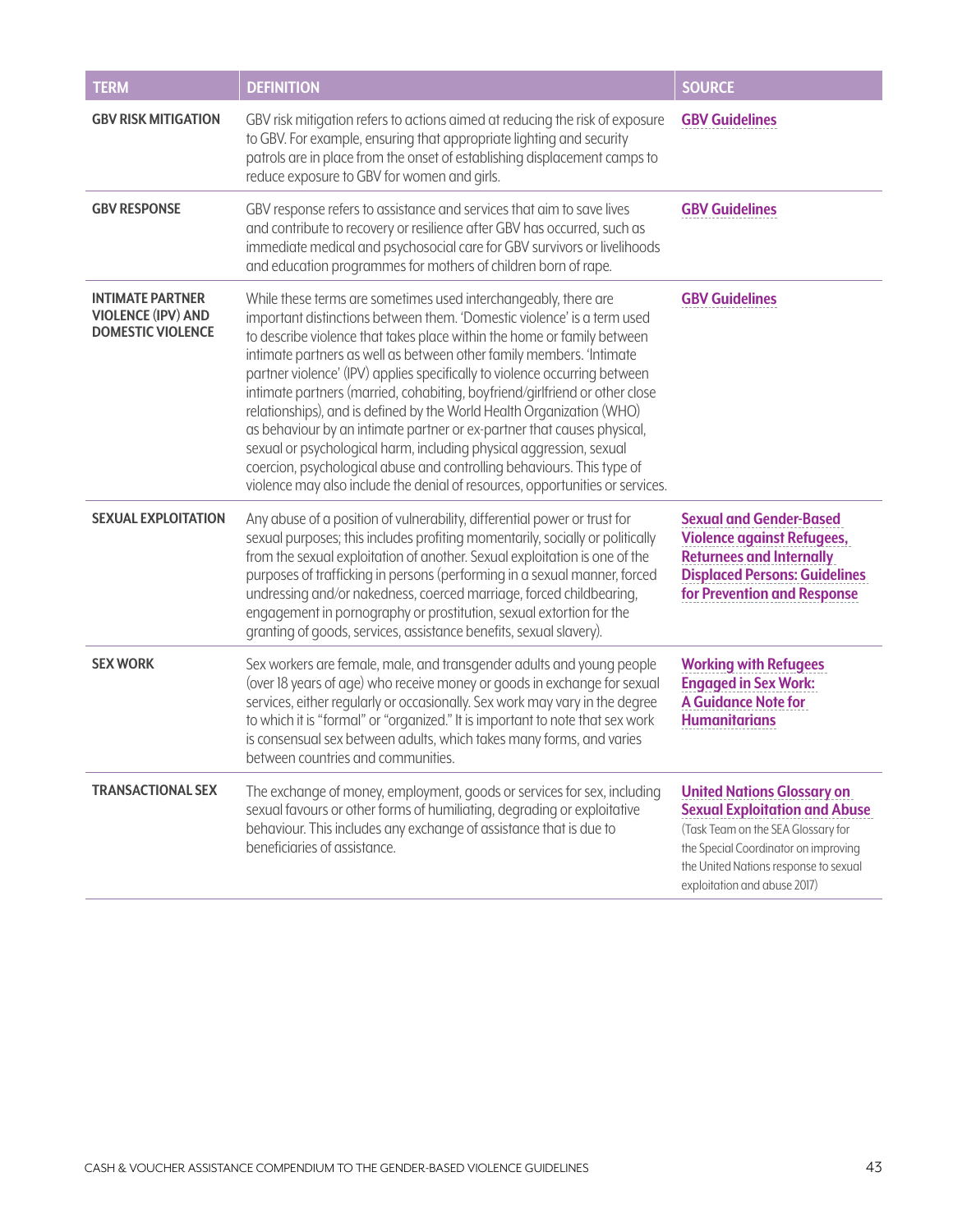| TERM | DEFINITION | SOURCE |
|---|---|---|
| **GBV RISK MITIGATION** | GBV risk mitigation refers to actions aimed at reducing the risk of exposure to GBV. For example, ensuring that appropriate lighting and security patrols are in place from the onset of establishing displacement camps to reduce exposure to GBV for women and girls. | **GBV Guidelines** |
| **GBV RESPONSE** | GBV response refers to assistance and services that aim to save lives and contribute to recovery or resilience after GBV has occurred, such as immediate medical and psychosocial care for GBV survivors or livelihoods and education programmes for mothers of children born of rape. | **GBV Guidelines** |
| **INTIMATE PARTNER VIOLENCE (IPV) AND DOMESTIC VIOLENCE** | While these terms are sometimes used interchangeably, there are important distinctions between them. 'Domestic violence' is a term used to describe violence that takes place within the home or family between intimate partners as well as between other family members. 'Intimate partner violence' (IPV) applies specifically to violence occurring between intimate partners (married, cohabiting, boyfriend/girlfriend or other close relationships), and is defined by the World Health Organization (WHO) as behaviour by an intimate partner or ex-partner that causes physical, sexual or psychological harm, including physical aggression, sexual coercion, psychological abuse and controlling behaviours. This type of violence may also include the denial of resources, opportunities or services. | **GBV Guidelines** |
| **SEXUAL EXPLOITATION** | Any abuse of a position of vulnerability, differential power or trust for sexual purposes; this includes profiting momentarily, socially or politically from the sexual exploitation of another. Sexual exploitation is one of the purposes of trafficking in persons (performing in a sexual manner, forced undressing and/or nakedness, coerced marriage, forced childbearing, engagement in pornography or prostitution, sexual extortion for the granting of goods, services, assistance benefits, sexual slavery). | **Sexual and Gender-Based Violence against Refugees, Returnees and Internally Displaced Persons: Guidelines for Prevention and Response** |
| **SEX WORK** | Sex workers are female, male, and transgender adults and young people (over 18 years of age) who receive money or goods in exchange for sexual services, either regularly or occasionally. Sex work may vary in the degree to which it is "formal" or "organized." It is important to note that sex work is consensual sex between adults, which takes many forms, and varies between countries and communities. | **Working with Refugees Engaged in Sex Work: A Guidance Note for Humanitarians** |
| **TRANSACTIONAL SEX** | The exchange of money, employment, goods or services for sex, including sexual favours or other forms of humiliating, degrading or exploitative behaviour. This includes any exchange of assistance that is due to beneficiaries of assistance. | **United Nations Glossary on Sexual Exploitation and Abuse** (Task Team on the SEA Glossary for the Special Coordinator on improving the United Nations response to sexual exploitation and abuse 2017) |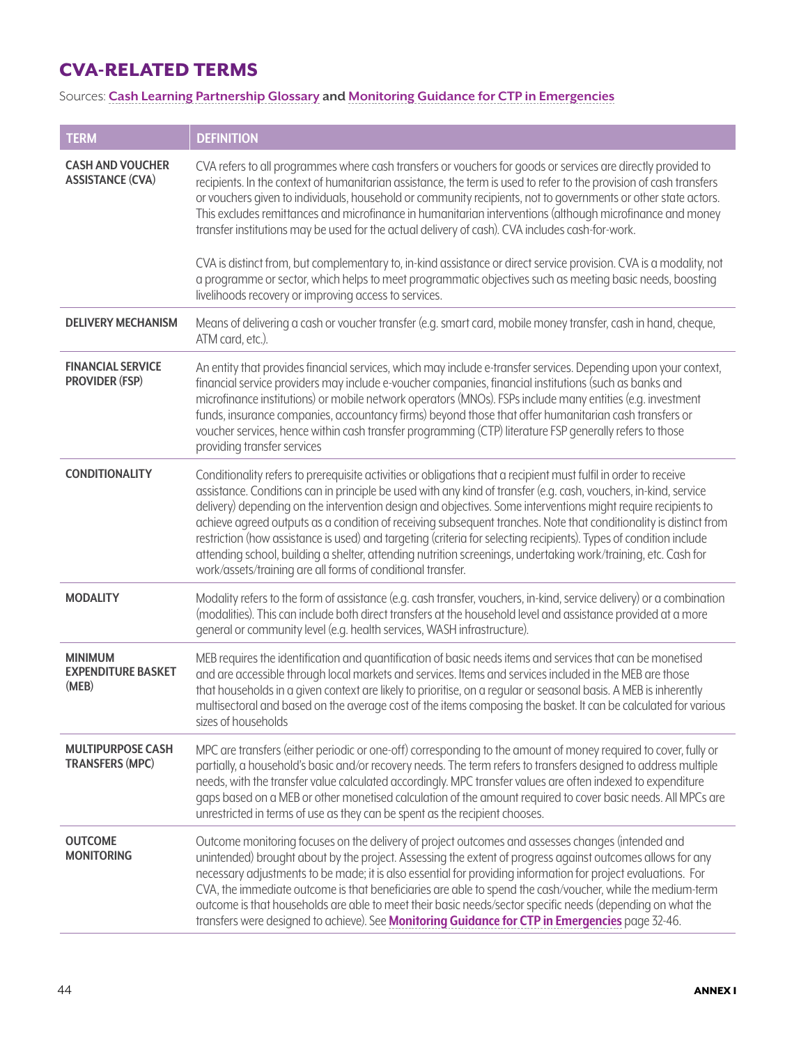## CVA-RELATED TERMS

Sources: **Cash Learning Partnership Glossary** and **Monitoring Guidance for CTP in Emergencies**

| TERM | DEFINITION |
|---|---|
| **CASH AND VOUCHER ASSISTANCE (CVA)** | CVA refers to all programmes where cash transfers or vouchers for goods or services are directly provided to recipients. In the context of humanitarian assistance, the term is used to refer to the provision of cash transfers or vouchers given to individuals, household or community recipients, not to governments or other state actors. This excludes remittances and microfinance in humanitarian interventions (although microfinance and money transfer institutions may be used for the actual delivery of cash). CVA includes cash-for-work.<br><br>CVA is distinct from, but complementary to, in-kind assistance or direct service provision. CVA is a modality, not a programme or sector, which helps to meet programmatic objectives such as meeting basic needs, boosting livelihoods recovery or improving access to services. |
| **DELIVERY MECHANISM** | Means of delivering a cash or voucher transfer (e.g. smart card, mobile money transfer, cash in hand, cheque, ATM card, etc.). |
| **FINANCIAL SERVICE PROVIDER (FSP)** | An entity that provides financial services, which may include e-transfer services. Depending upon your context, financial service providers may include e-voucher companies, financial institutions (such as banks and microfinance institutions) or mobile network operators (MNOs). FSPs include many entities (e.g. investment funds, insurance companies, accountancy firms) beyond those that offer humanitarian cash transfers or voucher services, hence within cash transfer programming (CTP) literature FSP generally refers to those providing transfer services |
| **CONDITIONALITY** | Conditionality refers to prerequisite activities or obligations that a recipient must fulfil in order to receive assistance. Conditions can in principle be used with any kind of transfer (e.g. cash, vouchers, in-kind, service delivery) depending on the intervention design and objectives. Some interventions might require recipients to achieve agreed outputs as a condition of receiving subsequent tranches. Note that conditionality is distinct from restriction (how assistance is used) and targeting (criteria for selecting recipients). Types of condition include attending school, building a shelter, attending nutrition screenings, undertaking work/training, etc. Cash for work/assets/training are all forms of conditional transfer. |
| **MODALITY** | Modality refers to the form of assistance (e.g. cash transfer, vouchers, in-kind, service delivery) or a combination (modalities). This can include both direct transfers at the household level and assistance provided at a more general or community level (e.g. health services, WASH infrastructure). |
| **MINIMUM EXPENDITURE BASKET (MEB)** | MEB requires the identification and quantification of basic needs items and services that can be monetised and are accessible through local markets and services. Items and services included in the MEB are those that households in a given context are likely to prioritise, on a regular or seasonal basis. A MEB is inherently multisectoral and based on the average cost of the items composing the basket. It can be calculated for various sizes of households |
| **MULTIPURPOSE CASH TRANSFERS (MPC)** | MPC are transfers (either periodic or one-off) corresponding to the amount of money required to cover, fully or partially, a household's basic and/or recovery needs. The term refers to transfers designed to address multiple needs, with the transfer value calculated accordingly. MPC transfer values are often indexed to expenditure gaps based on a MEB or other monetised calculation of the amount required to cover basic needs. All MPCs are unrestricted in terms of use as they can be spent as the recipient chooses. |
| **OUTCOME MONITORING** | Outcome monitoring focuses on the delivery of project outcomes and assesses changes (intended and unintended) brought about by the project. Assessing the extent of progress against outcomes allows for any necessary adjustments to be made; it is also essential for providing information for project evaluations. For CVA, the immediate outcome is that beneficiaries are able to spend the cash/voucher, while the medium-term outcome is that households are able to meet their basic needs/sector specific needs (depending on what the transfers were designed to achieve). See **Monitoring Guidance for CTP in Emergencies** page 32-46. |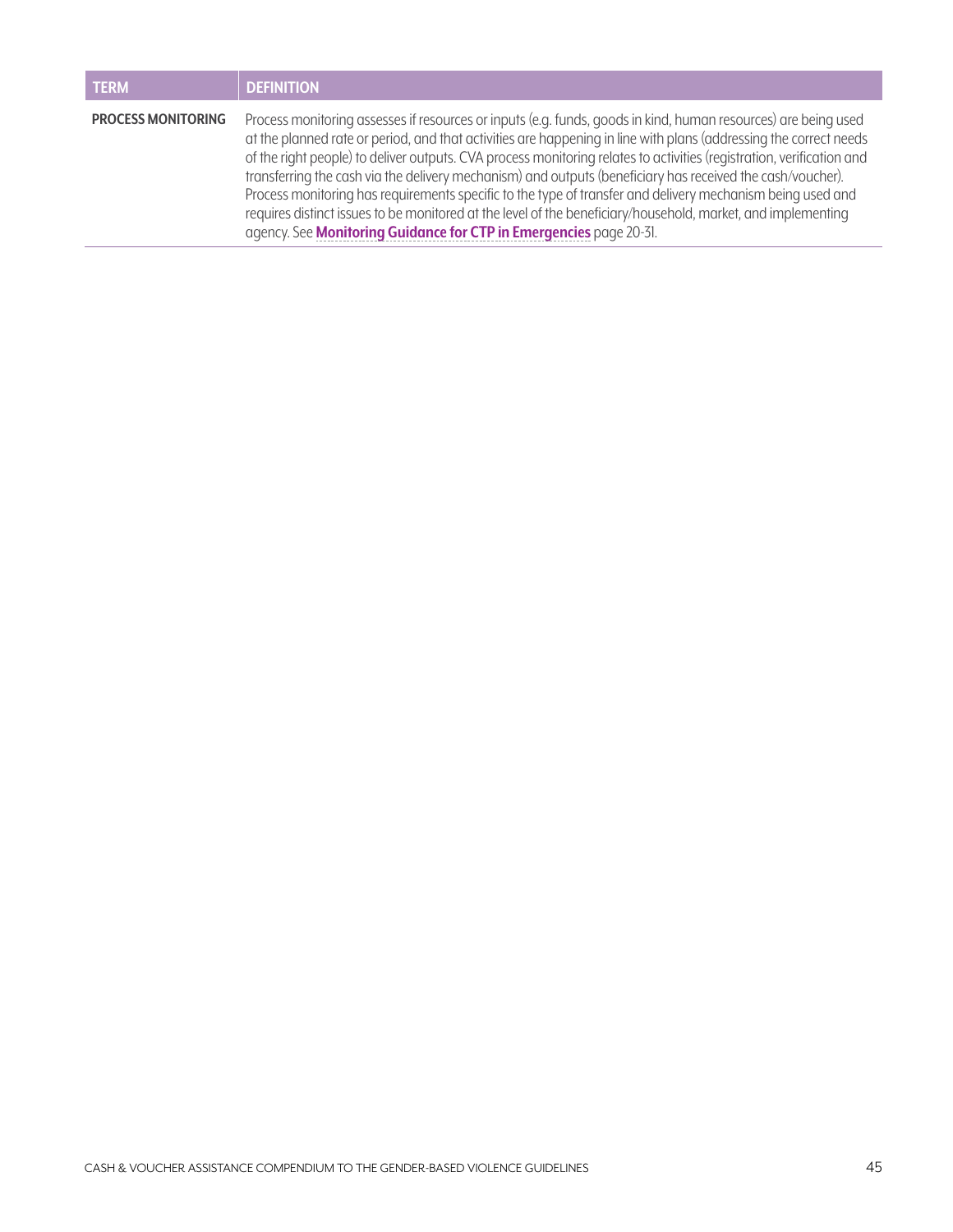| TERM | DEFINITION |
| --- | --- |
| **PROCESS MONITORING** | Process monitoring assesses if resources or inputs (e.g. funds, goods in kind, human resources) are being used at the planned rate or period, and that activities are happening in line with plans (addressing the correct needs of the right people) to deliver outputs. CVA process monitoring relates to activities (registration, verification and transferring the cash via the delivery mechanism) and outputs (beneficiary has received the cash/voucher). Process monitoring has requirements specific to the type of transfer and delivery mechanism being used and requires distinct issues to be monitored at the level of the beneficiary/household, market, and implementing agency. See **Monitoring Guidance for CTP in Emergencies** page 20-31. |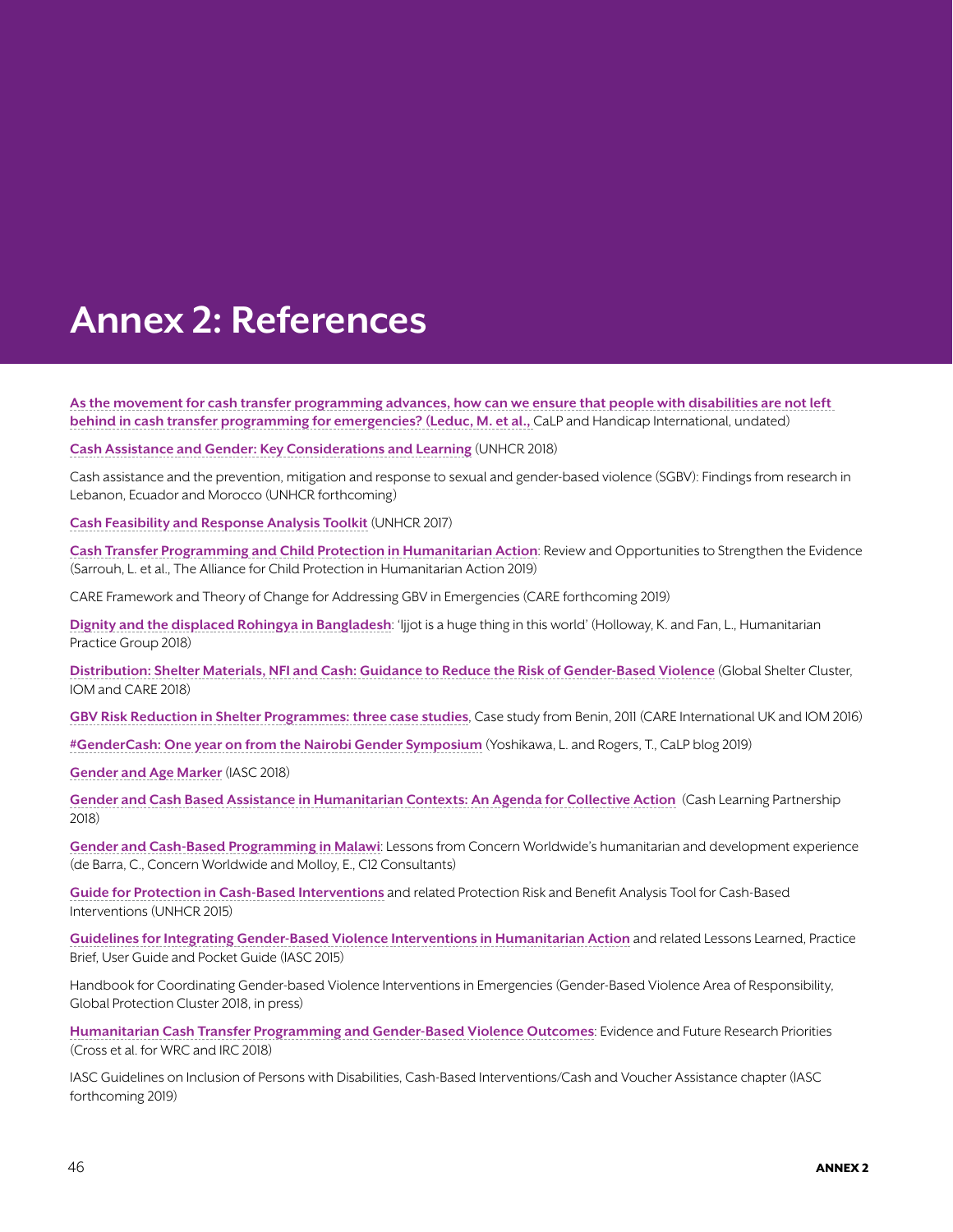# Annex 2: References

**As the movement for cash transfer programming advances, how can we ensure that people with disabilities are not left behind in cash transfer programming for emergencies? (Leduc, M. et al.,** CaLP and Handicap International, undated)

**Cash Assistance and Gender: Key Considerations and Learning** (UNHCR 2018)

Cash assistance and the prevention, mitigation and response to sexual and gender-based violence (SGBV): Findings from research in Lebanon, Ecuador and Morocco (UNHCR forthcoming)

**Cash Feasibility and Response Analysis Toolkit** (UNHCR 2017)

**Cash Transfer Programming and Child Protection in Humanitarian Action**: Review and Opportunities to Strengthen the Evidence (Sarrouh, L. et al., The Alliance for Child Protection in Humanitarian Action 2019)

CARE Framework and Theory of Change for Addressing GBV in Emergencies (CARE forthcoming 2019)

**Dignity and the displaced Rohingya in Bangladesh**: 'Ijjot is a huge thing in this world' (Holloway, K. and Fan, L., Humanitarian Practice Group 2018)

**Distribution: Shelter Materials, NFI and Cash: Guidance to Reduce the Risk of Gender-Based Violence** (Global Shelter Cluster, IOM and CARE 2018)

**GBV Risk Reduction in Shelter Programmes: three case studies**, Case study from Benin, 2011 (CARE International UK and IOM 2016)

**#GenderCash: One year on from the Nairobi Gender Symposium** (Yoshikawa, L. and Rogers, T., CaLP blog 2019)

**Gender and Age Marker** (IASC 2018)

**Gender and Cash Based Assistance in Humanitarian Contexts: An Agenda for Collective Action** (Cash Learning Partnership 2018)

**Gender and Cash-Based Programming in Malawi**: Lessons from Concern Worldwide's humanitarian and development experience (de Barra, C., Concern Worldwide and Molloy, E., C12 Consultants)

**Guide for Protection in Cash-Based Interventions** and related Protection Risk and Benefit Analysis Tool for Cash-Based Interventions (UNHCR 2015)

**Guidelines for Integrating Gender-Based Violence Interventions in Humanitarian Action** and related Lessons Learned, Practice Brief, User Guide and Pocket Guide (IASC 2015)

Handbook for Coordinating Gender-based Violence Interventions in Emergencies (Gender-Based Violence Area of Responsibility, Global Protection Cluster 2018, in press)

**Humanitarian Cash Transfer Programming and Gender-Based Violence Outcomes**: Evidence and Future Research Priorities (Cross et al. for WRC and IRC 2018)

IASC Guidelines on Inclusion of Persons with Disabilities, Cash-Based Interventions/Cash and Voucher Assistance chapter (IASC forthcoming 2019)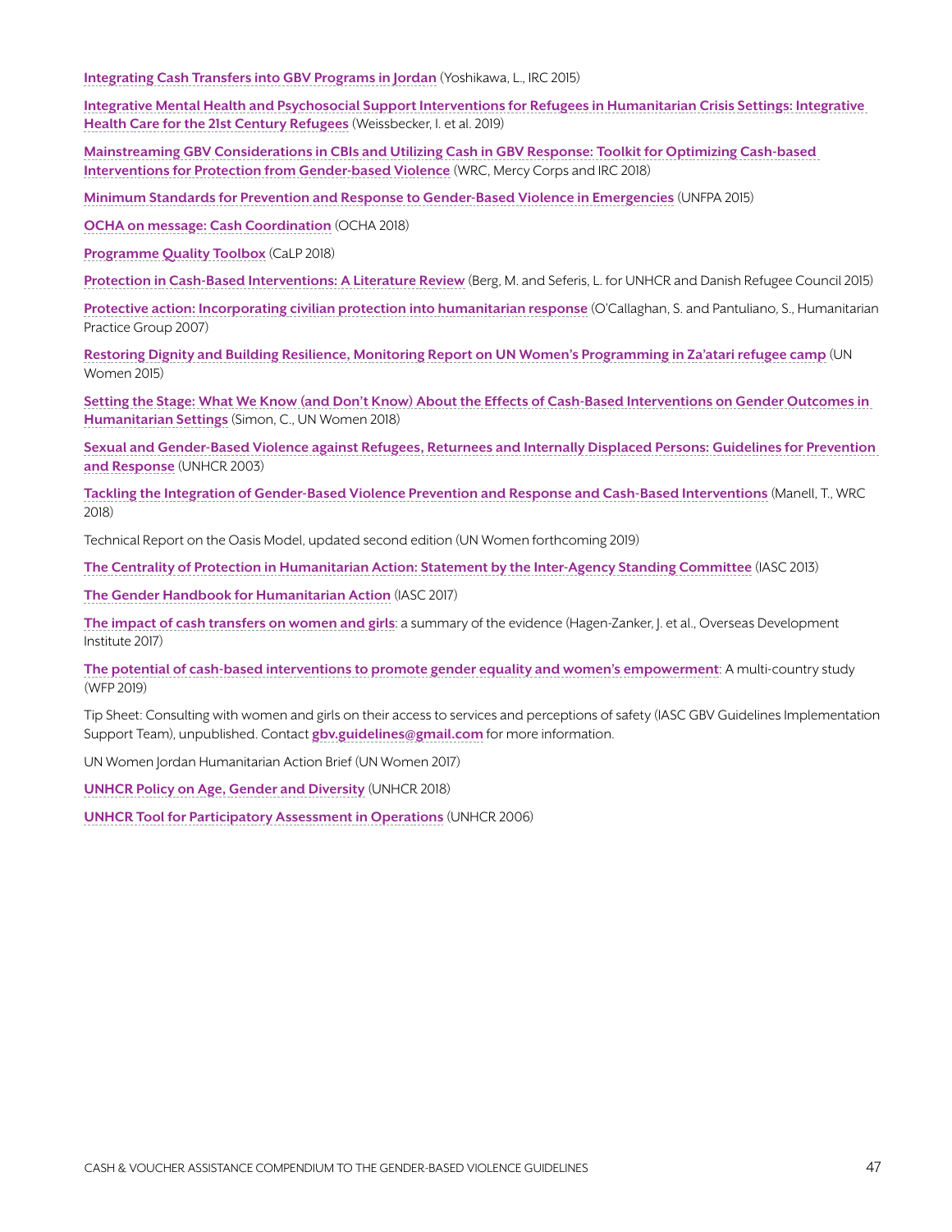Integrating Cash Transfers into GBV Programs in Jordan (Yoshikawa, L., IRC 2015)

Integrative Mental Health and Psychosocial Support Interventions for Refugees in Humanitarian Crisis Settings: Integrative Health Care for the 21st Century Refugees (Weissbecker, I. et al. 2019)

Mainstreaming GBV Considerations in CBIs and Utilizing Cash in GBV Response: Toolkit for Optimizing Cash-based Interventions for Protection from Gender-based Violence (WRC, Mercy Corps and IRC 2018)

Minimum Standards for Prevention and Response to Gender-Based Violence in Emergencies (UNFPA 2015)

OCHA on message: Cash Coordination (OCHA 2018)

Programme Quality Toolbox (CaLP 2018)

Protection in Cash-Based Interventions: A Literature Review (Berg, M. and Seferis, L. for UNHCR and Danish Refugee Council 2015)

Protective action: Incorporating civilian protection into humanitarian response (O'Callaghan, S. and Pantuliano, S., Humanitarian Practice Group 2007)

Restoring Dignity and Building Resilience, Monitoring Report on UN Women's Programming in Za'atari refugee camp (UN Women 2015)

Setting the Stage: What We Know (and Don't Know) About the Effects of Cash-Based Interventions on Gender Outcomes in Humanitarian Settings (Simon, C., UN Women 2018)

Sexual and Gender-Based Violence against Refugees, Returnees and Internally Displaced Persons: Guidelines for Prevention and Response (UNHCR 2003)

Tackling the Integration of Gender-Based Violence Prevention and Response and Cash-Based Interventions (Manell, T., WRC 2018)

Technical Report on the Oasis Model, updated second edition (UN Women forthcoming 2019)

The Centrality of Protection in Humanitarian Action: Statement by the Inter-Agency Standing Committee (IASC 2013)

The Gender Handbook for Humanitarian Action (IASC 2017)

The impact of cash transfers on women and girls: a summary of the evidence (Hagen-Zanker, J. et al., Overseas Development Institute 2017)

The potential of cash-based interventions to promote gender equality and women's empowerment: A multi-country study (WFP 2019)

Tip Sheet: Consulting with women and girls on their access to services and perceptions of safety (IASC GBV Guidelines Implementation Support Team), unpublished. Contact **gbv.guidelines@gmail.com** for more information.

UN Women Jordan Humanitarian Action Brief (UN Women 2017)

UNHCR Policy on Age, Gender and Diversity (UNHCR 2018)

UNHCR Tool for Participatory Assessment in Operations (UNHCR 2006)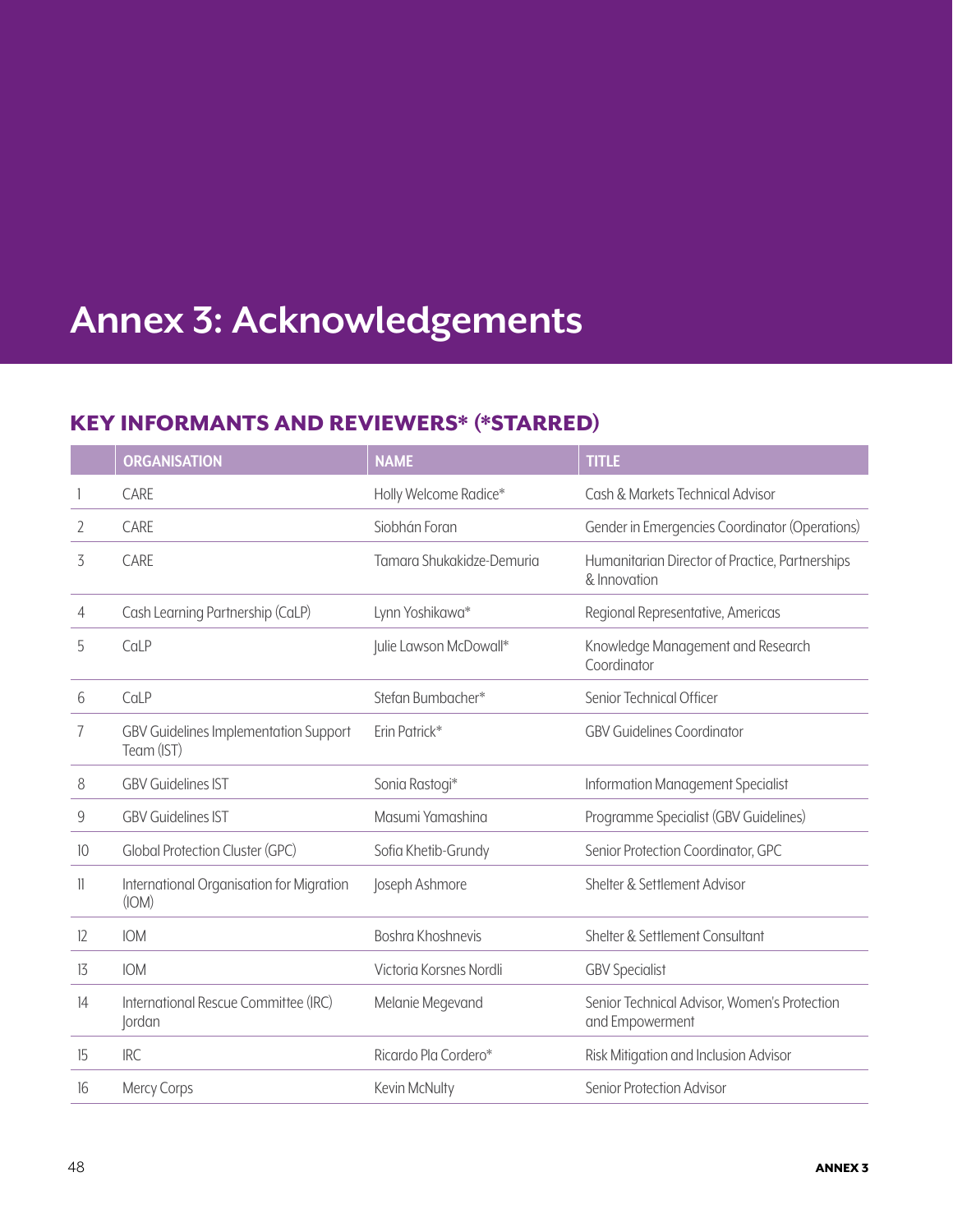# Annex 3: Acknowledgements

## KEY INFORMANTS AND REVIEWERS* (*STARRED)

| | ORGANISATION | NAME | TITLE |
|---|---|---|---|
| 1 | CARE | Holly Welcome Radice* | Cash & Markets Technical Advisor |
| 2 | CARE | Siobhán Foran | Gender in Emergencies Coordinator (Operations) |
| 3 | CARE | Tamara Shukakidze-Demuria | Humanitarian Director of Practice, Partnerships & Innovation |
| 4 | Cash Learning Partnership (CaLP) | Lynn Yoshikawa* | Regional Representative, Americas |
| 5 | CaLP | Julie Lawson McDowall* | Knowledge Management and Research Coordinator |
| 6 | CaLP | Stefan Bumbacher* | Senior Technical Officer |
| 7 | GBV Guidelines Implementation Support Team (IST) | Erin Patrick* | GBV Guidelines Coordinator |
| 8 | GBV Guidelines IST | Sonia Rastogi* | Information Management Specialist |
| 9 | GBV Guidelines IST | Masumi Yamashina | Programme Specialist (GBV Guidelines) |
| 10 | Global Protection Cluster (GPC) | Sofia Khetib-Grundy | Senior Protection Coordinator, GPC |
| 11 | International Organisation for Migration (IOM) | Joseph Ashmore | Shelter & Settlement Advisor |
| 12 | IOM | Boshra Khoshnevis | Shelter & Settlement Consultant |
| 13 | IOM | Victoria Korsnes Nordli | GBV Specialist |
| 14 | International Rescue Committee (IRC) Jordan | Melanie Megevand | Senior Technical Advisor, Women's Protection and Empowerment |
| 15 | IRC | Ricardo Pla Cordero* | Risk Mitigation and Inclusion Advisor |
| 16 | Mercy Corps | Kevin McNulty | Senior Protection Advisor |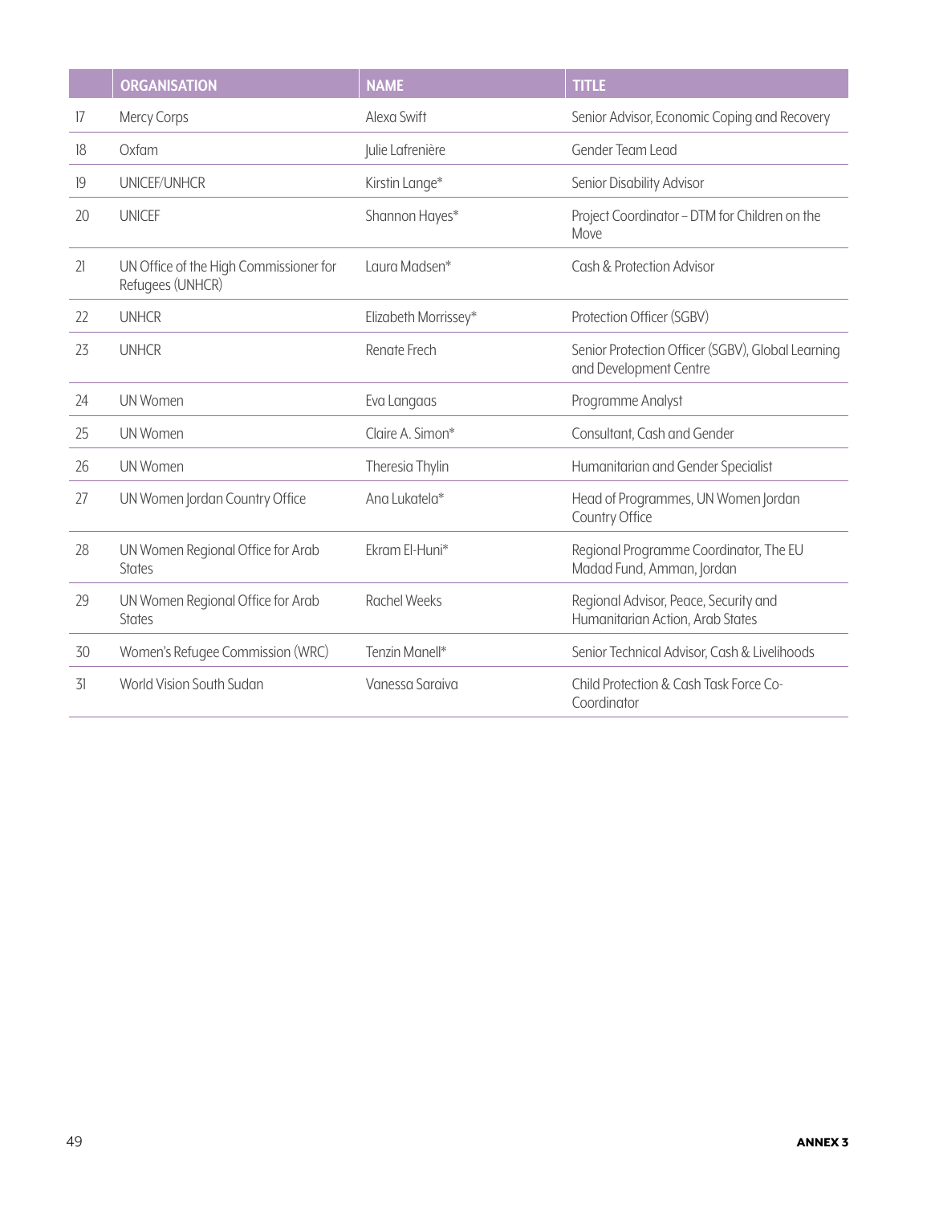| | ORGANISATION | NAME | TITLE |
|---|---|---|---|
| 17 | Mercy Corps | Alexa Swift | Senior Advisor, Economic Coping and Recovery |
| 18 | Oxfam | Julie Lafrenière | Gender Team Lead |
| 19 | UNICEF/UNHCR | Kirstin Lange* | Senior Disability Advisor |
| 20 | UNICEF | Shannon Hayes* | Project Coordinator – DTM for Children on the Move |
| 21 | UN Office of the High Commissioner for Refugees (UNHCR) | Laura Madsen* | Cash & Protection Advisor |
| 22 | UNHCR | Elizabeth Morrissey* | Protection Officer (SGBV) |
| 23 | UNHCR | Renate Frech | Senior Protection Officer (SGBV), Global Learning and Development Centre |
| 24 | UN Women | Eva Langaas | Programme Analyst |
| 25 | UN Women | Claire A. Simon* | Consultant, Cash and Gender |
| 26 | UN Women | Theresia Thylin | Humanitarian and Gender Specialist |
| 27 | UN Women Jordan Country Office | Ana Lukatela* | Head of Programmes, UN Women Jordan Country Office |
| 28 | UN Women Regional Office for Arab States | Ekram El-Huni* | Regional Programme Coordinator, The EU Madad Fund, Amman, Jordan |
| 29 | UN Women Regional Office for Arab States | Rachel Weeks | Regional Advisor, Peace, Security and Humanitarian Action, Arab States |
| 30 | Women's Refugee Commission (WRC) | Tenzin Manell* | Senior Technical Advisor, Cash & Livelihoods |
| 31 | World Vision South Sudan | Vanessa Saraiva | Child Protection & Cash Task Force Co-Coordinator |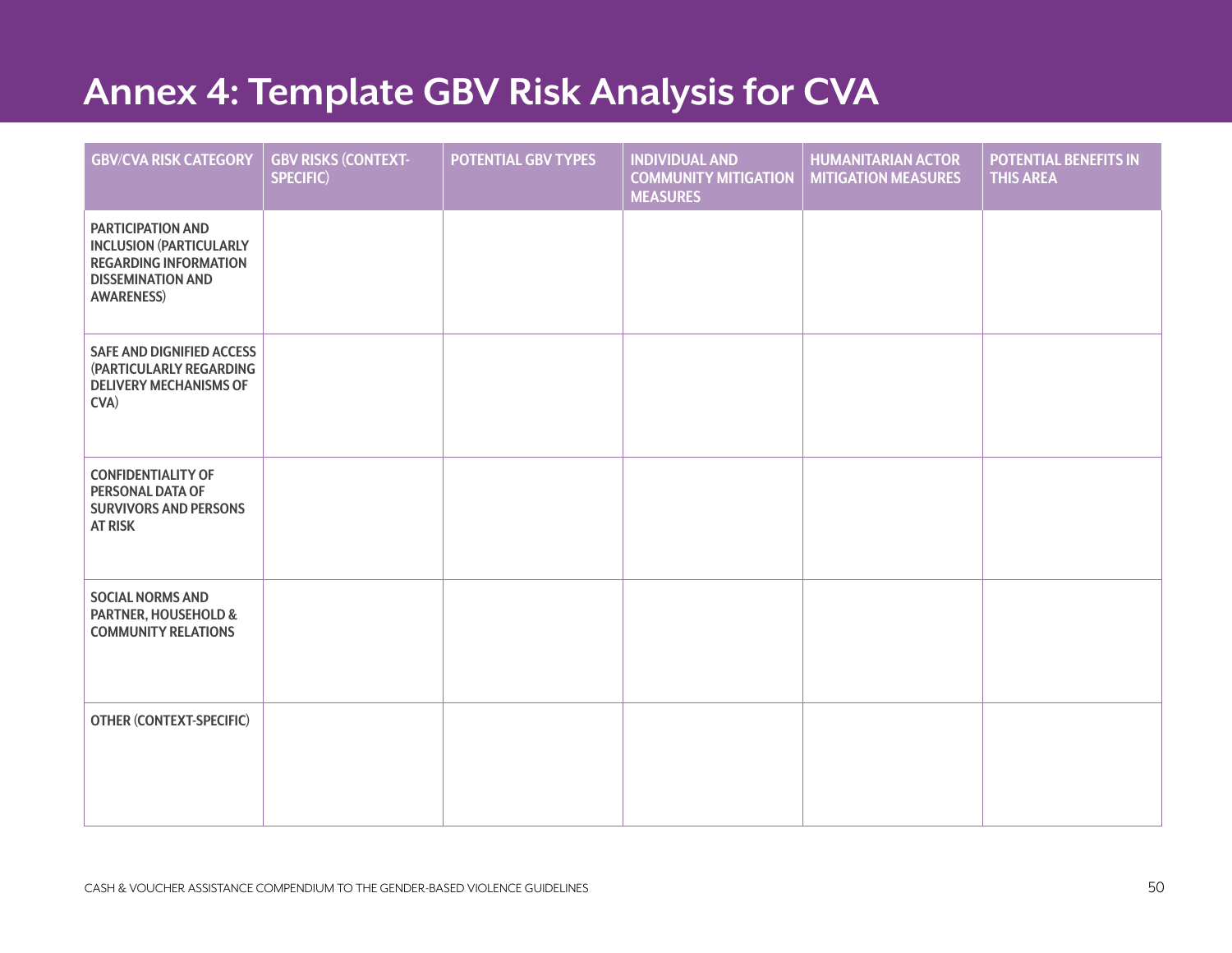# Annex 4: Template GBV Risk Analysis for CVA

| GBV/CVA RISK CATEGORY | GBV RISKS (CONTEXT-SPECIFIC) | POTENTIAL GBV TYPES | INDIVIDUAL AND COMMUNITY MITIGATION MEASURES | HUMANITARIAN ACTOR MITIGATION MEASURES | POTENTIAL BENEFITS IN THIS AREA |
|---|---|---|---|---|---|
| **PARTICIPATION AND INCLUSION (PARTICULARLY REGARDING INFORMATION DISSEMINATION AND AWARENESS)** | | | | | |
| **SAFE AND DIGNIFIED ACCESS (PARTICULARLY REGARDING DELIVERY MECHANISMS OF CVA)** | | | | | |
| **CONFIDENTIALITY OF PERSONAL DATA OF SURVIVORS AND PERSONS AT RISK** | | | | | |
| **SOCIAL NORMS AND PARTNER, HOUSEHOLD & COMMUNITY RELATIONS** | | | | | |
| **OTHER (CONTEXT-SPECIFIC)** | | | | | |